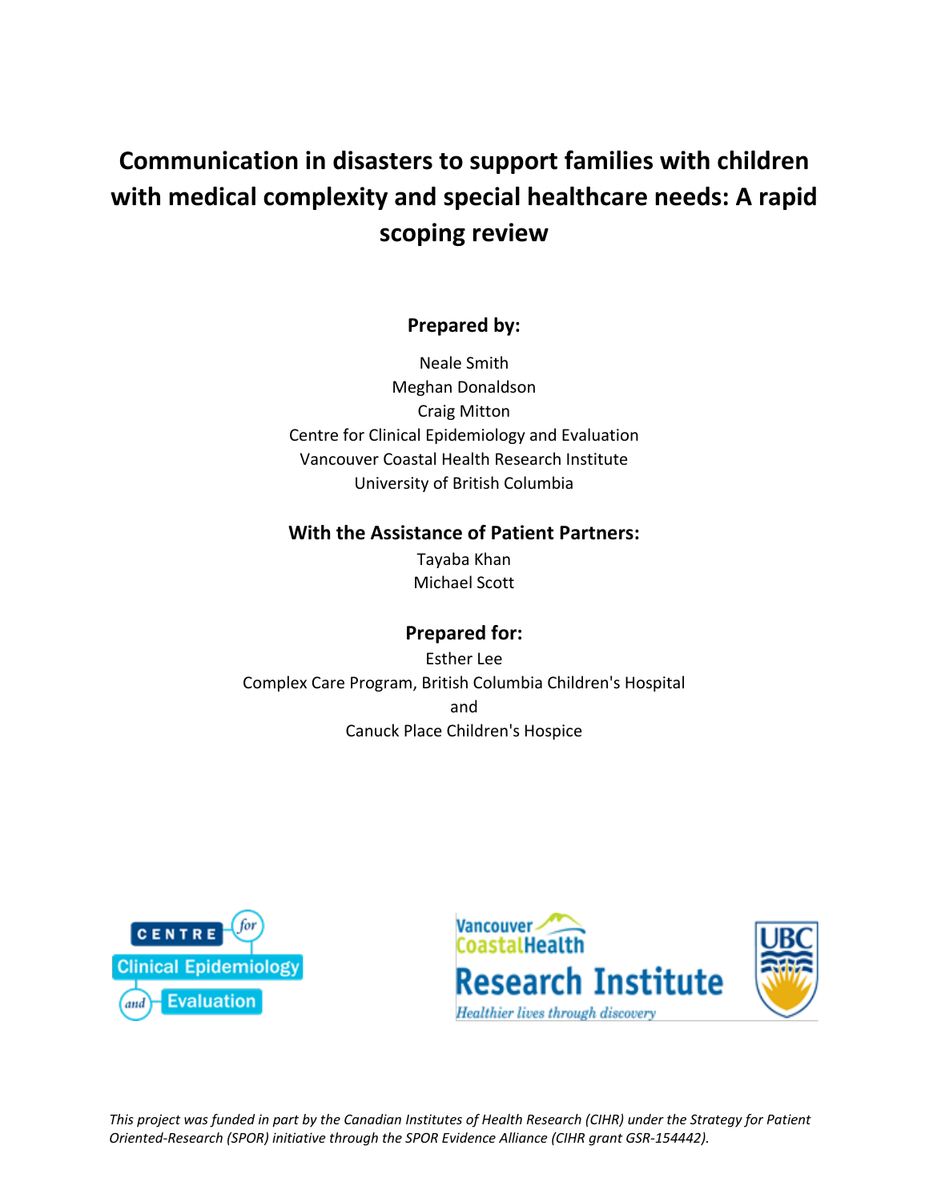# Communication in disasters to support families with children with medical complexity and special healthcare needs: A rapid scoping review

**Prepared by:**

Neale Smith
Meghan Donaldson
Craig Mitton
Centre for Clinical Epidemiology and Evaluation
Vancouver Coastal Health Research Institute
University of British Columbia

**With the Assistance of Patient Partners:**

Tayaba Khan
Michael Scott

**Prepared for:**

Esther Lee
Complex Care Program, British Columbia Children's Hospital
and
Canuck Place Children's Hospice

*This project was funded in part by the Canadian Institutes of Health Research (CIHR) under the Strategy for Patient Oriented-Research (SPOR) initiative through the SPOR Evidence Alliance (CIHR grant GSR-154442).*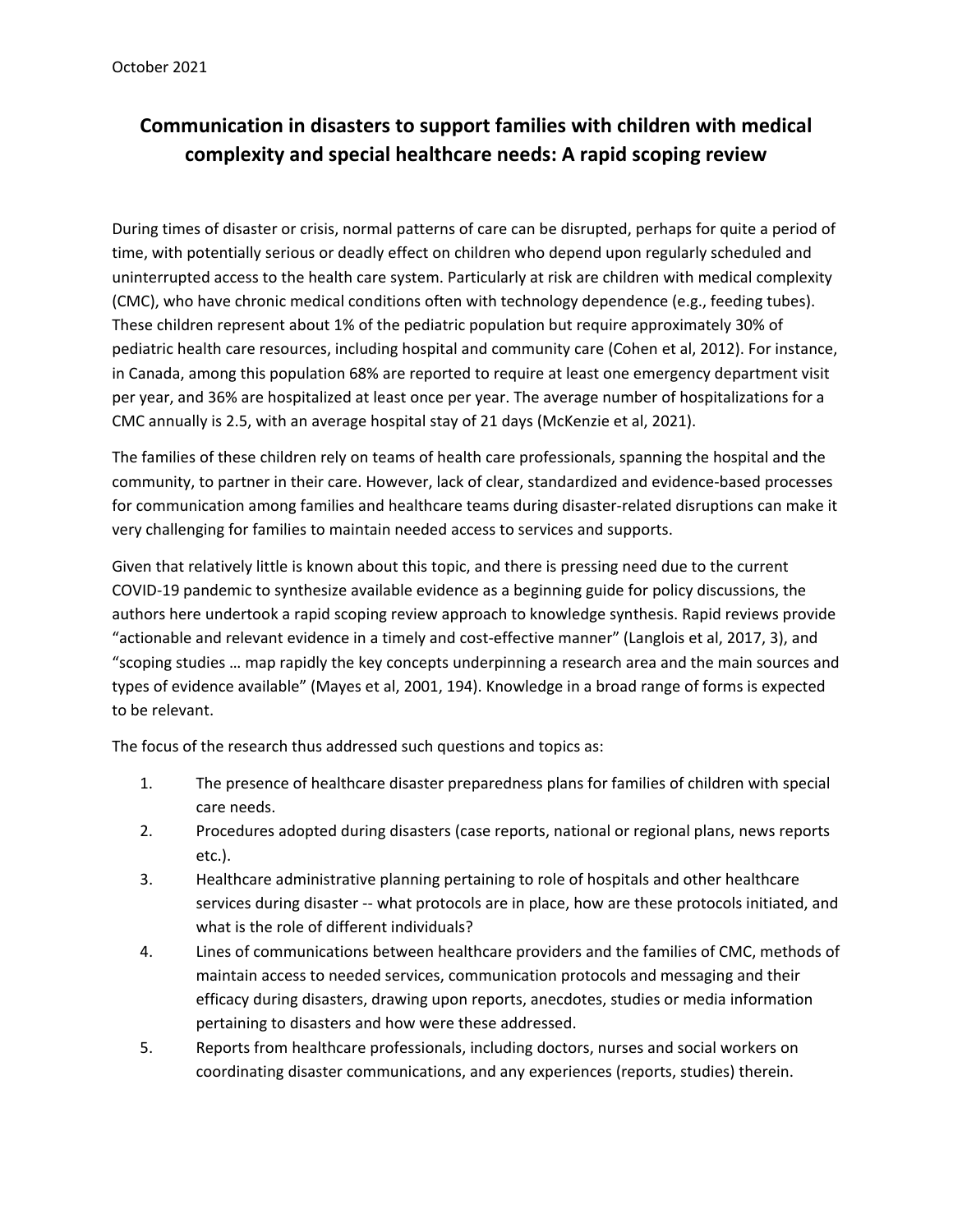October 2021

# Communication in disasters to support families with children with medical complexity and special healthcare needs: A rapid scoping review

During times of disaster or crisis, normal patterns of care can be disrupted, perhaps for quite a period of time, with potentially serious or deadly effect on children who depend upon regularly scheduled and uninterrupted access to the health care system. Particularly at risk are children with medical complexity (CMC), who have chronic medical conditions often with technology dependence (e.g., feeding tubes). These children represent about 1% of the pediatric population but require approximately 30% of pediatric health care resources, including hospital and community care (Cohen et al, 2012). For instance, in Canada, among this population 68% are reported to require at least one emergency department visit per year, and 36% are hospitalized at least once per year. The average number of hospitalizations for a CMC annually is 2.5, with an average hospital stay of 21 days (McKenzie et al, 2021).

The families of these children rely on teams of health care professionals, spanning the hospital and the community, to partner in their care. However, lack of clear, standardized and evidence-based processes for communication among families and healthcare teams during disaster-related disruptions can make it very challenging for families to maintain needed access to services and supports.

Given that relatively little is known about this topic, and there is pressing need due to the current COVID-19 pandemic to synthesize available evidence as a beginning guide for policy discussions, the authors here undertook a rapid scoping review approach to knowledge synthesis. Rapid reviews provide "actionable and relevant evidence in a timely and cost-effective manner" (Langlois et al, 2017, 3), and "scoping studies … map rapidly the key concepts underpinning a research area and the main sources and types of evidence available" (Mayes et al, 2001, 194). Knowledge in a broad range of forms is expected to be relevant.

The focus of the research thus addressed such questions and topics as:

1. The presence of healthcare disaster preparedness plans for families of children with special care needs.
2. Procedures adopted during disasters (case reports, national or regional plans, news reports etc.).
3. Healthcare administrative planning pertaining to role of hospitals and other healthcare services during disaster -- what protocols are in place, how are these protocols initiated, and what is the role of different individuals?
4. Lines of communications between healthcare providers and the families of CMC, methods of maintain access to needed services, communication protocols and messaging and their efficacy during disasters, drawing upon reports, anecdotes, studies or media information pertaining to disasters and how were these addressed.
5. Reports from healthcare professionals, including doctors, nurses and social workers on coordinating disaster communications, and any experiences (reports, studies) therein.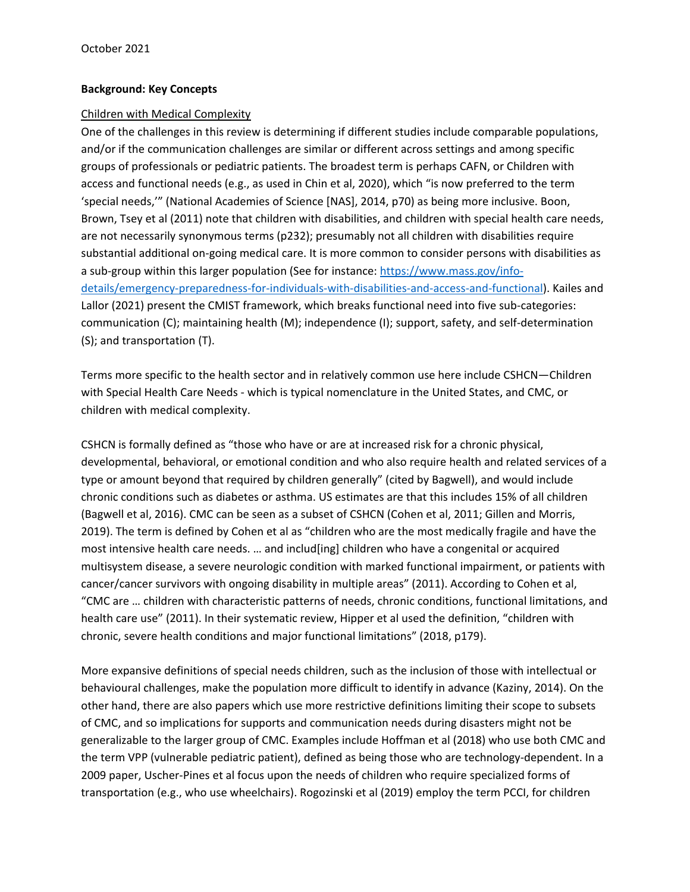October 2021

**Background: Key Concepts**

Children with Medical Complexity

One of the challenges in this review is determining if different studies include comparable populations, and/or if the communication challenges are similar or different across settings and among specific groups of professionals or pediatric patients. The broadest term is perhaps CAFN, or Children with access and functional needs (e.g., as used in Chin et al, 2020), which "is now preferred to the term 'special needs,'" (National Academies of Science [NAS], 2014, p70) as being more inclusive. Boon, Brown, Tsey et al (2011) note that children with disabilities, and children with special health care needs, are not necessarily synonymous terms (p232); presumably not all children with disabilities require substantial additional on-going medical care. It is more common to consider persons with disabilities as a sub-group within this larger population (See for instance: [https://www.mass.gov/info-details/emergency-preparedness-for-individuals-with-disabilities-and-access-and-functional](https://www.mass.gov/info-details/emergency-preparedness-for-individuals-with-disabilities-and-access-and-functional)). Kailes and Lallor (2021) present the CMIST framework, which breaks functional need into five sub-categories: communication (C); maintaining health (M); independence (I); support, safety, and self-determination (S); and transportation (T).

Terms more specific to the health sector and in relatively common use here include CSHCN—Children with Special Health Care Needs - which is typical nomenclature in the United States, and CMC, or children with medical complexity.

CSHCN is formally defined as "those who have or are at increased risk for a chronic physical, developmental, behavioral, or emotional condition and who also require health and related services of a type or amount beyond that required by children generally" (cited by Bagwell), and would include chronic conditions such as diabetes or asthma. US estimates are that this includes 15% of all children (Bagwell et al, 2016). CMC can be seen as a subset of CSHCN (Cohen et al, 2011; Gillen and Morris, 2019). The term is defined by Cohen et al as "children who are the most medically fragile and have the most intensive health care needs. … and includ[ing] children who have a congenital or acquired multisystem disease, a severe neurologic condition with marked functional impairment, or patients with cancer/cancer survivors with ongoing disability in multiple areas" (2011). According to Cohen et al, "CMC are … children with characteristic patterns of needs, chronic conditions, functional limitations, and health care use" (2011). In their systematic review, Hipper et al used the definition, "children with chronic, severe health conditions and major functional limitations" (2018, p179).

More expansive definitions of special needs children, such as the inclusion of those with intellectual or behavioural challenges, make the population more difficult to identify in advance (Kaziny, 2014). On the other hand, there are also papers which use more restrictive definitions limiting their scope to subsets of CMC, and so implications for supports and communication needs during disasters might not be generalizable to the larger group of CMC. Examples include Hoffman et al (2018) who use both CMC and the term VPP (vulnerable pediatric patient), defined as being those who are technology-dependent. In a 2009 paper, Uscher-Pines et al focus upon the needs of children who require specialized forms of transportation (e.g., who use wheelchairs). Rogozinski et al (2019) employ the term PCCI, for children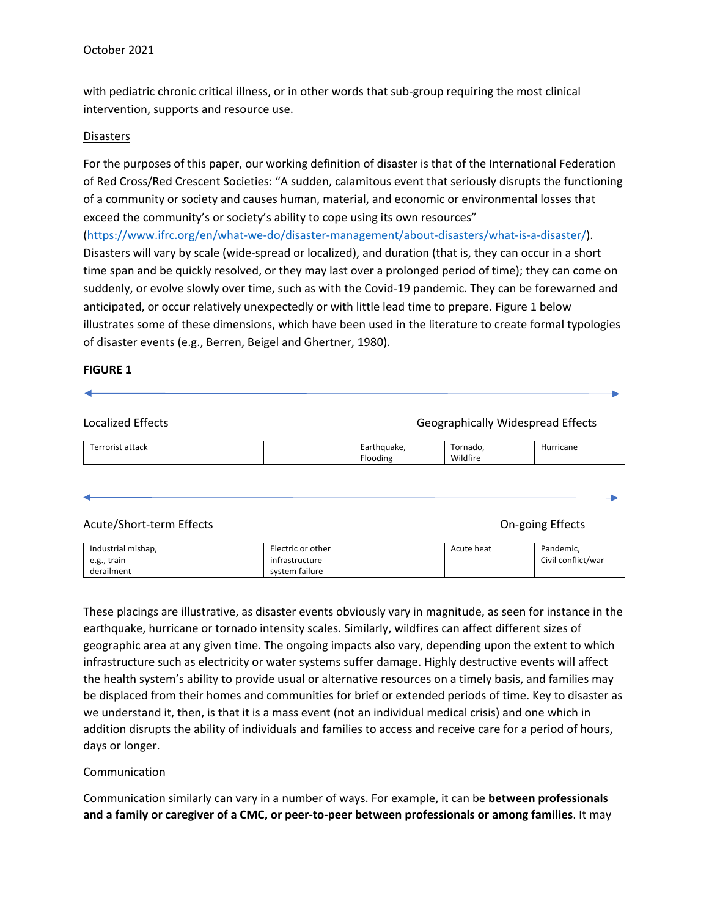with pediatric chronic critical illness, or in other words that sub-group requiring the most clinical intervention, supports and resource use.

Disasters

For the purposes of this paper, our working definition of disaster is that of the International Federation of Red Cross/Red Crescent Societies: "A sudden, calamitous event that seriously disrupts the functioning of a community or society and causes human, material, and economic or environmental losses that exceed the community's or society's ability to cope using its own resources" (https://www.ifrc.org/en/what-we-do/disaster-management/about-disasters/what-is-a-disaster/). Disasters will vary by scale (wide-spread or localized), and duration (that is, they can occur in a short time span and be quickly resolved, or they may last over a prolonged period of time); they can come on suddenly, or evolve slowly over time, such as with the Covid-19 pandemic. They can be forewarned and anticipated, or occur relatively unexpectedly or with little lead time to prepare. Figure 1 below illustrates some of these dimensions, which have been used in the literature to create formal typologies of disaster events (e.g., Berren, Beigel and Ghertner, 1980).

**FIGURE 1**

Localized Effects ←→ Geographically Widespread Effects

| Terrorist attack | | | Earthquake, Flooding | Tornado, Wildfire | Hurricane |
|---|---|---|---|---|---|

Acute/Short-term Effects ←→ On-going Effects

| Industrial mishap, e.g., train derailment | | Electric or other infrastructure system failure | | Acute heat | Pandemic, Civil conflict/war |
|---|---|---|---|---|---|

These placings are illustrative, as disaster events obviously vary in magnitude, as seen for instance in the earthquake, hurricane or tornado intensity scales. Similarly, wildfires can affect different sizes of geographic area at any given time. The ongoing impacts also vary, depending upon the extent to which infrastructure such as electricity or water systems suffer damage. Highly destructive events will affect the health system's ability to provide usual or alternative resources on a timely basis, and families may be displaced from their homes and communities for brief or extended periods of time. Key to disaster as we understand it, then, is that it is a mass event (not an individual medical crisis) and one which in addition disrupts the ability of individuals and families to access and receive care for a period of hours, days or longer.

Communication

Communication similarly can vary in a number of ways. For example, it can be **between professionals and a family or caregiver of a CMC, or peer-to-peer between professionals or among families**. It may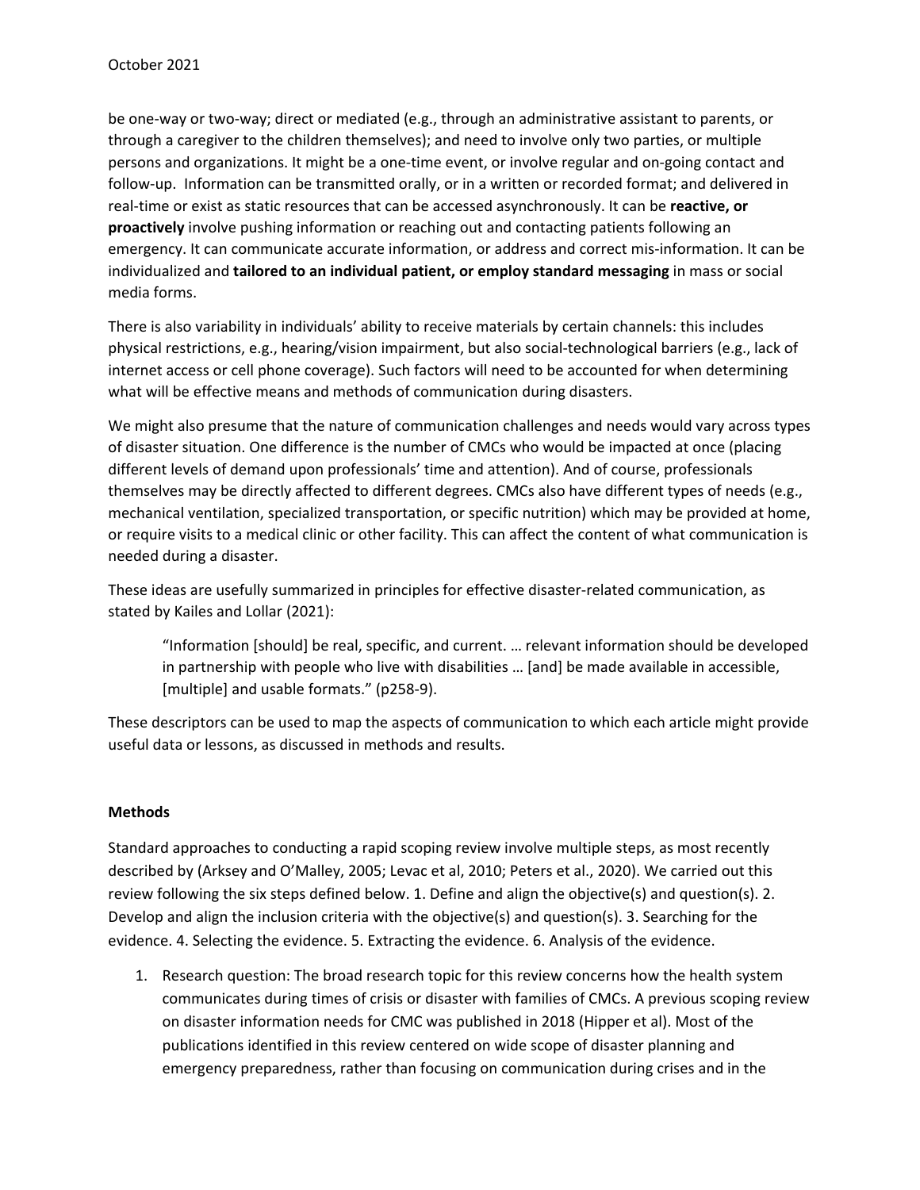be one-way or two-way; direct or mediated (e.g., through an administrative assistant to parents, or through a caregiver to the children themselves); and need to involve only two parties, or multiple persons and organizations. It might be a one-time event, or involve regular and on-going contact and follow-up. Information can be transmitted orally, or in a written or recorded format; and delivered in real-time or exist as static resources that can be accessed asynchronously. It can be **reactive, or proactively** involve pushing information or reaching out and contacting patients following an emergency. It can communicate accurate information, or address and correct mis-information. It can be individualized and **tailored to an individual patient, or employ standard messaging** in mass or social media forms.

There is also variability in individuals' ability to receive materials by certain channels: this includes physical restrictions, e.g., hearing/vision impairment, but also social-technological barriers (e.g., lack of internet access or cell phone coverage). Such factors will need to be accounted for when determining what will be effective means and methods of communication during disasters.

We might also presume that the nature of communication challenges and needs would vary across types of disaster situation. One difference is the number of CMCs who would be impacted at once (placing different levels of demand upon professionals' time and attention). And of course, professionals themselves may be directly affected to different degrees. CMCs also have different types of needs (e.g., mechanical ventilation, specialized transportation, or specific nutrition) which may be provided at home, or require visits to a medical clinic or other facility. This can affect the content of what communication is needed during a disaster.

These ideas are usefully summarized in principles for effective disaster-related communication, as stated by Kailes and Lollar (2021):

> "Information [should] be real, specific, and current. … relevant information should be developed in partnership with people who live with disabilities … [and] be made available in accessible, [multiple] and usable formats." (p258-9).

These descriptors can be used to map the aspects of communication to which each article might provide useful data or lessons, as discussed in methods and results.

## Methods

Standard approaches to conducting a rapid scoping review involve multiple steps, as most recently described by (Arksey and O'Malley, 2005; Levac et al, 2010; Peters et al., 2020). We carried out this review following the six steps defined below. 1. Define and align the objective(s) and question(s). 2. Develop and align the inclusion criteria with the objective(s) and question(s). 3. Searching for the evidence. 4. Selecting the evidence. 5. Extracting the evidence. 6. Analysis of the evidence.

1. Research question: The broad research topic for this review concerns how the health system communicates during times of crisis or disaster with families of CMCs. A previous scoping review on disaster information needs for CMC was published in 2018 (Hipper et al). Most of the publications identified in this review centered on wide scope of disaster planning and emergency preparedness, rather than focusing on communication during crises and in the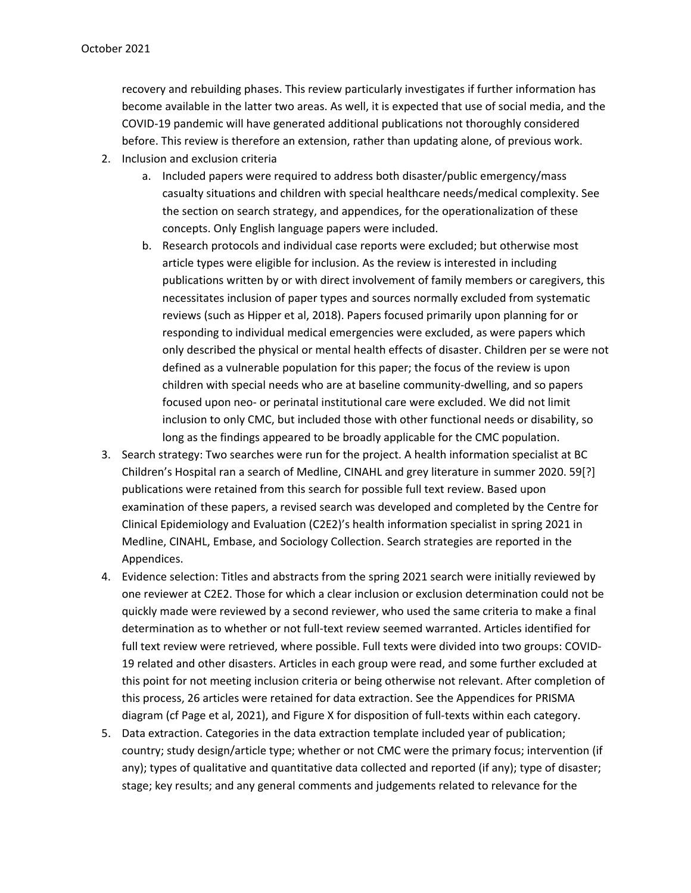recovery and rebuilding phases. This review particularly investigates if further information has become available in the latter two areas. As well, it is expected that use of social media, and the COVID-19 pandemic will have generated additional publications not thoroughly considered before. This review is therefore an extension, rather than updating alone, of previous work.

2. Inclusion and exclusion criteria
   a. Included papers were required to address both disaster/public emergency/mass casualty situations and children with special healthcare needs/medical complexity. See the section on search strategy, and appendices, for the operationalization of these concepts. Only English language papers were included.
   b. Research protocols and individual case reports were excluded; but otherwise most article types were eligible for inclusion. As the review is interested in including publications written by or with direct involvement of family members or caregivers, this necessitates inclusion of paper types and sources normally excluded from systematic reviews (such as Hipper et al, 2018). Papers focused primarily upon planning for or responding to individual medical emergencies were excluded, as were papers which only described the physical or mental health effects of disaster. Children per se were not defined as a vulnerable population for this paper; the focus of the review is upon children with special needs who are at baseline community-dwelling, and so papers focused upon neo- or perinatal institutional care were excluded. We did not limit inclusion to only CMC, but included those with other functional needs or disability, so long as the findings appeared to be broadly applicable for the CMC population.
3. Search strategy: Two searches were run for the project. A health information specialist at BC Children's Hospital ran a search of Medline, CINAHL and grey literature in summer 2020. 59[?] publications were retained from this search for possible full text review. Based upon examination of these papers, a revised search was developed and completed by the Centre for Clinical Epidemiology and Evaluation (C2E2)'s health information specialist in spring 2021 in Medline, CINAHL, Embase, and Sociology Collection. Search strategies are reported in the Appendices.
4. Evidence selection: Titles and abstracts from the spring 2021 search were initially reviewed by one reviewer at C2E2. Those for which a clear inclusion or exclusion determination could not be quickly made were reviewed by a second reviewer, who used the same criteria to make a final determination as to whether or not full-text review seemed warranted. Articles identified for full text review were retrieved, where possible. Full texts were divided into two groups: COVID-19 related and other disasters. Articles in each group were read, and some further excluded at this point for not meeting inclusion criteria or being otherwise not relevant. After completion of this process, 26 articles were retained for data extraction. See the Appendices for PRISMA diagram (cf Page et al, 2021), and Figure X for disposition of full-texts within each category.
5. Data extraction. Categories in the data extraction template included year of publication; country; study design/article type; whether or not CMC were the primary focus; intervention (if any); types of qualitative and quantitative data collected and reported (if any); type of disaster; stage; key results; and any general comments and judgements related to relevance for the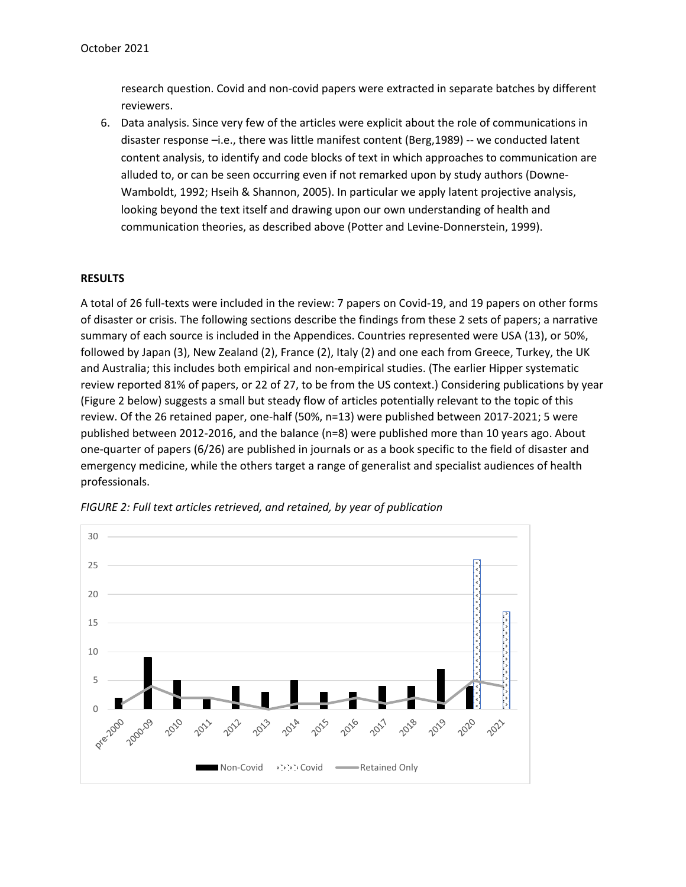research question. Covid and non-covid papers were extracted in separate batches by different reviewers.

6. Data analysis. Since very few of the articles were explicit about the role of communications in disaster response –i.e., there was little manifest content (Berg,1989) -- we conducted latent content analysis, to identify and code blocks of text in which approaches to communication are alluded to, or can be seen occurring even if not remarked upon by study authors (Downe-Wamboldt, 1992; Hseih & Shannon, 2005). In particular we apply latent projective analysis, looking beyond the text itself and drawing upon our own understanding of health and communication theories, as described above (Potter and Levine-Donnerstein, 1999).

## RESULTS

A total of 26 full-texts were included in the review: 7 papers on Covid-19, and 19 papers on other forms of disaster or crisis. The following sections describe the findings from these 2 sets of papers; a narrative summary of each source is included in the Appendices. Countries represented were USA (13), or 50%, followed by Japan (3), New Zealand (2), France (2), Italy (2) and one each from Greece, Turkey, the UK and Australia; this includes both empirical and non-empirical studies. (The earlier Hipper systematic review reported 81% of papers, or 22 of 27, to be from the US context.) Considering publications by year (Figure 2 below) suggests a small but steady flow of articles potentially relevant to the topic of this review. Of the 26 retained paper, one-half (50%, n=13) were published between 2017-2021; 5 were published between 2012-2016, and the balance (n=8) were published more than 10 years ago. About one-quarter of papers (6/26) are published in journals or as a book specific to the field of disaster and emergency medicine, while the others target a range of generalist and specialist audiences of health professionals.

*FIGURE 2: Full text articles retrieved, and retained, by year of publication*

| Year | Non-Covid | Covid | Retained Only |
|---|---|---|---|
| pre-2000 | 2 | | 1 |
| 2000-09 | 9 | | 4 |
| 2010 | 5 | | 2 |
| 2011 | 2 | | 2 |
| 2012 | 4 | | 1 |
| 2013 | 3 | | 0 |
| 2014 | 5 | | 1 |
| 2015 | 3 | | 1 |
| 2016 | 3 | | 2 |
| 2017 | 4 | | 1 |
| 2018 | 4 | | 2 |
| 2019 | 7 | | 1 |
| 2020 | 4 | 26 | 5 |
| 2021 | | 17 | 4 |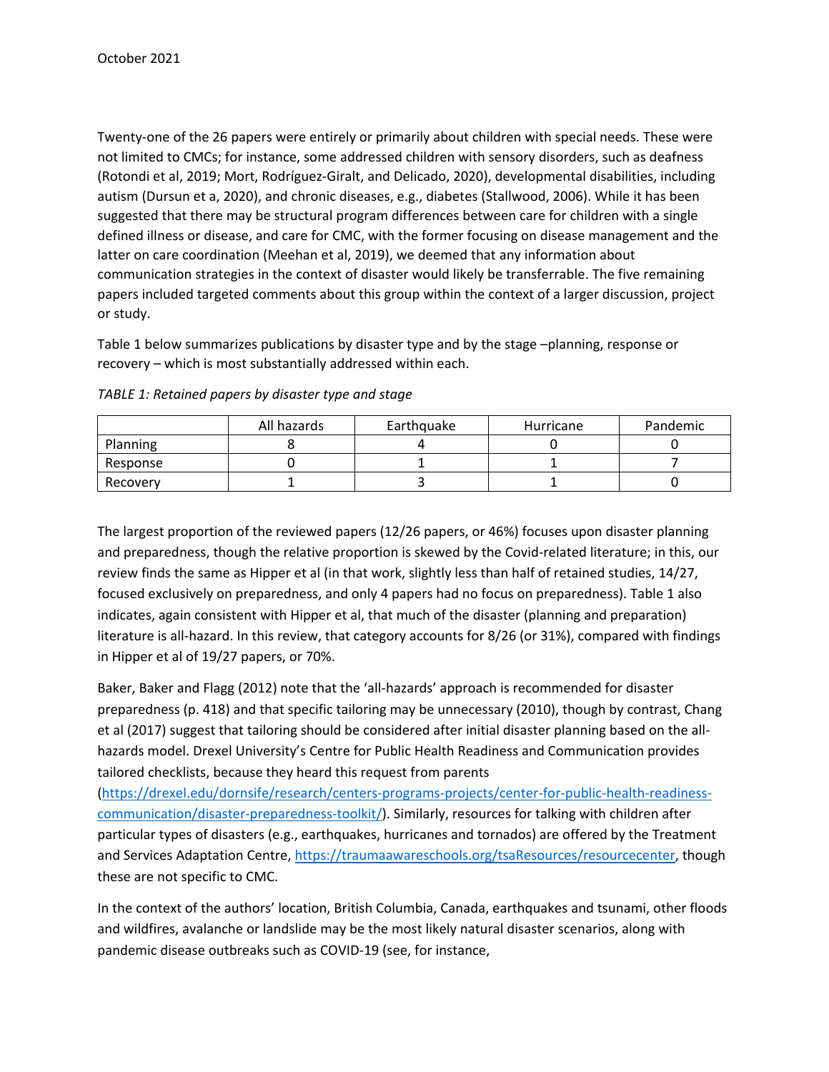Twenty-one of the 26 papers were entirely or primarily about children with special needs. These were not limited to CMCs; for instance, some addressed children with sensory disorders, such as deafness (Rotondi et al, 2019; Mort, Rodríguez-Giralt, and Delicado, 2020), developmental disabilities, including autism (Dursun et a, 2020), and chronic diseases, e.g., diabetes (Stallwood, 2006). While it has been suggested that there may be structural program differences between care for children with a single defined illness or disease, and care for CMC, with the former focusing on disease management and the latter on care coordination (Meehan et al, 2019), we deemed that any information about communication strategies in the context of disaster would likely be transferrable. The five remaining papers included targeted comments about this group within the context of a larger discussion, project or study.

Table 1 below summarizes publications by disaster type and by the stage –planning, response or recovery – which is most substantially addressed within each.

*TABLE 1: Retained papers by disaster type and stage*

| | All hazards | Earthquake | Hurricane | Pandemic |
|---|---|---|---|---|
| Planning | 8 | 4 | 0 | 0 |
| Response | 0 | 1 | 1 | 7 |
| Recovery | 1 | 3 | 1 | 0 |

The largest proportion of the reviewed papers (12/26 papers, or 46%) focuses upon disaster planning and preparedness, though the relative proportion is skewed by the Covid-related literature; in this, our review finds the same as Hipper et al (in that work, slightly less than half of retained studies, 14/27, focused exclusively on preparedness, and only 4 papers had no focus on preparedness). Table 1 also indicates, again consistent with Hipper et al, that much of the disaster (planning and preparation) literature is all-hazard. In this review, that category accounts for 8/26 (or 31%), compared with findings in Hipper et al of 19/27 papers, or 70%.

Baker, Baker and Flagg (2012) note that the 'all-hazards' approach is recommended for disaster preparedness (p. 418) and that specific tailoring may be unnecessary (2010), though by contrast, Chang et al (2017) suggest that tailoring should be considered after initial disaster planning based on the all-hazards model. Drexel University's Centre for Public Health Readiness and Communication provides tailored checklists, because they heard this request from parents (https://drexel.edu/dornsife/research/centers-programs-projects/center-for-public-health-readiness-communication/disaster-preparedness-toolkit/). Similarly, resources for talking with children after particular types of disasters (e.g., earthquakes, hurricanes and tornados) are offered by the Treatment and Services Adaptation Centre, https://traumaawareschools.org/tsaResources/resourcecenter, though these are not specific to CMC.

In the context of the authors' location, British Columbia, Canada, earthquakes and tsunami, other floods and wildfires, avalanche or landslide may be the most likely natural disaster scenarios, along with pandemic disease outbreaks such as COVID-19 (see, for instance,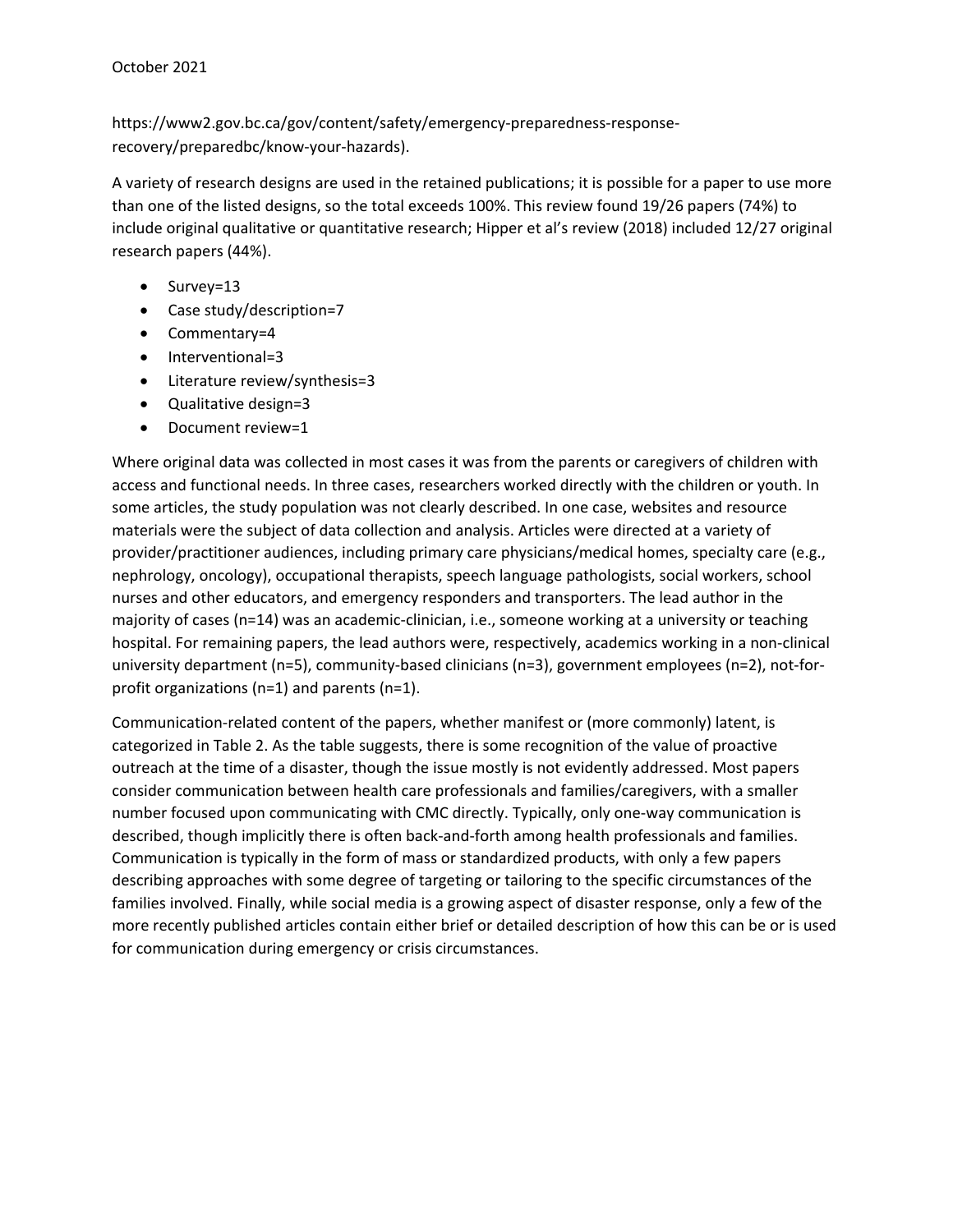https://www2.gov.bc.ca/gov/content/safety/emergency-preparedness-response-recovery/preparedbc/know-your-hazards).

A variety of research designs are used in the retained publications; it is possible for a paper to use more than one of the listed designs, so the total exceeds 100%. This review found 19/26 papers (74%) to include original qualitative or quantitative research; Hipper et al's review (2018) included 12/27 original research papers (44%).

- Survey=13
- Case study/description=7
- Commentary=4
- Interventional=3
- Literature review/synthesis=3
- Qualitative design=3
- Document review=1

Where original data was collected in most cases it was from the parents or caregivers of children with access and functional needs. In three cases, researchers worked directly with the children or youth. In some articles, the study population was not clearly described. In one case, websites and resource materials were the subject of data collection and analysis. Articles were directed at a variety of provider/practitioner audiences, including primary care physicians/medical homes, specialty care (e.g., nephrology, oncology), occupational therapists, speech language pathologists, social workers, school nurses and other educators, and emergency responders and transporters. The lead author in the majority of cases (n=14) was an academic-clinician, i.e., someone working at a university or teaching hospital. For remaining papers, the lead authors were, respectively, academics working in a non-clinical university department (n=5), community-based clinicians (n=3), government employees (n=2), not-for-profit organizations (n=1) and parents (n=1).

Communication-related content of the papers, whether manifest or (more commonly) latent, is categorized in Table 2. As the table suggests, there is some recognition of the value of proactive outreach at the time of a disaster, though the issue mostly is not evidently addressed. Most papers consider communication between health care professionals and families/caregivers, with a smaller number focused upon communicating with CMC directly. Typically, only one-way communication is described, though implicitly there is often back-and-forth among health professionals and families. Communication is typically in the form of mass or standardized products, with only a few papers describing approaches with some degree of targeting or tailoring to the specific circumstances of the families involved. Finally, while social media is a growing aspect of disaster response, only a few of the more recently published articles contain either brief or detailed description of how this can be or is used for communication during emergency or crisis circumstances.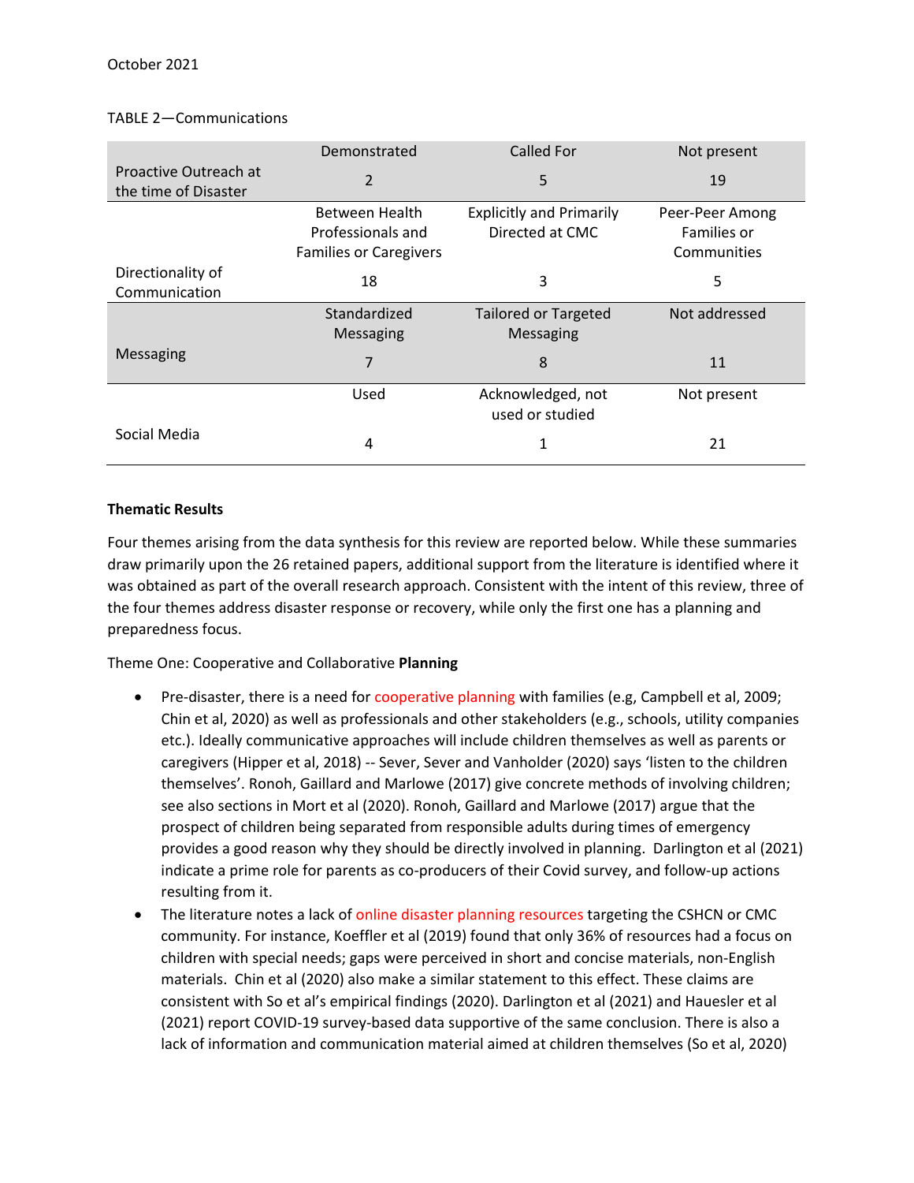October 2021

TABLE 2—Communications

| | | | |
|---|---|---|---|
| Proactive Outreach at the time of Disaster | Demonstrated | Called For | Not present |
| | 2 | 5 | 19 |
| Directionality of Communication | Between Health Professionals and Families or Caregivers | Explicitly and Primarily Directed at CMC | Peer-Peer Among Families or Communities |
| | 18 | 3 | 5 |
| Messaging | Standardized Messaging | Tailored or Targeted Messaging | Not addressed |
| | 7 | 8 | 11 |
| Social Media | Used | Acknowledged, not used or studied | Not present |
| | 4 | 1 | 21 |

**Thematic Results**

Four themes arising from the data synthesis for this review are reported below. While these summaries draw primarily upon the 26 retained papers, additional support from the literature is identified where it was obtained as part of the overall research approach. Consistent with the intent of this review, three of the four themes address disaster response or recovery, while only the first one has a planning and preparedness focus.

Theme One: Cooperative and Collaborative **Planning**

- Pre-disaster, there is a need for cooperative planning with families (e.g, Campbell et al, 2009; Chin et al, 2020) as well as professionals and other stakeholders (e.g., schools, utility companies etc.). Ideally communicative approaches will include children themselves as well as parents or caregivers (Hipper et al, 2018) -- Sever, Sever and Vanholder (2020) says 'listen to the children themselves'. Ronoh, Gaillard and Marlowe (2017) give concrete methods of involving children; see also sections in Mort et al (2020). Ronoh, Gaillard and Marlowe (2017) argue that the prospect of children being separated from responsible adults during times of emergency provides a good reason why they should be directly involved in planning. Darlington et al (2021) indicate a prime role for parents as co-producers of their Covid survey, and follow-up actions resulting from it.
- The literature notes a lack of online disaster planning resources targeting the CSHCN or CMC community. For instance, Koeffler et al (2019) found that only 36% of resources had a focus on children with special needs; gaps were perceived in short and concise materials, non-English materials. Chin et al (2020) also make a similar statement to this effect. These claims are consistent with So et al's empirical findings (2020). Darlington et al (2021) and Hauesler et al (2021) report COVID-19 survey-based data supportive of the same conclusion. There is also a lack of information and communication material aimed at children themselves (So et al, 2020)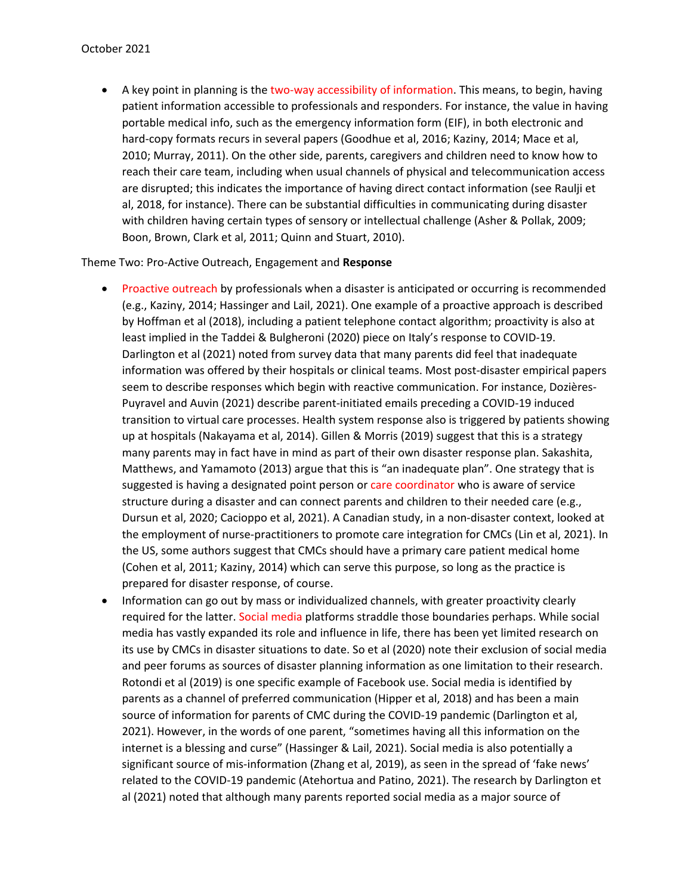- A key point in planning is the two-way accessibility of information. This means, to begin, having patient information accessible to professionals and responders. For instance, the value in having portable medical info, such as the emergency information form (EIF), in both electronic and hard-copy formats recurs in several papers (Goodhue et al, 2016; Kaziny, 2014; Mace et al, 2010; Murray, 2011). On the other side, parents, caregivers and children need to know how to reach their care team, including when usual channels of physical and telecommunication access are disrupted; this indicates the importance of having direct contact information (see Raulji et al, 2018, for instance). There can be substantial difficulties in communicating during disaster with children having certain types of sensory or intellectual challenge (Asher & Pollak, 2009; Boon, Brown, Clark et al, 2011; Quinn and Stuart, 2010).

Theme Two: Pro-Active Outreach, Engagement and **Response**

- Proactive outreach by professionals when a disaster is anticipated or occurring is recommended (e.g., Kaziny, 2014; Hassinger and Lail, 2021). One example of a proactive approach is described by Hoffman et al (2018), including a patient telephone contact algorithm; proactivity is also at least implied in the Taddei & Bulgheroni (2020) piece on Italy's response to COVID-19. Darlington et al (2021) noted from survey data that many parents did feel that inadequate information was offered by their hospitals or clinical teams. Most post-disaster empirical papers seem to describe responses which begin with reactive communication. For instance, Dozières-Puyravel and Auvin (2021) describe parent-initiated emails preceding a COVID-19 induced transition to virtual care processes. Health system response also is triggered by patients showing up at hospitals (Nakayama et al, 2014). Gillen & Morris (2019) suggest that this is a strategy many parents may in fact have in mind as part of their own disaster response plan. Sakashita, Matthews, and Yamamoto (2013) argue that this is "an inadequate plan". One strategy that is suggested is having a designated point person or care coordinator who is aware of service structure during a disaster and can connect parents and children to their needed care (e.g., Dursun et al, 2020; Cacioppo et al, 2021). A Canadian study, in a non-disaster context, looked at the employment of nurse-practitioners to promote care integration for CMCs (Lin et al, 2021). In the US, some authors suggest that CMCs should have a primary care patient medical home (Cohen et al, 2011; Kaziny, 2014) which can serve this purpose, so long as the practice is prepared for disaster response, of course.
- Information can go out by mass or individualized channels, with greater proactivity clearly required for the latter. Social media platforms straddle those boundaries perhaps. While social media has vastly expanded its role and influence in life, there has been yet limited research on its use by CMCs in disaster situations to date. So et al (2020) note their exclusion of social media and peer forums as sources of disaster planning information as one limitation to their research. Rotondi et al (2019) is one specific example of Facebook use. Social media is identified by parents as a channel of preferred communication (Hipper et al, 2018) and has been a main source of information for parents of CMC during the COVID-19 pandemic (Darlington et al, 2021). However, in the words of one parent, "sometimes having all this information on the internet is a blessing and curse" (Hassinger & Lail, 2021). Social media is also potentially a significant source of mis-information (Zhang et al, 2019), as seen in the spread of 'fake news' related to the COVID-19 pandemic (Atehortua and Patino, 2021). The research by Darlington et al (2021) noted that although many parents reported social media as a major source of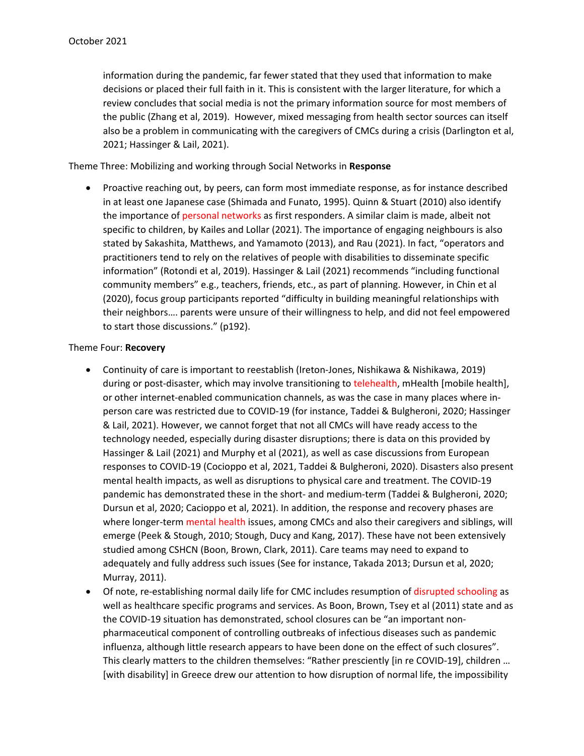information during the pandemic, far fewer stated that they used that information to make decisions or placed their full faith in it. This is consistent with the larger literature, for which a review concludes that social media is not the primary information source for most members of the public (Zhang et al, 2019). However, mixed messaging from health sector sources can itself also be a problem in communicating with the caregivers of CMCs during a crisis (Darlington et al, 2021; Hassinger & Lail, 2021).

Theme Three: Mobilizing and working through Social Networks in **Response**

- Proactive reaching out, by peers, can form most immediate response, as for instance described in at least one Japanese case (Shimada and Funato, 1995). Quinn & Stuart (2010) also identify the importance of personal networks as first responders. A similar claim is made, albeit not specific to children, by Kailes and Lollar (2021). The importance of engaging neighbours is also stated by Sakashita, Matthews, and Yamamoto (2013), and Rau (2021). In fact, "operators and practitioners tend to rely on the relatives of people with disabilities to disseminate specific information" (Rotondi et al, 2019). Hassinger & Lail (2021) recommends "including functional community members" e.g., teachers, friends, etc., as part of planning. However, in Chin et al (2020), focus group participants reported "difficulty in building meaningful relationships with their neighbors…. parents were unsure of their willingness to help, and did not feel empowered to start those discussions." (p192).

Theme Four: **Recovery**

- Continuity of care is important to reestablish (Ireton-Jones, Nishikawa & Nishikawa, 2019) during or post-disaster, which may involve transitioning to telehealth, mHealth [mobile health], or other internet-enabled communication channels, as was the case in many places where in-person care was restricted due to COVID-19 (for instance, Taddei & Bulgheroni, 2020; Hassinger & Lail, 2021). However, we cannot forget that not all CMCs will have ready access to the technology needed, especially during disaster disruptions; there is data on this provided by Hassinger & Lail (2021) and Murphy et al (2021), as well as case discussions from European responses to COVID-19 (Cocioppo et al, 2021, Taddei & Bulgheroni, 2020). Disasters also present mental health impacts, as well as disruptions to physical care and treatment. The COVID-19 pandemic has demonstrated these in the short- and medium-term (Taddei & Bulgheroni, 2020; Dursun et al, 2020; Cacioppo et al, 2021). In addition, the response and recovery phases are where longer-term mental health issues, among CMCs and also their caregivers and siblings, will emerge (Peek & Stough, 2010; Stough, Ducy and Kang, 2017). These have not been extensively studied among CSHCN (Boon, Brown, Clark, 2011). Care teams may need to expand to adequately and fully address such issues (See for instance, Takada 2013; Dursun et al, 2020; Murray, 2011).
- Of note, re-establishing normal daily life for CMC includes resumption of disrupted schooling as well as healthcare specific programs and services. As Boon, Brown, Tsey et al (2011) state and as the COVID-19 situation has demonstrated, school closures can be "an important non-pharmaceutical component of controlling outbreaks of infectious diseases such as pandemic influenza, although little research appears to have been done on the effect of such closures". This clearly matters to the children themselves: "Rather presciently [in re COVID-19], children … [with disability] in Greece drew our attention to how disruption of normal life, the impossibility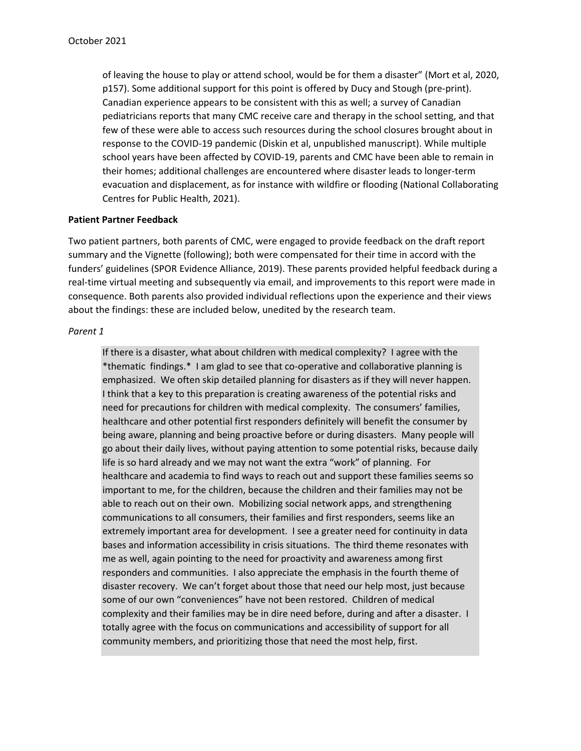of leaving the house to play or attend school, would be for them a disaster" (Mort et al, 2020, p157). Some additional support for this point is offered by Ducy and Stough (pre-print). Canadian experience appears to be consistent with this as well; a survey of Canadian pediatricians reports that many CMC receive care and therapy in the school setting, and that few of these were able to access such resources during the school closures brought about in response to the COVID-19 pandemic (Diskin et al, unpublished manuscript). While multiple school years have been affected by COVID-19, parents and CMC have been able to remain in their homes; additional challenges are encountered where disaster leads to longer-term evacuation and displacement, as for instance with wildfire or flooding (National Collaborating Centres for Public Health, 2021).

**Patient Partner Feedback**

Two patient partners, both parents of CMC, were engaged to provide feedback on the draft report summary and the Vignette (following); both were compensated for their time in accord with the funders' guidelines (SPOR Evidence Alliance, 2019). These parents provided helpful feedback during a real-time virtual meeting and subsequently via email, and improvements to this report were made in consequence. Both parents also provided individual reflections upon the experience and their views about the findings: these are included below, unedited by the research team.

*Parent 1*

> If there is a disaster, what about children with medical complexity? I agree with the *thematic findings.* I am glad to see that co-operative and collaborative planning is emphasized. We often skip detailed planning for disasters as if they will never happen. I think that a key to this preparation is creating awareness of the potential risks and need for precautions for children with medical complexity. The consumers' families, healthcare and other potential first responders definitely will benefit the consumer by being aware, planning and being proactive before or during disasters. Many people will go about their daily lives, without paying attention to some potential risks, because daily life is so hard already and we may not want the extra "work" of planning. For healthcare and academia to find ways to reach out and support these families seems so important to me, for the children, because the children and their families may not be able to reach out on their own. Mobilizing social network apps, and strengthening communications to all consumers, their families and first responders, seems like an extremely important area for development. I see a greater need for continuity in data bases and information accessibility in crisis situations. The third theme resonates with me as well, again pointing to the need for proactivity and awareness among first responders and communities. I also appreciate the emphasis in the fourth theme of disaster recovery. We can't forget about those that need our help most, just because some of our own "conveniences" have not been restored. Children of medical complexity and their families may be in dire need before, during and after a disaster. I totally agree with the focus on communications and accessibility of support for all community members, and prioritizing those that need the most help, first.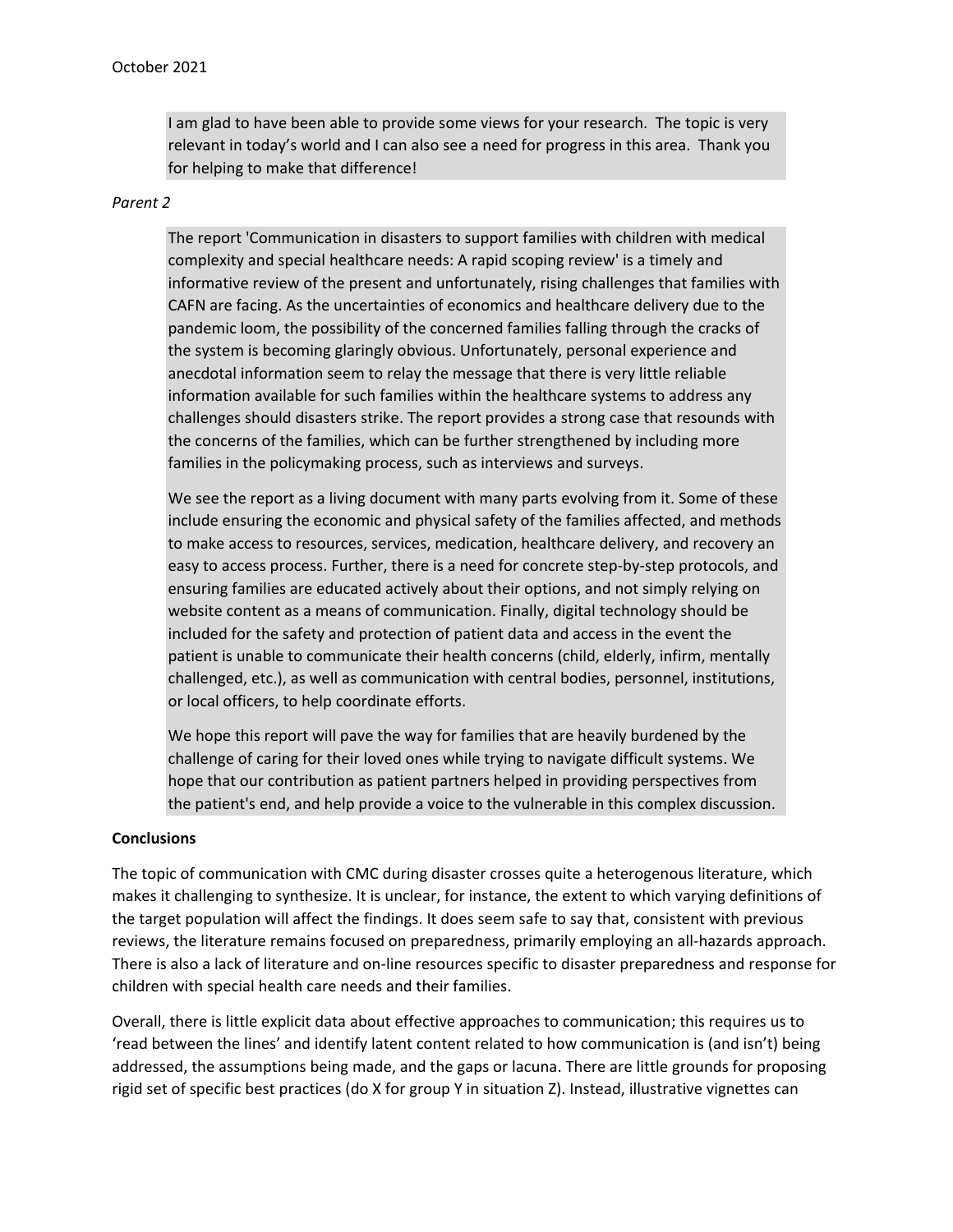> I am glad to have been able to provide some views for your research. The topic is very relevant in today's world and I can also see a need for progress in this area. Thank you for helping to make that difference!

*Parent 2*

> The report 'Communication in disasters to support families with children with medical complexity and special healthcare needs: A rapid scoping review' is a timely and informative review of the present and unfortunately, rising challenges that families with CAFN are facing. As the uncertainties of economics and healthcare delivery due to the pandemic loom, the possibility of the concerned families falling through the cracks of the system is becoming glaringly obvious. Unfortunately, personal experience and anecdotal information seem to relay the message that there is very little reliable information available for such families within the healthcare systems to address any challenges should disasters strike. The report provides a strong case that resounds with the concerns of the families, which can be further strengthened by including more families in the policymaking process, such as interviews and surveys.
>
> We see the report as a living document with many parts evolving from it. Some of these include ensuring the economic and physical safety of the families affected, and methods to make access to resources, services, medication, healthcare delivery, and recovery an easy to access process. Further, there is a need for concrete step-by-step protocols, and ensuring families are educated actively about their options, and not simply relying on website content as a means of communication. Finally, digital technology should be included for the safety and protection of patient data and access in the event the patient is unable to communicate their health concerns (child, elderly, infirm, mentally challenged, etc.), as well as communication with central bodies, personnel, institutions, or local officers, to help coordinate efforts.
>
> We hope this report will pave the way for families that are heavily burdened by the challenge of caring for their loved ones while trying to navigate difficult systems. We hope that our contribution as patient partners helped in providing perspectives from the patient's end, and help provide a voice to the vulnerable in this complex discussion.

**Conclusions**

The topic of communication with CMC during disaster crosses quite a heterogenous literature, which makes it challenging to synthesize. It is unclear, for instance, the extent to which varying definitions of the target population will affect the findings. It does seem safe to say that, consistent with previous reviews, the literature remains focused on preparedness, primarily employing an all-hazards approach. There is also a lack of literature and on-line resources specific to disaster preparedness and response for children with special health care needs and their families.

Overall, there is little explicit data about effective approaches to communication; this requires us to 'read between the lines' and identify latent content related to how communication is (and isn't) being addressed, the assumptions being made, and the gaps or lacuna. There are little grounds for proposing rigid set of specific best practices (do X for group Y in situation Z). Instead, illustrative vignettes can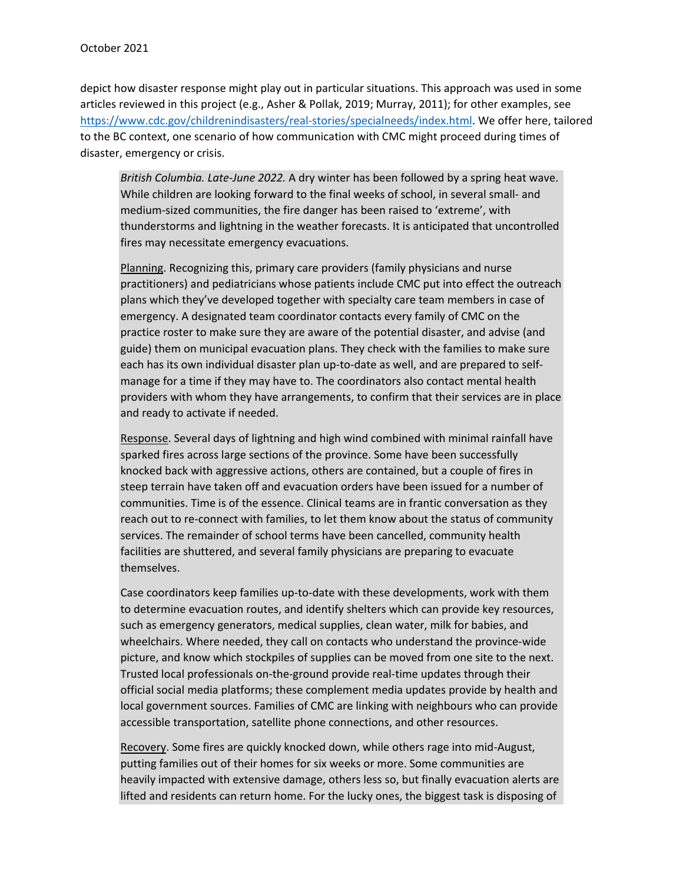depict how disaster response might play out in particular situations. This approach was used in some articles reviewed in this project (e.g., Asher & Pollak, 2019; Murray, 2011); for other examples, see https://www.cdc.gov/childrenindisasters/real-stories/specialneeds/index.html. We offer here, tailored to the BC context, one scenario of how communication with CMC might proceed during times of disaster, emergency or crisis.

> *British Columbia. Late-June 2022.* A dry winter has been followed by a spring heat wave. While children are looking forward to the final weeks of school, in several small- and medium-sized communities, the fire danger has been raised to 'extreme', with thunderstorms and lightning in the weather forecasts. It is anticipated that uncontrolled fires may necessitate emergency evacuations.
>
> <u>Planning</u>. Recognizing this, primary care providers (family physicians and nurse practitioners) and pediatricians whose patients include CMC put into effect the outreach plans which they've developed together with specialty care team members in case of emergency. A designated team coordinator contacts every family of CMC on the practice roster to make sure they are aware of the potential disaster, and advise (and guide) them on municipal evacuation plans. They check with the families to make sure each has its own individual disaster plan up-to-date as well, and are prepared to self-manage for a time if they may have to. The coordinators also contact mental health providers with whom they have arrangements, to confirm that their services are in place and ready to activate if needed.
>
> <u>Response</u>. Several days of lightning and high wind combined with minimal rainfall have sparked fires across large sections of the province. Some have been successfully knocked back with aggressive actions, others are contained, but a couple of fires in steep terrain have taken off and evacuation orders have been issued for a number of communities. Time is of the essence. Clinical teams are in frantic conversation as they reach out to re-connect with families, to let them know about the status of community services. The remainder of school terms have been cancelled, community health facilities are shuttered, and several family physicians are preparing to evacuate themselves.
>
> Case coordinators keep families up-to-date with these developments, work with them to determine evacuation routes, and identify shelters which can provide key resources, such as emergency generators, medical supplies, clean water, milk for babies, and wheelchairs. Where needed, they call on contacts who understand the province-wide picture, and know which stockpiles of supplies can be moved from one site to the next. Trusted local professionals on-the-ground provide real-time updates through their official social media platforms; these complement media updates provide by health and local government sources. Families of CMC are linking with neighbours who can provide accessible transportation, satellite phone connections, and other resources.
>
> <u>Recovery</u>. Some fires are quickly knocked down, while others rage into mid-August, putting families out of their homes for six weeks or more. Some communities are heavily impacted with extensive damage, others less so, but finally evacuation alerts are lifted and residents can return home. For the lucky ones, the biggest task is disposing of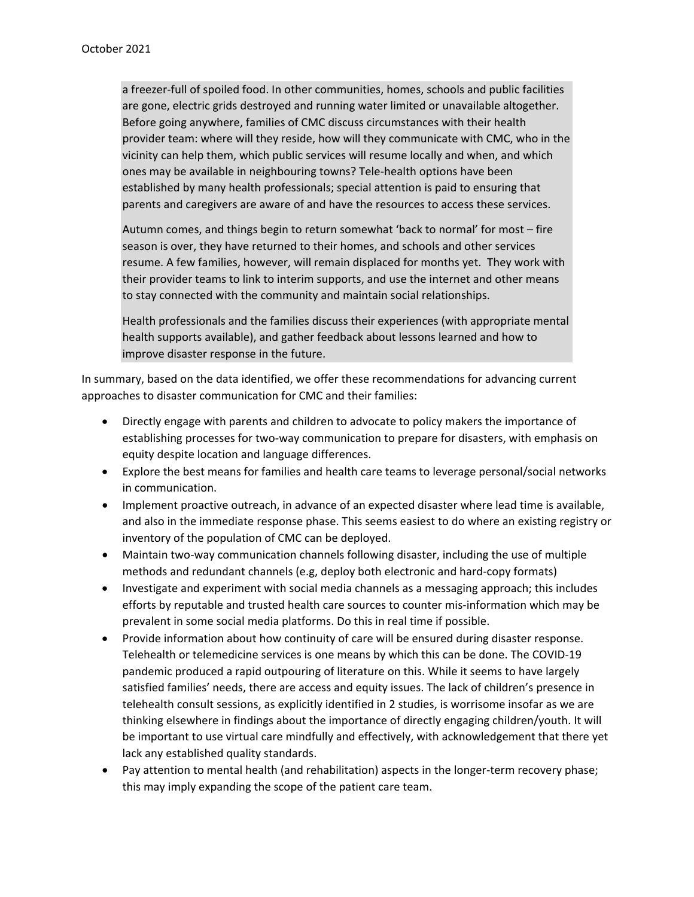a freezer-full of spoiled food. In other communities, homes, schools and public facilities are gone, electric grids destroyed and running water limited or unavailable altogether. Before going anywhere, families of CMC discuss circumstances with their health provider team: where will they reside, how will they communicate with CMC, who in the vicinity can help them, which public services will resume locally and when, and which ones may be available in neighbouring towns? Tele-health options have been established by many health professionals; special attention is paid to ensuring that parents and caregivers are aware of and have the resources to access these services.

Autumn comes, and things begin to return somewhat 'back to normal' for most – fire season is over, they have returned to their homes, and schools and other services resume. A few families, however, will remain displaced for months yet. They work with their provider teams to link to interim supports, and use the internet and other means to stay connected with the community and maintain social relationships.

Health professionals and the families discuss their experiences (with appropriate mental health supports available), and gather feedback about lessons learned and how to improve disaster response in the future.

In summary, based on the data identified, we offer these recommendations for advancing current approaches to disaster communication for CMC and their families:

- Directly engage with parents and children to advocate to policy makers the importance of establishing processes for two-way communication to prepare for disasters, with emphasis on equity despite location and language differences.
- Explore the best means for families and health care teams to leverage personal/social networks in communication.
- Implement proactive outreach, in advance of an expected disaster where lead time is available, and also in the immediate response phase. This seems easiest to do where an existing registry or inventory of the population of CMC can be deployed.
- Maintain two-way communication channels following disaster, including the use of multiple methods and redundant channels (e.g, deploy both electronic and hard-copy formats)
- Investigate and experiment with social media channels as a messaging approach; this includes efforts by reputable and trusted health care sources to counter mis-information which may be prevalent in some social media platforms. Do this in real time if possible.
- Provide information about how continuity of care will be ensured during disaster response. Telehealth or telemedicine services is one means by which this can be done. The COVID-19 pandemic produced a rapid outpouring of literature on this. While it seems to have largely satisfied families' needs, there are access and equity issues. The lack of children's presence in telehealth consult sessions, as explicitly identified in 2 studies, is worrisome insofar as we are thinking elsewhere in findings about the importance of directly engaging children/youth. It will be important to use virtual care mindfully and effectively, with acknowledgement that there yet lack any established quality standards.
- Pay attention to mental health (and rehabilitation) aspects in the longer-term recovery phase; this may imply expanding the scope of the patient care team.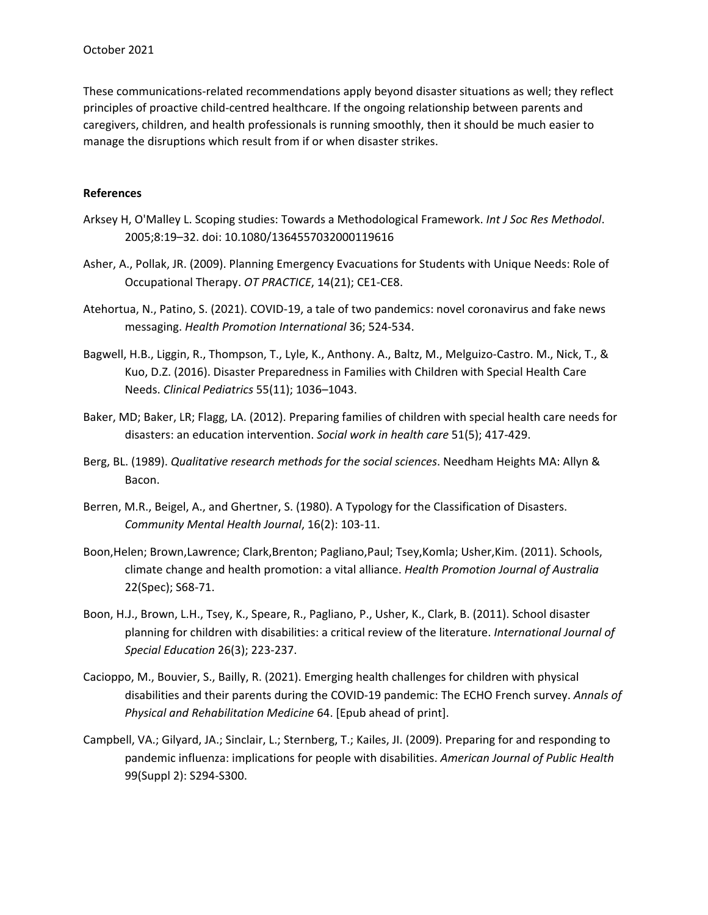These communications-related recommendations apply beyond disaster situations as well; they reflect principles of proactive child-centred healthcare. If the ongoing relationship between parents and caregivers, children, and health professionals is running smoothly, then it should be much easier to manage the disruptions which result from if or when disaster strikes.

**References**

Arksey H, O'Malley L. Scoping studies: Towards a Methodological Framework. *Int J Soc Res Methodol*. 2005;8:19–32. doi: 10.1080/1364557032000119616

Asher, A., Pollak, JR. (2009). Planning Emergency Evacuations for Students with Unique Needs: Role of Occupational Therapy. *OT PRACTICE*, 14(21); CE1-CE8.

Atehortua, N., Patino, S. (2021). COVID-19, a tale of two pandemics: novel coronavirus and fake news messaging. *Health Promotion International* 36; 524-534.

Bagwell, H.B., Liggin, R., Thompson, T., Lyle, K., Anthony. A., Baltz, M., Melguizo-Castro. M., Nick, T., & Kuo, D.Z. (2016). Disaster Preparedness in Families with Children with Special Health Care Needs. *Clinical Pediatrics* 55(11); 1036–1043.

Baker, MD; Baker, LR; Flagg, LA. (2012). Preparing families of children with special health care needs for disasters: an education intervention. *Social work in health care* 51(5); 417-429.

Berg, BL. (1989). *Qualitative research methods for the social sciences*. Needham Heights MA: Allyn & Bacon.

Berren, M.R., Beigel, A., and Ghertner, S. (1980). A Typology for the Classification of Disasters. *Community Mental Health Journal*, 16(2): 103-11.

Boon,Helen; Brown,Lawrence; Clark,Brenton; Pagliano,Paul; Tsey,Komla; Usher,Kim. (2011). Schools, climate change and health promotion: a vital alliance. *Health Promotion Journal of Australia* 22(Spec); S68-71.

Boon, H.J., Brown, L.H., Tsey, K., Speare, R., Pagliano, P., Usher, K., Clark, B. (2011). School disaster planning for children with disabilities: a critical review of the literature. *International Journal of Special Education* 26(3); 223-237.

Cacioppo, M., Bouvier, S., Bailly, R. (2021). Emerging health challenges for children with physical disabilities and their parents during the COVID-19 pandemic: The ECHO French survey. *Annals of Physical and Rehabilitation Medicine* 64. [Epub ahead of print].

Campbell, VA.; Gilyard, JA.; Sinclair, L.; Sternberg, T.; Kailes, JI. (2009). Preparing for and responding to pandemic influenza: implications for people with disabilities. *American Journal of Public Health* 99(Suppl 2): S294-S300.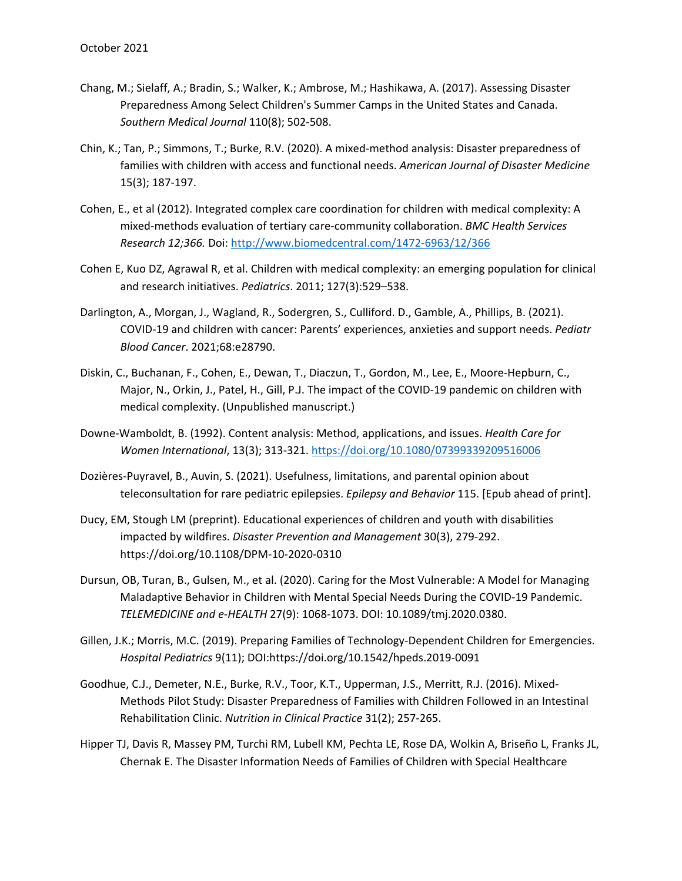Chang, M.; Sielaff, A.; Bradin, S.; Walker, K.; Ambrose, M.; Hashikawa, A. (2017). Assessing Disaster Preparedness Among Select Children's Summer Camps in the United States and Canada. *Southern Medical Journal* 110(8); 502-508.

Chin, K.; Tan, P.; Simmons, T.; Burke, R.V. (2020). A mixed-method analysis: Disaster preparedness of families with children with access and functional needs. *American Journal of Disaster Medicine* 15(3); 187-197.

Cohen, E., et al (2012). Integrated complex care coordination for children with medical complexity: A mixed-methods evaluation of tertiary care-community collaboration. *BMC Health Services Research 12;366.* Doi: http://www.biomedcentral.com/1472-6963/12/366

Cohen E, Kuo DZ, Agrawal R, et al. Children with medical complexity: an emerging population for clinical and research initiatives. *Pediatrics*. 2011; 127(3):529–538.

Darlington, A., Morgan, J., Wagland, R., Sodergren, S., Culliford. D., Gamble, A., Phillips, B. (2021). COVID-19 and children with cancer: Parents' experiences, anxieties and support needs. *Pediatr Blood Cancer*. 2021;68:e28790.

Diskin, C., Buchanan, F., Cohen, E., Dewan, T., Diaczun, T., Gordon, M., Lee, E., Moore-Hepburn, C., Major, N., Orkin, J., Patel, H., Gill, P.J. The impact of the COVID-19 pandemic on children with medical complexity. (Unpublished manuscript.)

Downe-Wamboldt, B. (1992). Content analysis: Method, applications, and issues. *Health Care for Women International*, 13(3); 313-321. https://doi.org/10.1080/07399339209516006

Dozières-Puyravel, B., Auvin, S. (2021). Usefulness, limitations, and parental opinion about teleconsultation for rare pediatric epilepsies. *Epilepsy and Behavior* 115. [Epub ahead of print].

Ducy, EM, Stough LM (preprint). Educational experiences of children and youth with disabilities impacted by wildfires. *Disaster Prevention and Management* 30(3), 279-292. https://doi.org/10.1108/DPM-10-2020-0310

Dursun, OB, Turan, B., Gulsen, M., et al. (2020). Caring for the Most Vulnerable: A Model for Managing Maladaptive Behavior in Children with Mental Special Needs During the COVID-19 Pandemic. *TELEMEDICINE and e-HEALTH* 27(9): 1068-1073. DOI: 10.1089/tmj.2020.0380.

Gillen, J.K.; Morris, M.C. (2019). Preparing Families of Technology-Dependent Children for Emergencies. *Hospital Pediatrics* 9(11); DOI:https://doi.org/10.1542/hpeds.2019-0091

Goodhue, C.J., Demeter, N.E., Burke, R.V., Toor, K.T., Upperman, J.S., Merritt, R.J. (2016). Mixed-Methods Pilot Study: Disaster Preparedness of Families with Children Followed in an Intestinal Rehabilitation Clinic. *Nutrition in Clinical Practice* 31(2); 257-265.

Hipper TJ, Davis R, Massey PM, Turchi RM, Lubell KM, Pechta LE, Rose DA, Wolkin A, Briseño L, Franks JL, Chernak E. The Disaster Information Needs of Families of Children with Special Healthcare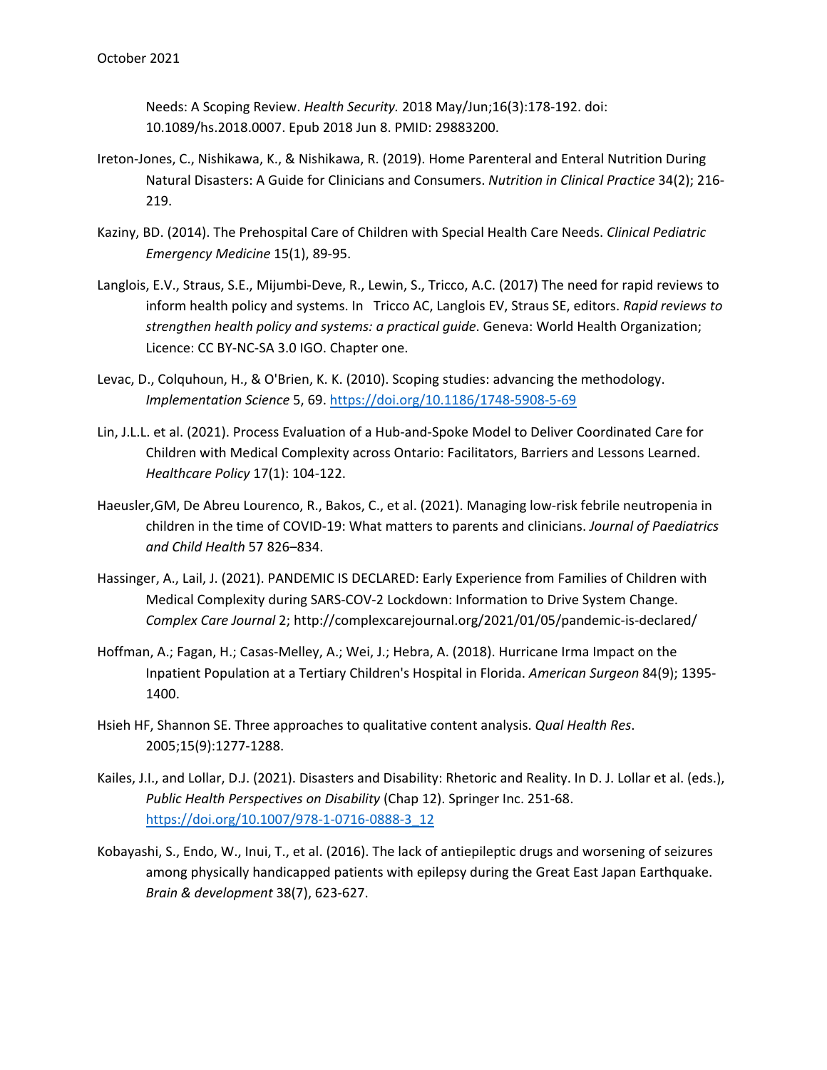Needs: A Scoping Review. *Health Security.* 2018 May/Jun;16(3):178-192. doi: 10.1089/hs.2018.0007. Epub 2018 Jun 8. PMID: 29883200.

Ireton-Jones, C., Nishikawa, K., & Nishikawa, R. (2019). Home Parenteral and Enteral Nutrition During Natural Disasters: A Guide for Clinicians and Consumers. *Nutrition in Clinical Practice* 34(2); 216-219.

Kaziny, BD. (2014). The Prehospital Care of Children with Special Health Care Needs. *Clinical Pediatric Emergency Medicine* 15(1), 89-95.

Langlois, E.V., Straus, S.E., Mijumbi-Deve, R., Lewin, S., Tricco, A.C. (2017) The need for rapid reviews to inform health policy and systems. In Tricco AC, Langlois EV, Straus SE, editors. *Rapid reviews to strengthen health policy and systems: a practical guide*. Geneva: World Health Organization; Licence: CC BY-NC-SA 3.0 IGO. Chapter one.

Levac, D., Colquhoun, H., & O'Brien, K. K. (2010). Scoping studies: advancing the methodology. *Implementation Science* 5, 69. https://doi.org/10.1186/1748-5908-5-69

Lin, J.L.L. et al. (2021). Process Evaluation of a Hub-and-Spoke Model to Deliver Coordinated Care for Children with Medical Complexity across Ontario: Facilitators, Barriers and Lessons Learned. *Healthcare Policy* 17(1): 104-122.

Haeusler,GM, De Abreu Lourenco, R., Bakos, C., et al. (2021). Managing low-risk febrile neutropenia in children in the time of COVID-19: What matters to parents and clinicians. *Journal of Paediatrics and Child Health* 57 826–834.

Hassinger, A., Lail, J. (2021). PANDEMIC IS DECLARED: Early Experience from Families of Children with Medical Complexity during SARS-COV-2 Lockdown: Information to Drive System Change. *Complex Care Journal* 2; http://complexcarejournal.org/2021/01/05/pandemic-is-declared/

Hoffman, A.; Fagan, H.; Casas-Melley, A.; Wei, J.; Hebra, A. (2018). Hurricane Irma Impact on the Inpatient Population at a Tertiary Children's Hospital in Florida. *American Surgeon* 84(9); 1395-1400.

Hsieh HF, Shannon SE. Three approaches to qualitative content analysis. *Qual Health Res*. 2005;15(9):1277-1288.

Kailes, J.I., and Lollar, D.J. (2021). Disasters and Disability: Rhetoric and Reality. In D. J. Lollar et al. (eds.), *Public Health Perspectives on Disability* (Chap 12). Springer Inc. 251-68. https://doi.org/10.1007/978-1-0716-0888-3_12

Kobayashi, S., Endo, W., Inui, T., et al. (2016). The lack of antiepileptic drugs and worsening of seizures among physically handicapped patients with epilepsy during the Great East Japan Earthquake. *Brain & development* 38(7), 623-627.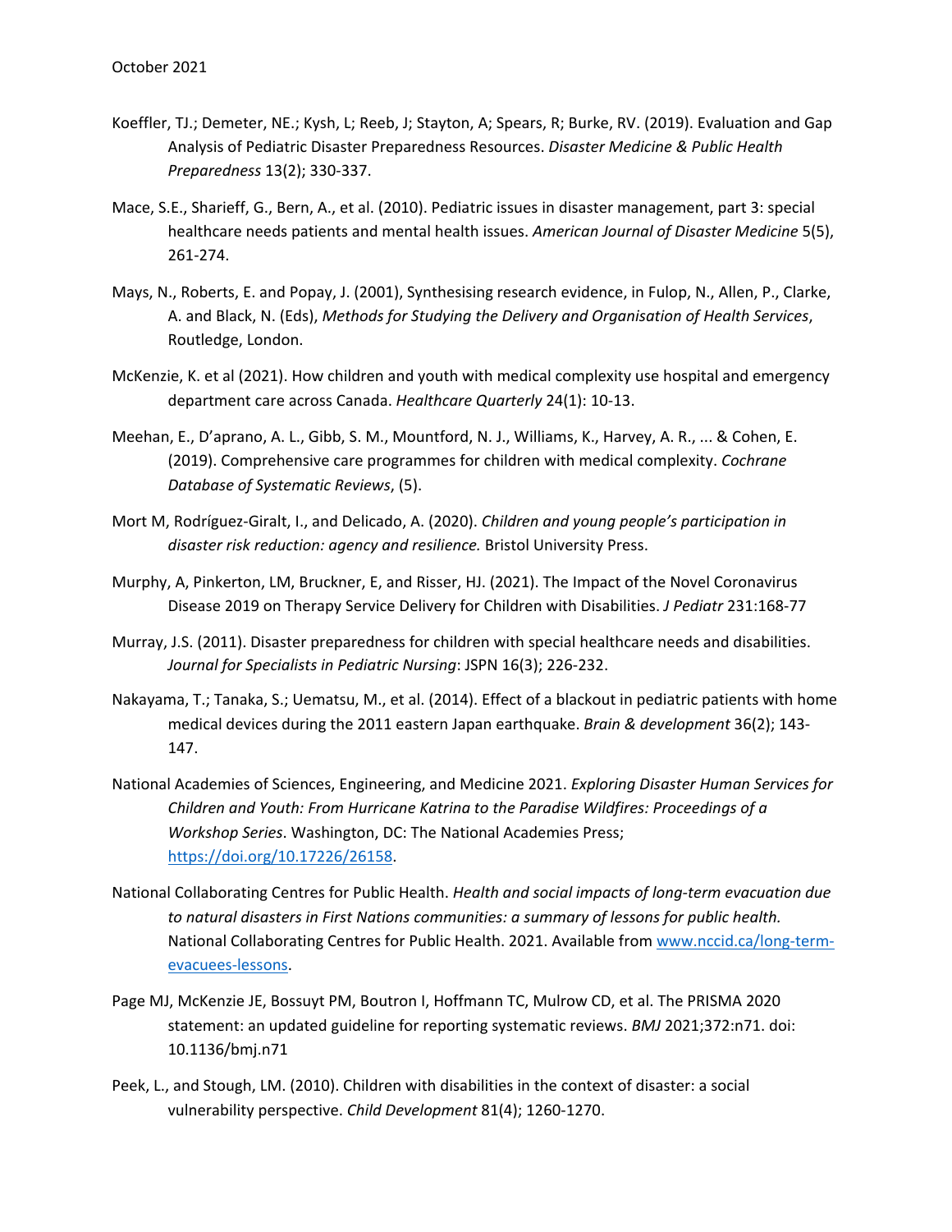Koeffler, TJ.; Demeter, NE.; Kysh, L; Reeb, J; Stayton, A; Spears, R; Burke, RV. (2019). Evaluation and Gap Analysis of Pediatric Disaster Preparedness Resources. *Disaster Medicine & Public Health Preparedness* 13(2); 330-337.

Mace, S.E., Sharieff, G., Bern, A., et al. (2010). Pediatric issues in disaster management, part 3: special healthcare needs patients and mental health issues. *American Journal of Disaster Medicine* 5(5), 261-274.

Mays, N., Roberts, E. and Popay, J. (2001), Synthesising research evidence, in Fulop, N., Allen, P., Clarke, A. and Black, N. (Eds), *Methods for Studying the Delivery and Organisation of Health Services*, Routledge, London.

McKenzie, K. et al (2021). How children and youth with medical complexity use hospital and emergency department care across Canada. *Healthcare Quarterly* 24(1): 10-13.

Meehan, E., D'aprano, A. L., Gibb, S. M., Mountford, N. J., Williams, K., Harvey, A. R., ... & Cohen, E. (2019). Comprehensive care programmes for children with medical complexity. *Cochrane Database of Systematic Reviews*, (5).

Mort M, Rodríguez-Giralt, I., and Delicado, A. (2020). *Children and young people's participation in disaster risk reduction: agency and resilience.* Bristol University Press.

Murphy, A, Pinkerton, LM, Bruckner, E, and Risser, HJ. (2021). The Impact of the Novel Coronavirus Disease 2019 on Therapy Service Delivery for Children with Disabilities. *J Pediatr* 231:168-77

Murray, J.S. (2011). Disaster preparedness for children with special healthcare needs and disabilities. *Journal for Specialists in Pediatric Nursing*: JSPN 16(3); 226-232.

Nakayama, T.; Tanaka, S.; Uematsu, M., et al. (2014). Effect of a blackout in pediatric patients with home medical devices during the 2011 eastern Japan earthquake. *Brain & development* 36(2); 143-147.

National Academies of Sciences, Engineering, and Medicine 2021. *Exploring Disaster Human Services for Children and Youth: From Hurricane Katrina to the Paradise Wildfires: Proceedings of a Workshop Series*. Washington, DC: The National Academies Press; https://doi.org/10.17226/26158.

National Collaborating Centres for Public Health. *Health and social impacts of long-term evacuation due to natural disasters in First Nations communities: a summary of lessons for public health.* National Collaborating Centres for Public Health. 2021. Available from www.nccid.ca/long-term-evacuees-lessons.

Page MJ, McKenzie JE, Bossuyt PM, Boutron I, Hoffmann TC, Mulrow CD, et al. The PRISMA 2020 statement: an updated guideline for reporting systematic reviews. *BMJ* 2021;372:n71. doi: 10.1136/bmj.n71

Peek, L., and Stough, LM. (2010). Children with disabilities in the context of disaster: a social vulnerability perspective. *Child Development* 81(4); 1260-1270.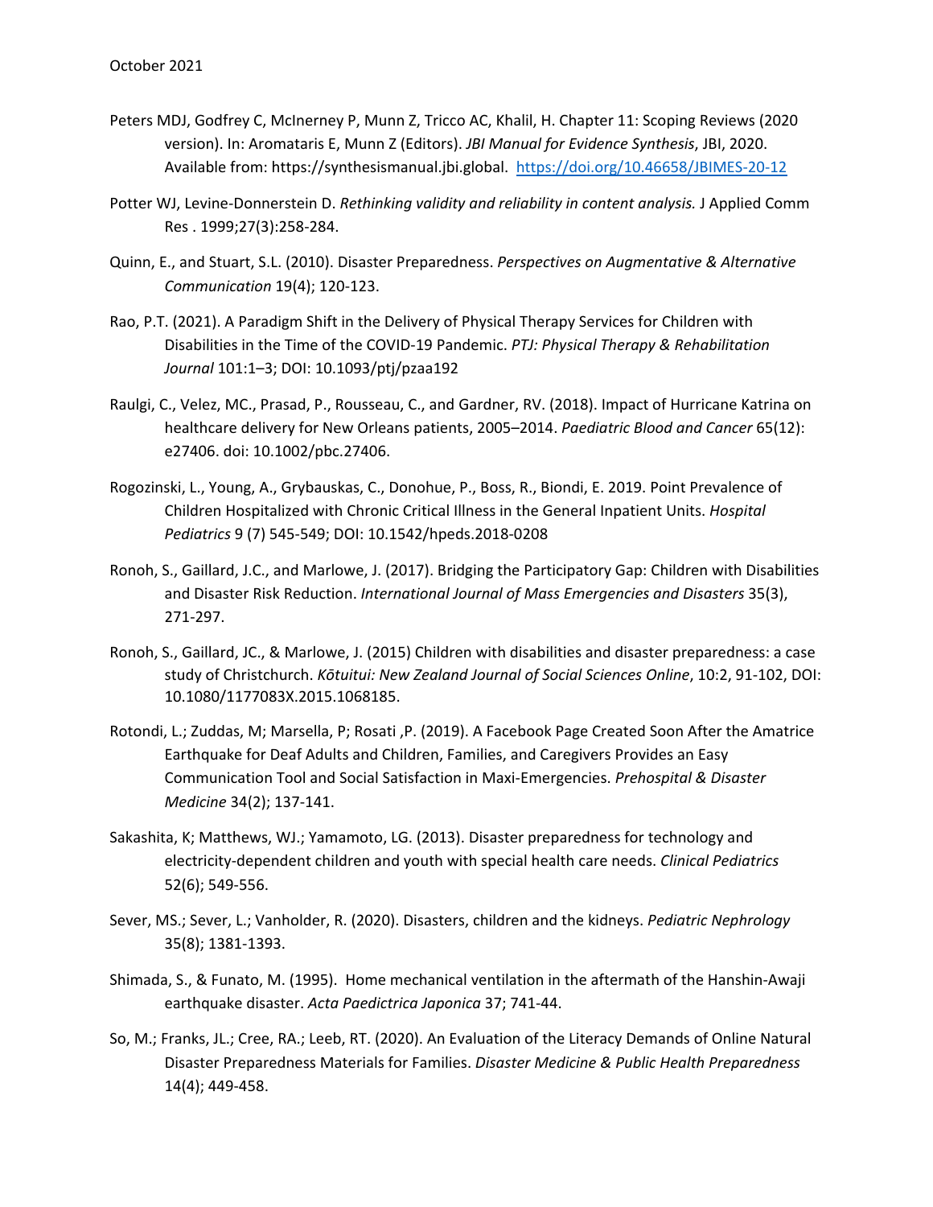Peters MDJ, Godfrey C, McInerney P, Munn Z, Tricco AC, Khalil, H. Chapter 11: Scoping Reviews (2020 version). In: Aromataris E, Munn Z (Editors). *JBI Manual for Evidence Synthesis*, JBI, 2020. Available from: https://synthesismanual.jbi.global. https://doi.org/10.46658/JBIMES-20-12

Potter WJ, Levine-Donnerstein D. *Rethinking validity and reliability in content analysis.* J Applied Comm Res . 1999;27(3):258-284.

Quinn, E., and Stuart, S.L. (2010). Disaster Preparedness. *Perspectives on Augmentative & Alternative Communication* 19(4); 120-123.

Rao, P.T. (2021). A Paradigm Shift in the Delivery of Physical Therapy Services for Children with Disabilities in the Time of the COVID-19 Pandemic. *PTJ: Physical Therapy & Rehabilitation Journal* 101:1–3; DOI: 10.1093/ptj/pzaa192

Raulgi, C., Velez, MC., Prasad, P., Rousseau, C., and Gardner, RV. (2018). Impact of Hurricane Katrina on healthcare delivery for New Orleans patients, 2005–2014. *Paediatric Blood and Cancer* 65(12): e27406. doi: 10.1002/pbc.27406.

Rogozinski, L., Young, A., Grybauskas, C., Donohue, P., Boss, R., Biondi, E. 2019. Point Prevalence of Children Hospitalized with Chronic Critical Illness in the General Inpatient Units. *Hospital Pediatrics* 9 (7) 545-549; DOI: 10.1542/hpeds.2018-0208

Ronoh, S., Gaillard, J.C., and Marlowe, J. (2017). Bridging the Participatory Gap: Children with Disabilities and Disaster Risk Reduction. *International Journal of Mass Emergencies and Disasters* 35(3), 271-297.

Ronoh, S., Gaillard, JC., & Marlowe, J. (2015) Children with disabilities and disaster preparedness: a case study of Christchurch. *Kōtuitui: New Zealand Journal of Social Sciences Online*, 10:2, 91-102, DOI: 10.1080/1177083X.2015.1068185.

Rotondi, L.; Zuddas, M; Marsella, P; Rosati ,P. (2019). A Facebook Page Created Soon After the Amatrice Earthquake for Deaf Adults and Children, Families, and Caregivers Provides an Easy Communication Tool and Social Satisfaction in Maxi-Emergencies. *Prehospital & Disaster Medicine* 34(2); 137-141.

Sakashita, K; Matthews, WJ.; Yamamoto, LG. (2013). Disaster preparedness for technology and electricity-dependent children and youth with special health care needs. *Clinical Pediatrics* 52(6); 549-556.

Sever, MS.; Sever, L.; Vanholder, R. (2020). Disasters, children and the kidneys. *Pediatric Nephrology* 35(8); 1381-1393.

Shimada, S., & Funato, M. (1995). Home mechanical ventilation in the aftermath of the Hanshin-Awaji earthquake disaster. *Acta Paedictrica Japonica* 37; 741-44.

So, M.; Franks, JL.; Cree, RA.; Leeb, RT. (2020). An Evaluation of the Literacy Demands of Online Natural Disaster Preparedness Materials for Families. *Disaster Medicine & Public Health Preparedness* 14(4); 449-458.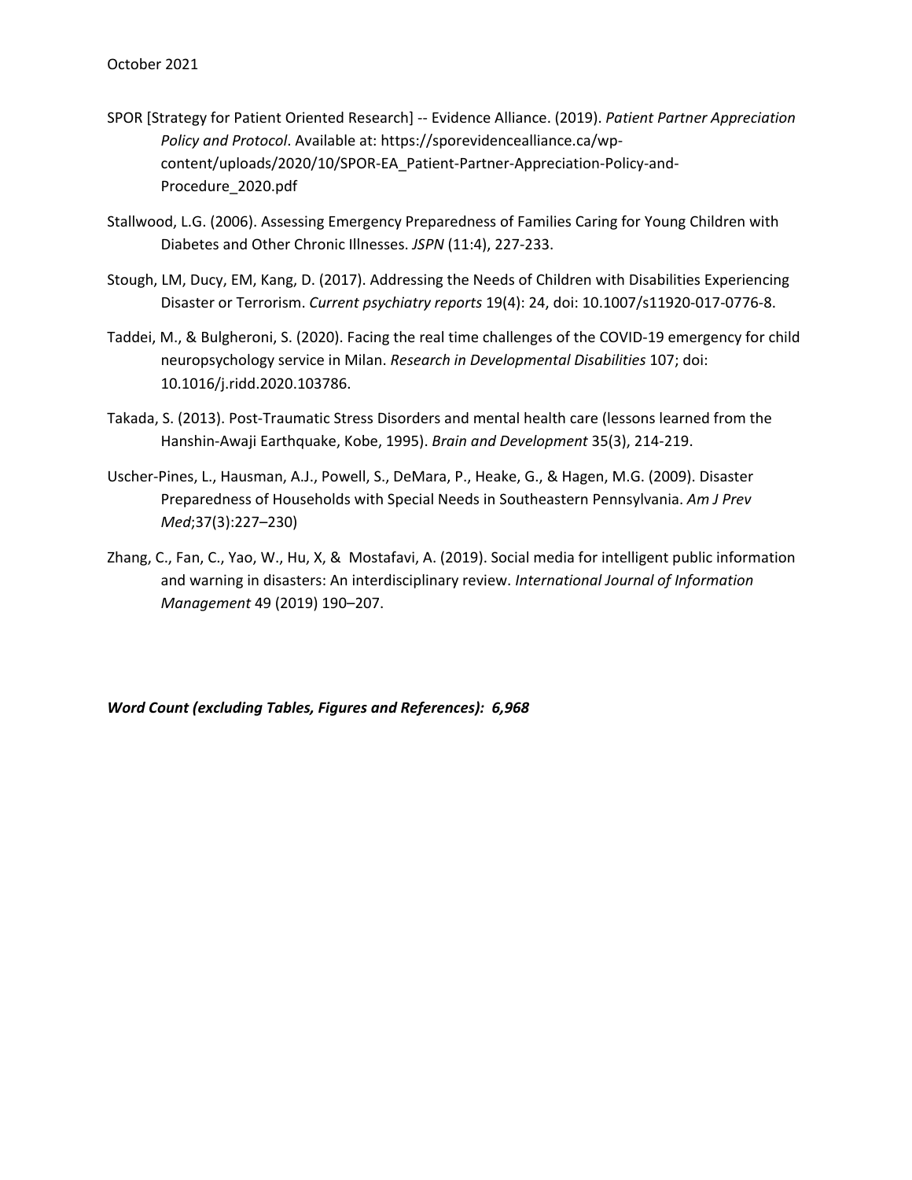SPOR [Strategy for Patient Oriented Research] -- Evidence Alliance. (2019). *Patient Partner Appreciation Policy and Protocol*. Available at: https://sporevidencealliance.ca/wp-content/uploads/2020/10/SPOR-EA_Patient-Partner-Appreciation-Policy-and-Procedure_2020.pdf

Stallwood, L.G. (2006). Assessing Emergency Preparedness of Families Caring for Young Children with Diabetes and Other Chronic Illnesses. *JSPN* (11:4), 227-233.

Stough, LM, Ducy, EM, Kang, D. (2017). Addressing the Needs of Children with Disabilities Experiencing Disaster or Terrorism. *Current psychiatry reports* 19(4): 24, doi: 10.1007/s11920-017-0776-8.

Taddei, M., & Bulgheroni, S. (2020). Facing the real time challenges of the COVID-19 emergency for child neuropsychology service in Milan. *Research in Developmental Disabilities* 107; doi: 10.1016/j.ridd.2020.103786.

Takada, S. (2013). Post-Traumatic Stress Disorders and mental health care (lessons learned from the Hanshin-Awaji Earthquake, Kobe, 1995). *Brain and Development* 35(3), 214-219.

Uscher-Pines, L., Hausman, A.J., Powell, S., DeMara, P., Heake, G., & Hagen, M.G. (2009). Disaster Preparedness of Households with Special Needs in Southeastern Pennsylvania. *Am J Prev Med*;37(3):227–230)

Zhang, C., Fan, C., Yao, W., Hu, X, & Mostafavi, A. (2019). Social media for intelligent public information and warning in disasters: An interdisciplinary review. *International Journal of Information Management* 49 (2019) 190–207.

***Word Count (excluding Tables, Figures and References): 6,968***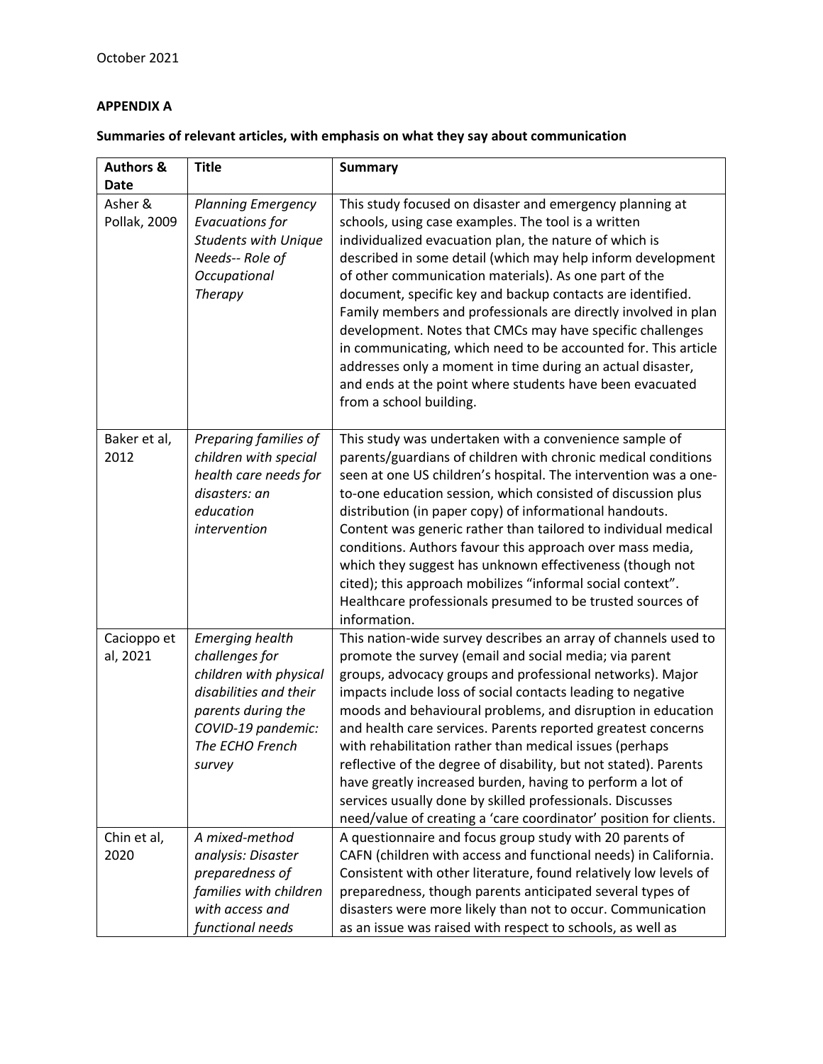October 2021

**APPENDIX A**

**Summaries of relevant articles, with emphasis on what they say about communication**

| Authors & Date | Title | Summary |
|---|---|---|
| Asher & Pollak, 2009 | *Planning Emergency Evacuations for Students with Unique Needs-- Role of Occupational Therapy* | This study focused on disaster and emergency planning at schools, using case examples. The tool is a written individualized evacuation plan, the nature of which is described in some detail (which may help inform development of other communication materials). As one part of the document, specific key and backup contacts are identified. Family members and professionals are directly involved in plan development. Notes that CMCs may have specific challenges in communicating, which need to be accounted for. This article addresses only a moment in time during an actual disaster, and ends at the point where students have been evacuated from a school building. |
| Baker et al, 2012 | *Preparing families of children with special health care needs for disasters: an education intervention* | This study was undertaken with a convenience sample of parents/guardians of children with chronic medical conditions seen at one US children's hospital. The intervention was a one-to-one education session, which consisted of discussion plus distribution (in paper copy) of informational handouts. Content was generic rather than tailored to individual medical conditions. Authors favour this approach over mass media, which they suggest has unknown effectiveness (though not cited); this approach mobilizes "informal social context". Healthcare professionals presumed to be trusted sources of information. |
| Cacioppo et al, 2021 | *Emerging health challenges for children with physical disabilities and their parents during the COVID-19 pandemic: The ECHO French survey* | This nation-wide survey describes an array of channels used to promote the survey (email and social media; via parent groups, advocacy groups and professional networks). Major impacts include loss of social contacts leading to negative moods and behavioural problems, and disruption in education and health care services. Parents reported greatest concerns with rehabilitation rather than medical issues (perhaps reflective of the degree of disability, but not stated). Parents have greatly increased burden, having to perform a lot of services usually done by skilled professionals. Discusses need/value of creating a 'care coordinator' position for clients. |
| Chin et al, 2020 | *A mixed-method analysis: Disaster preparedness of families with children with access and functional needs* | A questionnaire and focus group study with 20 parents of CAFN (children with access and functional needs) in California. Consistent with other literature, found relatively low levels of preparedness, though parents anticipated several types of disasters were more likely than not to occur. Communication as an issue was raised with respect to schools, as well as |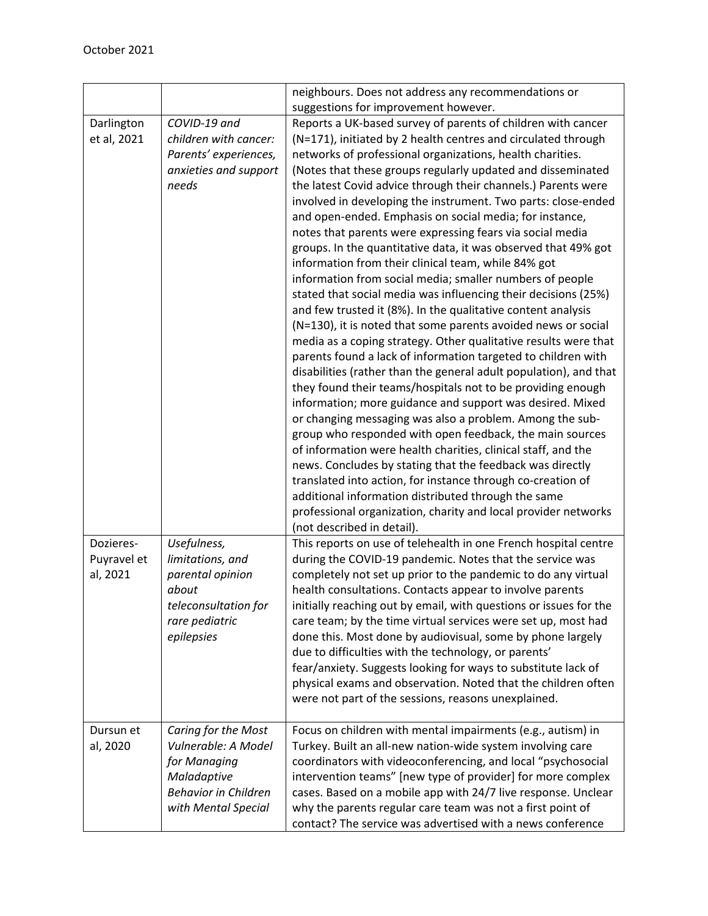| | | |
|---|---|---|
| | | neighbours. Does not address any recommendations or suggestions for improvement however. |
| Darlington et al, 2021 | *COVID-19 and children with cancer: Parents' experiences, anxieties and support needs* | Reports a UK-based survey of parents of children with cancer (N=171), initiated by 2 health centres and circulated through networks of professional organizations, health charities. (Notes that these groups regularly updated and disseminated the latest Covid advice through their channels.) Parents were involved in developing the instrument. Two parts: close-ended and open-ended. Emphasis on social media; for instance, notes that parents were expressing fears via social media groups. In the quantitative data, it was observed that 49% got information from their clinical team, while 84% got information from social media; smaller numbers of people stated that social media was influencing their decisions (25%) and few trusted it (8%). In the qualitative content analysis (N=130), it is noted that some parents avoided news or social media as a coping strategy. Other qualitative results were that parents found a lack of information targeted to children with disabilities (rather than the general adult population), and that they found their teams/hospitals not to be providing enough information; more guidance and support was desired. Mixed or changing messaging was also a problem. Among the sub-group who responded with open feedback, the main sources of information were health charities, clinical staff, and the news. Concludes by stating that the feedback was directly translated into action, for instance through co-creation of additional information distributed through the same professional organization, charity and local provider networks (not described in detail). |
| Dozieres-Puyravel et al, 2021 | *Usefulness, limitations, and parental opinion about teleconsultation for rare pediatric epilepsies* | This reports on use of telehealth in one French hospital centre during the COVID-19 pandemic. Notes that the service was completely not set up prior to the pandemic to do any virtual health consultations. Contacts appear to involve parents initially reaching out by email, with questions or issues for the care team; by the time virtual services were set up, most had done this. Most done by audiovisual, some by phone largely due to difficulties with the technology, or parents' fear/anxiety. Suggests looking for ways to substitute lack of physical exams and observation. Noted that the children often were not part of the sessions, reasons unexplained. |
| Dursun et al, 2020 | *Caring for the Most Vulnerable: A Model for Managing Maladaptive Behavior in Children with Mental Special* | Focus on children with mental impairments (e.g., autism) in Turkey. Built an all-new nation-wide system involving care coordinators with videoconferencing, and local "psychosocial intervention teams" [new type of provider] for more complex cases. Based on a mobile app with 24/7 live response. Unclear why the parents regular care team was not a first point of contact? The service was advertised with a news conference |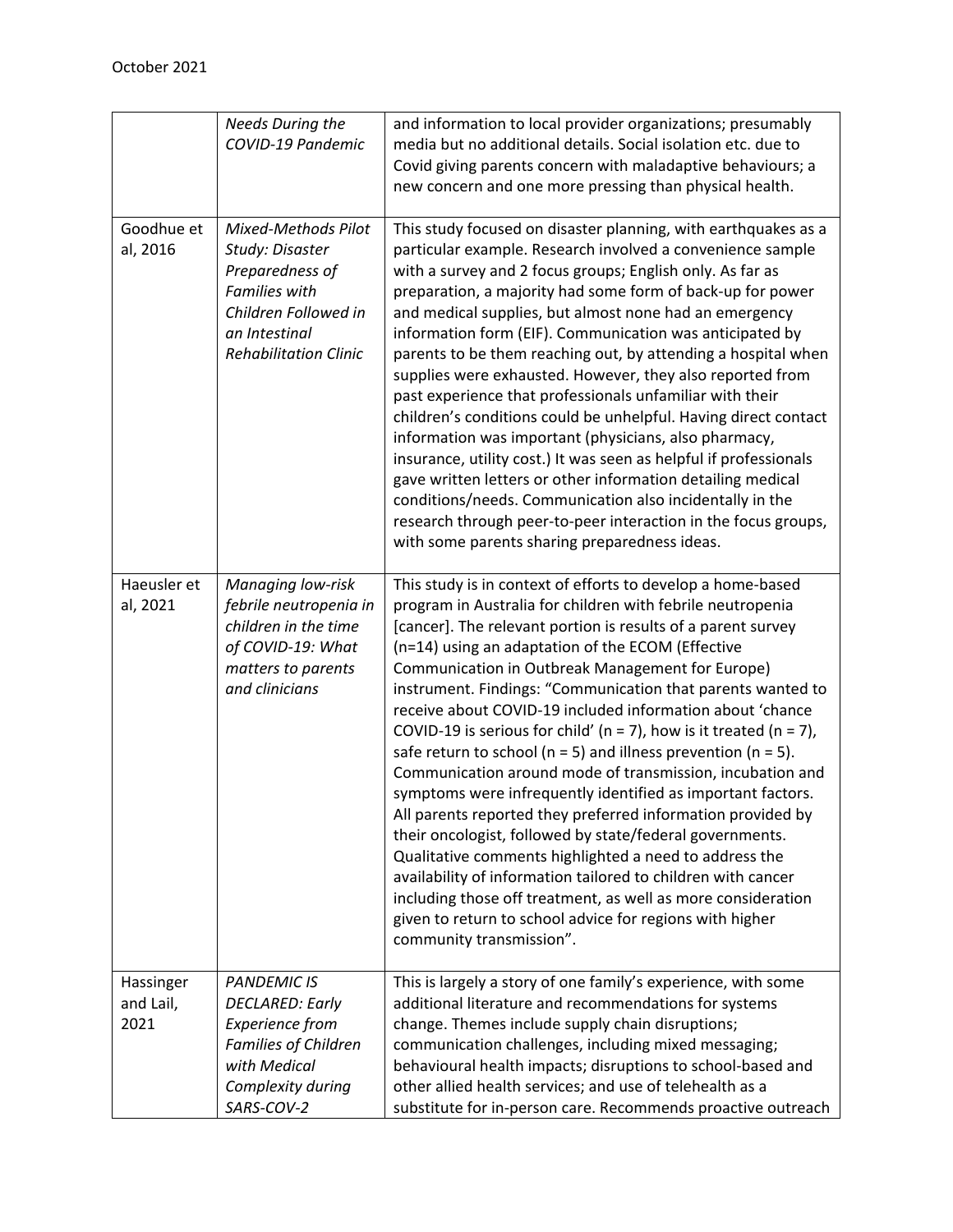| | | |
|---|---|---|
| | *Needs During the COVID-19 Pandemic* | and information to local provider organizations; presumably media but no additional details. Social isolation etc. due to Covid giving parents concern with maladaptive behaviours; a new concern and one more pressing than physical health. |
| Goodhue et al, 2016 | *Mixed-Methods Pilot Study: Disaster Preparedness of Families with Children Followed in an Intestinal Rehabilitation Clinic* | This study focused on disaster planning, with earthquakes as a particular example. Research involved a convenience sample with a survey and 2 focus groups; English only. As far as preparation, a majority had some form of back-up for power and medical supplies, but almost none had an emergency information form (EIF). Communication was anticipated by parents to be them reaching out, by attending a hospital when supplies were exhausted. However, they also reported from past experience that professionals unfamiliar with their children's conditions could be unhelpful. Having direct contact information was important (physicians, also pharmacy, insurance, utility cost.) It was seen as helpful if professionals gave written letters or other information detailing medical conditions/needs. Communication also incidentally in the research through peer-to-peer interaction in the focus groups, with some parents sharing preparedness ideas. |
| Haeusler et al, 2021 | *Managing low-risk febrile neutropenia in children in the time of COVID-19: What matters to parents and clinicians* | This study is in context of efforts to develop a home-based program in Australia for children with febrile neutropenia [cancer]. The relevant portion is results of a parent survey (n=14) using an adaptation of the ECOM (Effective Communication in Outbreak Management for Europe) instrument. Findings: "Communication that parents wanted to receive about COVID-19 included information about 'chance COVID-19 is serious for child' (n = 7), how is it treated (n = 7), safe return to school (n = 5) and illness prevention (n = 5). Communication around mode of transmission, incubation and symptoms were infrequently identified as important factors. All parents reported they preferred information provided by their oncologist, followed by state/federal governments. Qualitative comments highlighted a need to address the availability of information tailored to children with cancer including those off treatment, as well as more consideration given to return to school advice for regions with higher community transmission". |
| Hassinger and Lail, 2021 | *PANDEMIC IS DECLARED: Early Experience from Families of Children with Medical Complexity during SARS-COV-2* | This is largely a story of one family's experience, with some additional literature and recommendations for systems change. Themes include supply chain disruptions; communication challenges, including mixed messaging; behavioural health impacts; disruptions to school-based and other allied health services; and use of telehealth as a substitute for in-person care. Recommends proactive outreach |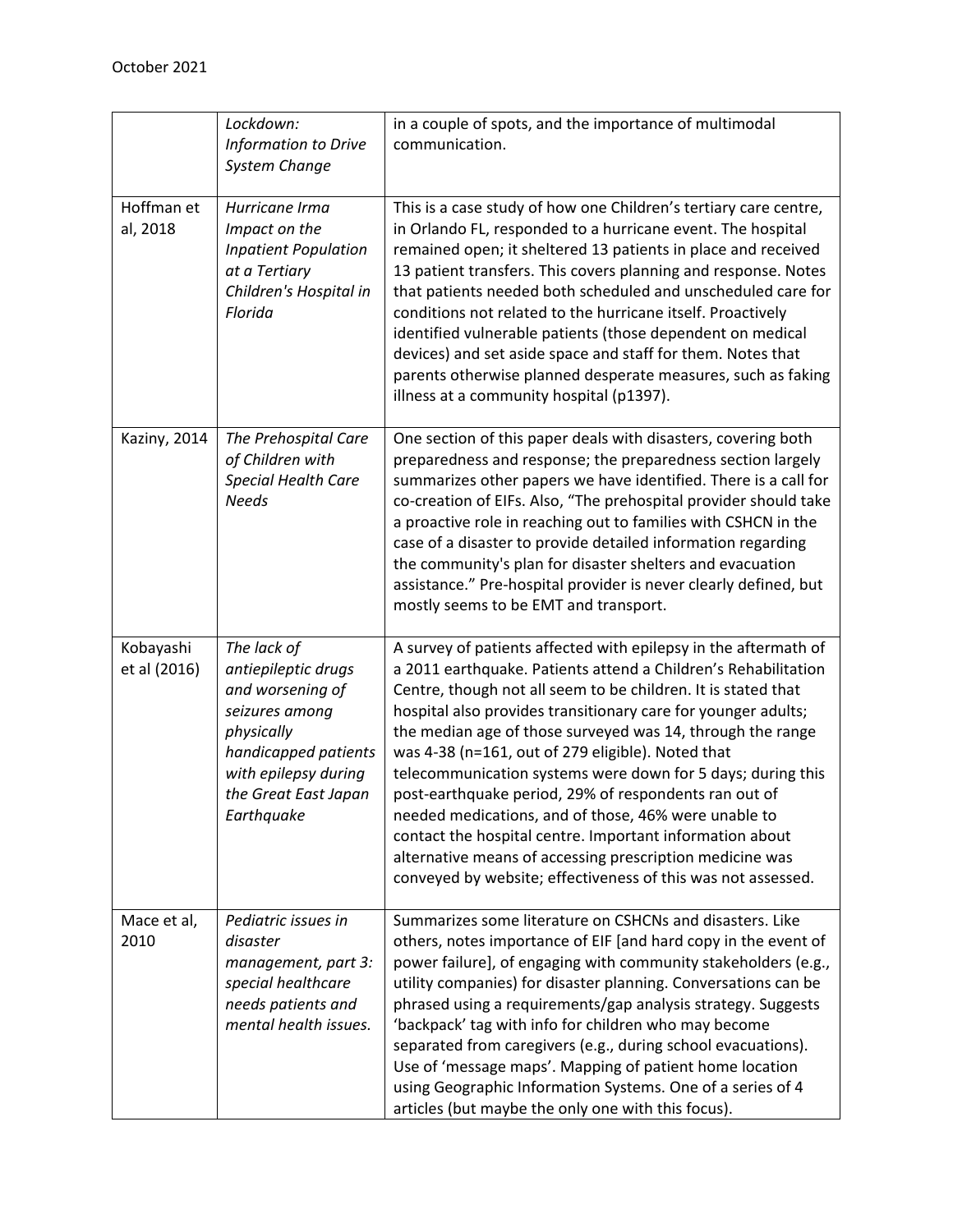| | | |
|---|---|---|
| | *Lockdown: Information to Drive System Change* | in a couple of spots, and the importance of multimodal communication. |
| Hoffman et al, 2018 | *Hurricane Irma Impact on the Inpatient Population at a Tertiary Children's Hospital in Florida* | This is a case study of how one Children's tertiary care centre, in Orlando FL, responded to a hurricane event. The hospital remained open; it sheltered 13 patients in place and received 13 patient transfers. This covers planning and response. Notes that patients needed both scheduled and unscheduled care for conditions not related to the hurricane itself. Proactively identified vulnerable patients (those dependent on medical devices) and set aside space and staff for them. Notes that parents otherwise planned desperate measures, such as faking illness at a community hospital (p1397). |
| Kaziny, 2014 | *The Prehospital Care of Children with Special Health Care Needs* | One section of this paper deals with disasters, covering both preparedness and response; the preparedness section largely summarizes other papers we have identified. There is a call for co-creation of EIFs. Also, "The prehospital provider should take a proactive role in reaching out to families with CSHCN in the case of a disaster to provide detailed information regarding the community's plan for disaster shelters and evacuation assistance." Pre-hospital provider is never clearly defined, but mostly seems to be EMT and transport. |
| Kobayashi et al (2016) | *The lack of antiepileptic drugs and worsening of seizures among physically handicapped patients with epilepsy during the Great East Japan Earthquake* | A survey of patients affected with epilepsy in the aftermath of a 2011 earthquake. Patients attend a Children's Rehabilitation Centre, though not all seem to be children. It is stated that hospital also provides transitionary care for younger adults; the median age of those surveyed was 14, through the range was 4-38 (n=161, out of 279 eligible). Noted that telecommunication systems were down for 5 days; during this post-earthquake period, 29% of respondents ran out of needed medications, and of those, 46% were unable to contact the hospital centre. Important information about alternative means of accessing prescription medicine was conveyed by website; effectiveness of this was not assessed. |
| Mace et al, 2010 | *Pediatric issues in disaster management, part 3: special healthcare needs patients and mental health issues.* | Summarizes some literature on CSHCNs and disasters. Like others, notes importance of EIF [and hard copy in the event of power failure], of engaging with community stakeholders (e.g., utility companies) for disaster planning. Conversations can be phrased using a requirements/gap analysis strategy. Suggests 'backpack' tag with info for children who may become separated from caregivers (e.g., during school evacuations). Use of 'message maps'. Mapping of patient home location using Geographic Information Systems. One of a series of 4 articles (but maybe the only one with this focus). |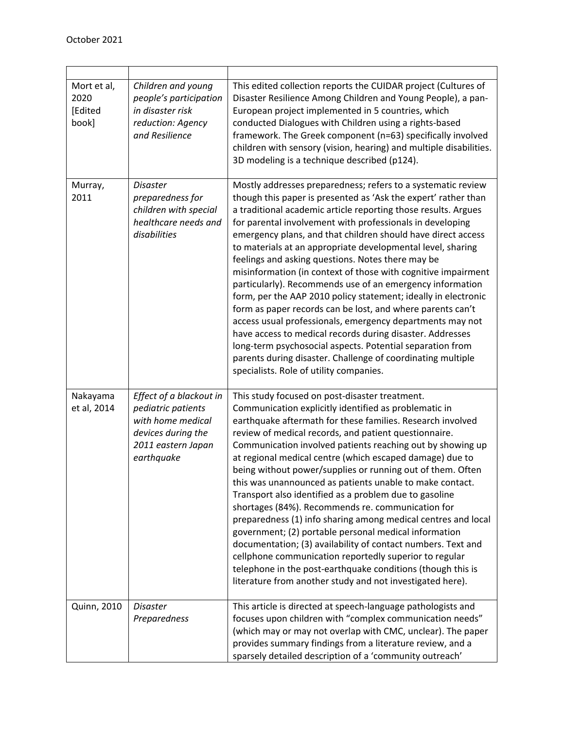| | | |
|---|---|---|
| Mort et al, 2020 [Edited book] | *Children and young people's participation in disaster risk reduction: Agency and Resilience* | This edited collection reports the CUIDAR project (Cultures of Disaster Resilience Among Children and Young People), a pan-European project implemented in 5 countries, which conducted Dialogues with Children using a rights-based framework. The Greek component (n=63) specifically involved children with sensory (vision, hearing) and multiple disabilities. 3D modeling is a technique described (p124). |
| Murray, 2011 | *Disaster preparedness for children with special healthcare needs and disabilities* | Mostly addresses preparedness; refers to a systematic review though this paper is presented as 'Ask the expert' rather than a traditional academic article reporting those results. Argues for parental involvement with professionals in developing emergency plans, and that children should have direct access to materials at an appropriate developmental level, sharing feelings and asking questions. Notes there may be misinformation (in context of those with cognitive impairment particularly). Recommends use of an emergency information form, per the AAP 2010 policy statement; ideally in electronic form as paper records can be lost, and where parents can't access usual professionals, emergency departments may not have access to medical records during disaster. Addresses long-term psychosocial aspects. Potential separation from parents during disaster. Challenge of coordinating multiple specialists. Role of utility companies. |
| Nakayama et al, 2014 | *Effect of a blackout in pediatric patients with home medical devices during the 2011 eastern Japan earthquake* | This study focused on post-disaster treatment. Communication explicitly identified as problematic in earthquake aftermath for these families. Research involved review of medical records, and patient questionnaire. Communication involved patients reaching out by showing up at regional medical centre (which escaped damage) due to being without power/supplies or running out of them. Often this was unannounced as patients unable to make contact. Transport also identified as a problem due to gasoline shortages (84%). Recommends re. communication for preparedness (1) info sharing among medical centres and local government; (2) portable personal medical information documentation; (3) availability of contact numbers. Text and cellphone communication reportedly superior to regular telephone in the post-earthquake conditions (though this is literature from another study and not investigated here). |
| Quinn, 2010 | *Disaster Preparedness* | This article is directed at speech-language pathologists and focuses upon children with "complex communication needs" (which may or may not overlap with CMC, unclear). The paper provides summary findings from a literature review, and a sparsely detailed description of a 'community outreach' |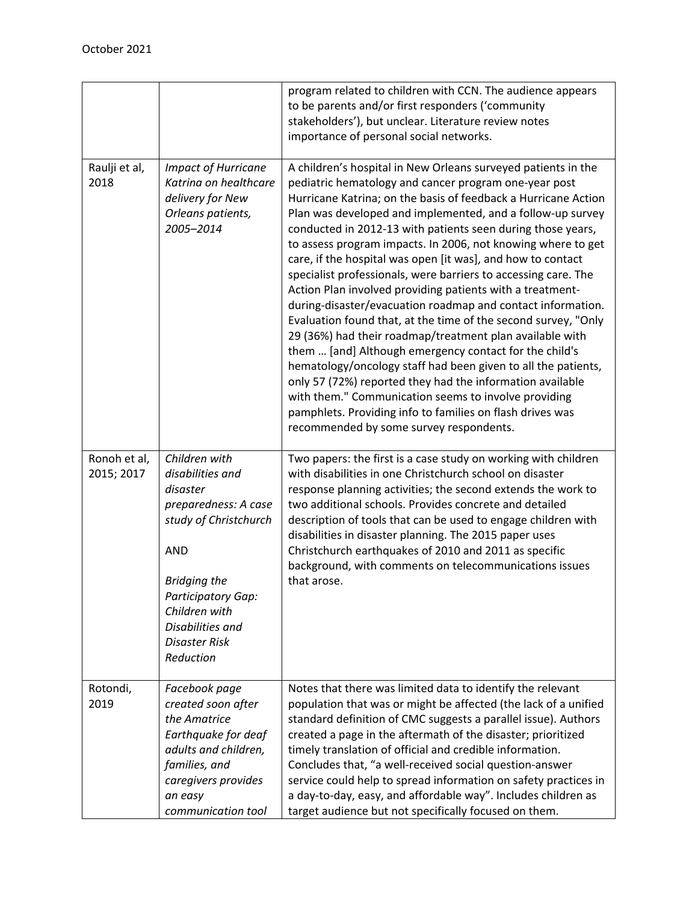| | | |
|---|---|---|
| | | program related to children with CCN. The audience appears to be parents and/or first responders ('community stakeholders'), but unclear. Literature review notes importance of personal social networks. |
| Raulji et al, 2018 | *Impact of Hurricane Katrina on healthcare delivery for New Orleans patients, 2005–2014* | A children's hospital in New Orleans surveyed patients in the pediatric hematology and cancer program one-year post Hurricane Katrina; on the basis of feedback a Hurricane Action Plan was developed and implemented, and a follow-up survey conducted in 2012-13 with patients seen during those years, to assess program impacts. In 2006, not knowing where to get care, if the hospital was open [it was], and how to contact specialist professionals, were barriers to accessing care. The Action Plan involved providing patients with a treatment-during-disaster/evacuation roadmap and contact information. Evaluation found that, at the time of the second survey, "Only 29 (36%) had their roadmap/treatment plan available with them … [and] Although emergency contact for the child's hematology/oncology staff had been given to all the patients, only 57 (72%) reported they had the information available with them." Communication seems to involve providing pamphlets. Providing info to families on flash drives was recommended by some survey respondents. |
| Ronoh et al, 2015; 2017 | *Children with disabilities and disaster preparedness: A case study of Christchurch*<br><br>AND<br><br>*Bridging the Participatory Gap: Children with Disabilities and Disaster Risk Reduction* | Two papers: the first is a case study on working with children with disabilities in one Christchurch school on disaster response planning activities; the second extends the work to two additional schools. Provides concrete and detailed description of tools that can be used to engage children with disabilities in disaster planning. The 2015 paper uses Christchurch earthquakes of 2010 and 2011 as specific background, with comments on telecommunications issues that arose. |
| Rotondi, 2019 | *Facebook page created soon after the Amatrice Earthquake for deaf adults and children, families, and caregivers provides an easy communication tool* | Notes that there was limited data to identify the relevant population that was or might be affected (the lack of a unified standard definition of CMC suggests a parallel issue). Authors created a page in the aftermath of the disaster; prioritized timely translation of official and credible information. Concludes that, "a well-received social question-answer service could help to spread information on safety practices in a day-to-day, easy, and affordable way". Includes children as target audience but not specifically focused on them. |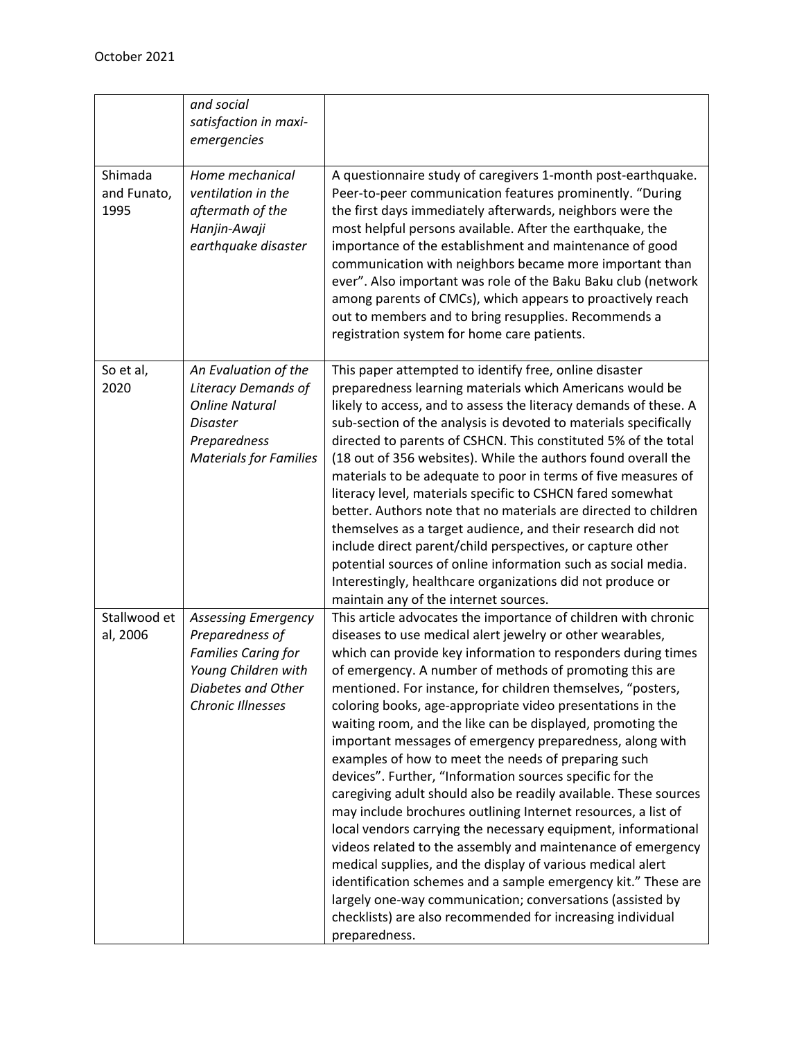| | | |
|---|---|---|
| | *and social satisfaction in maxi-emergencies* | |
| Shimada and Funato, 1995 | *Home mechanical ventilation in the aftermath of the Hanjin-Awaji earthquake disaster* | A questionnaire study of caregivers 1-month post-earthquake. Peer-to-peer communication features prominently. “During the first days immediately afterwards, neighbors were the most helpful persons available. After the earthquake, the importance of the establishment and maintenance of good communication with neighbors became more important than ever”. Also important was role of the Baku Baku club (network among parents of CMCs), which appears to proactively reach out to members and to bring resupplies. Recommends a registration system for home care patients. |
| So et al, 2020 | *An Evaluation of the Literacy Demands of Online Natural Disaster Preparedness Materials for Families* | This paper attempted to identify free, online disaster preparedness learning materials which Americans would be likely to access, and to assess the literacy demands of these. A sub-section of the analysis is devoted to materials specifically directed to parents of CSHCN. This constituted 5% of the total (18 out of 356 websites). While the authors found overall the materials to be adequate to poor in terms of five measures of literacy level, materials specific to CSHCN fared somewhat better. Authors note that no materials are directed to children themselves as a target audience, and their research did not include direct parent/child perspectives, or capture other potential sources of online information such as social media. Interestingly, healthcare organizations did not produce or maintain any of the internet sources. |
| Stallwood et al, 2006 | *Assessing Emergency Preparedness of Families Caring for Young Children with Diabetes and Other Chronic Illnesses* | This article advocates the importance of children with chronic diseases to use medical alert jewelry or other wearables, which can provide key information to responders during times of emergency. A number of methods of promoting this are mentioned. For instance, for children themselves, “posters, coloring books, age-appropriate video presentations in the waiting room, and the like can be displayed, promoting the important messages of emergency preparedness, along with examples of how to meet the needs of preparing such devices”. Further, “Information sources specific for the caregiving adult should also be readily available. These sources may include brochures outlining Internet resources, a list of local vendors carrying the necessary equipment, informational videos related to the assembly and maintenance of emergency medical supplies, and the display of various medical alert identification schemes and a sample emergency kit.” These are largely one-way communication; conversations (assisted by checklists) are also recommended for increasing individual preparedness. |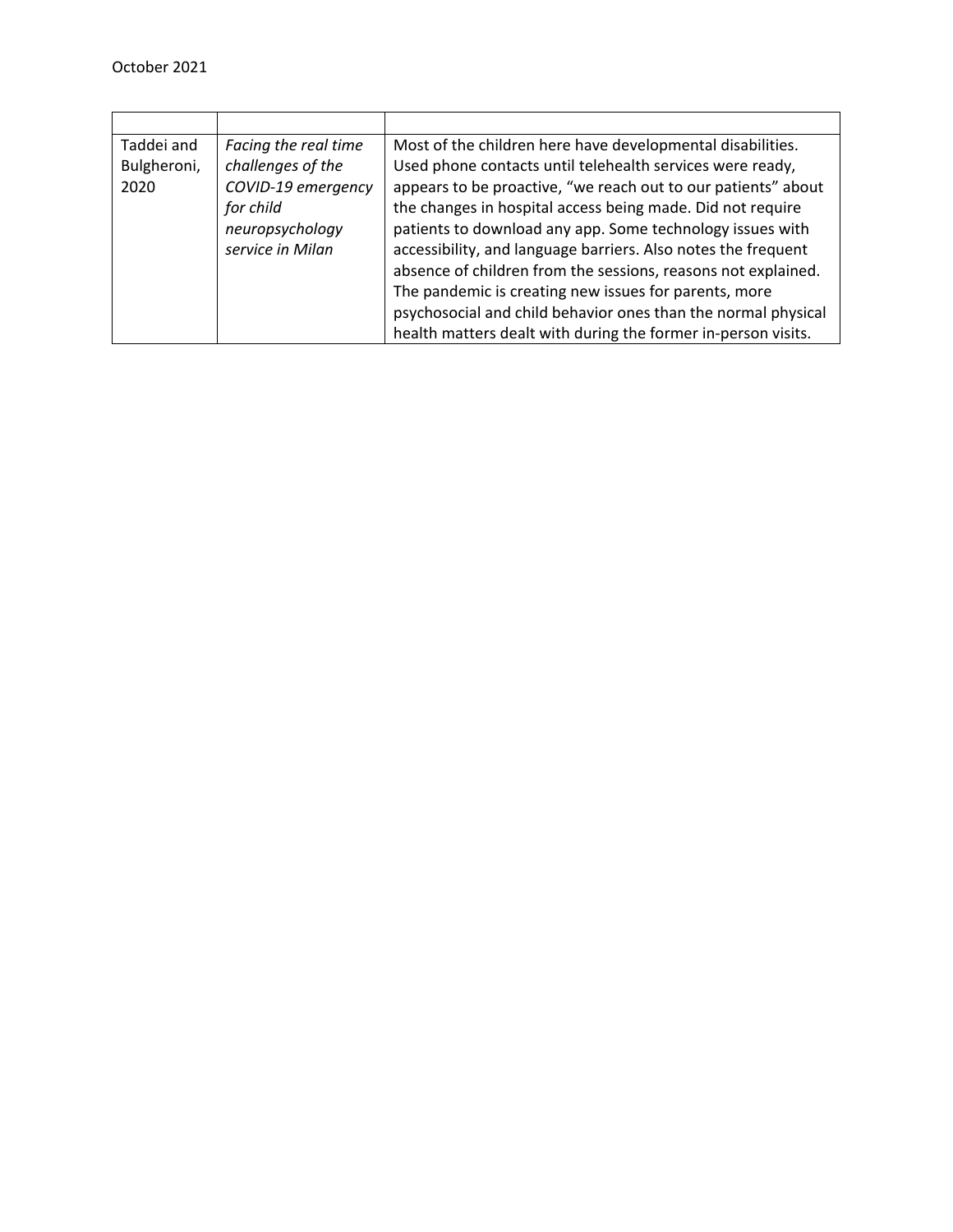| | | |
|---|---|---|
| Taddei and Bulgheroni, 2020 | *Facing the real time challenges of the COVID-19 emergency for child neuropsychology service in Milan* | Most of the children here have developmental disabilities. Used phone contacts until telehealth services were ready, appears to be proactive, "we reach out to our patients" about the changes in hospital access being made. Did not require patients to download any app. Some technology issues with accessibility, and language barriers. Also notes the frequent absence of children from the sessions, reasons not explained. The pandemic is creating new issues for parents, more psychosocial and child behavior ones than the normal physical health matters dealt with during the former in-person visits. |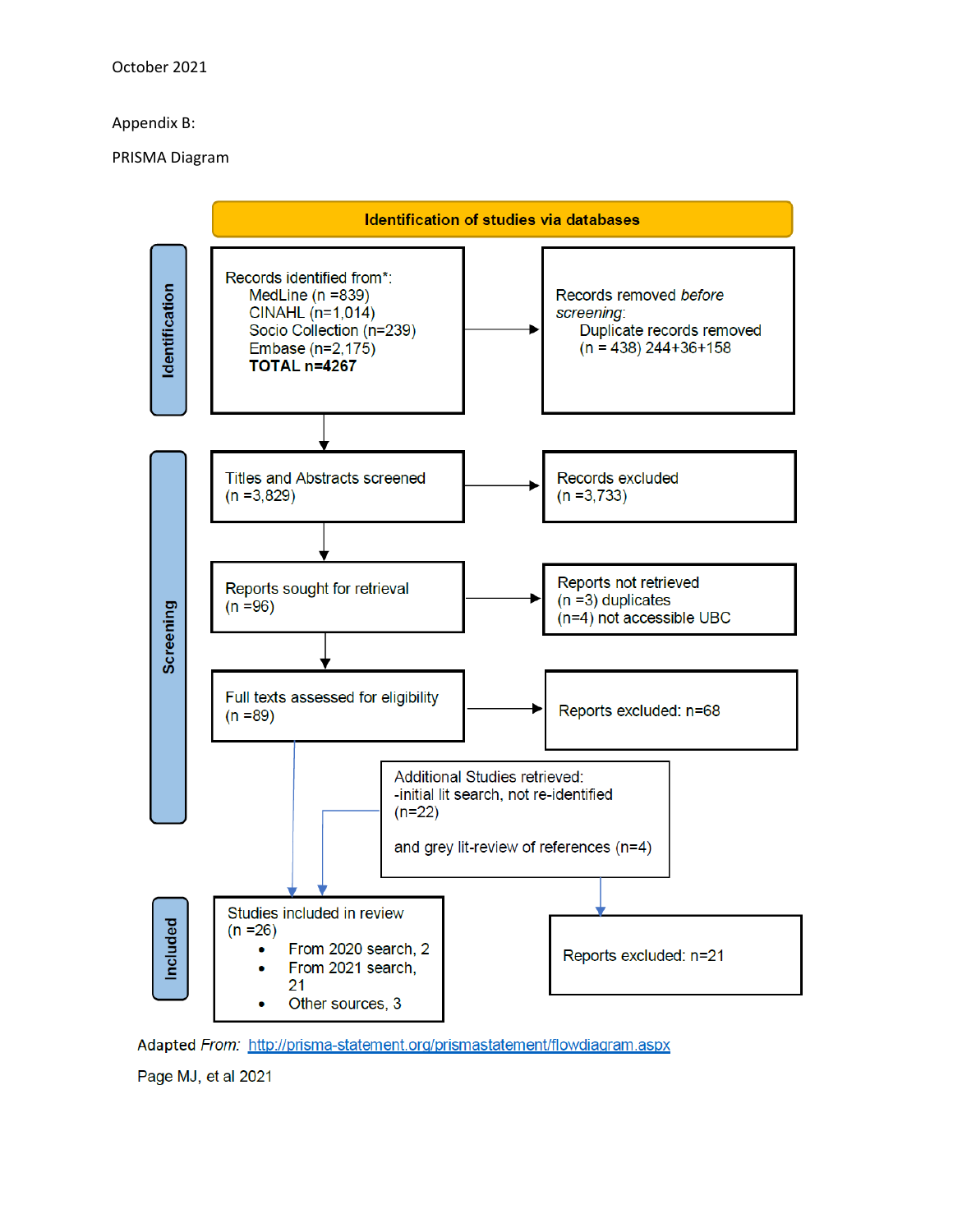October 2021

Appendix B:

PRISMA Diagram

**Identification of studies via databases**

**Identification**

Records identified from*:
- MedLine (n =839)
- CINAHL (n=1,014)
- Socio Collection (n=239)
- Embase (n=2,175)
- **TOTAL n=4267**

Records removed *before screening*:
- Duplicate records removed (n = 438) 244+36+158

**Screening**

Titles and Abstracts screened (n =3,829)

Records excluded (n =3,733)

Reports sought for retrieval (n =96)

Reports not retrieved
- (n =3) duplicates
- (n=4) not accessible UBC

Full texts assessed for eligibility (n =89)

Reports excluded: n=68

Additional Studies retrieved:
-initial lit search, not re-identified (n=22)

and grey lit-review of references (n=4)

Reports excluded: n=21

**Included**

Studies included in review (n =26)
- From 2020 search, 2
- From 2021 search, 21
- Other sources, 3

*Adapted From:* http://prisma-statement.org/prismastatement/flowdiagram.aspx

Page MJ, et al 2021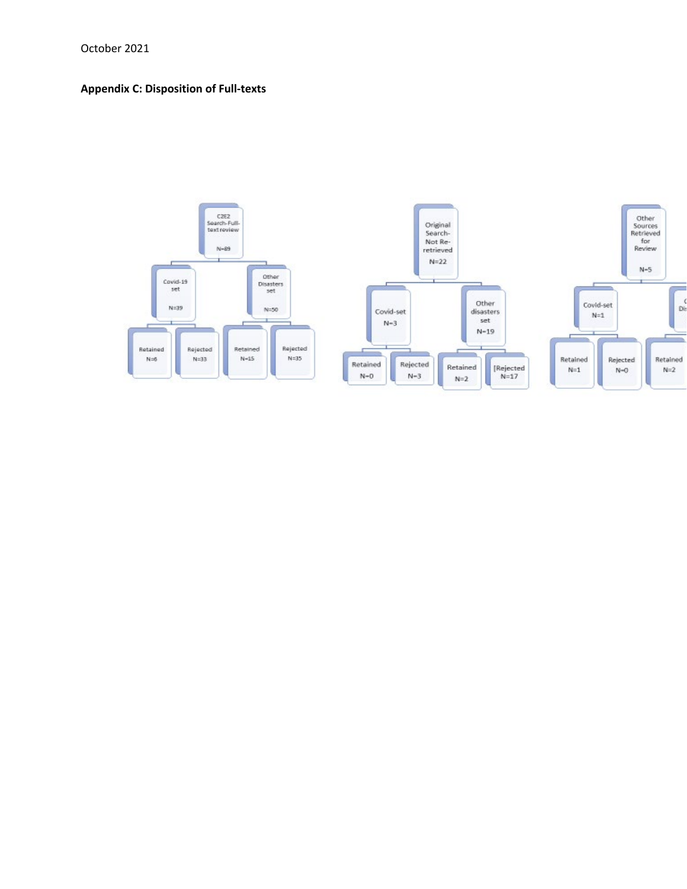## Appendix C: Disposition of Full-texts

C2E2 Search-Full-text review
N=89

- Covid-19 set N=39
  - Retained N=6
  - Rejected N=33
- Other Disasters set N=50
  - Retained N=15
  - Rejected N=35

Original Search-Not Re-retrieved
N=22

- Covid-set N=3
  - Retained N=0
  - Rejected N=3
- Other disasters set N=19
  - Retained N=2
  - [Rejected N=17

Other Sources Retrieved for Review
N=5

- Covid-set N=1
  - Retained N=1
  - Rejected N=0
- Di
  - Retained N=2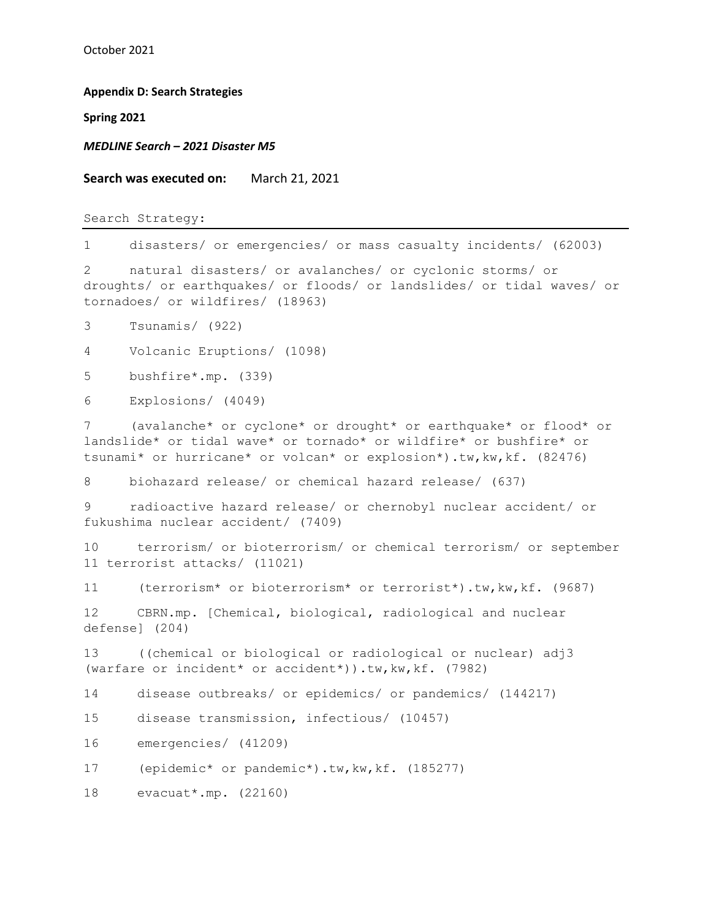October 2021

**Appendix D: Search Strategies**

**Spring 2021**

***MEDLINE Search – 2021 Disaster M5***

**Search was executed on:** March 21, 2021

```
Search Strategy:
--------------------------------------------------------------------------------
1     disasters/ or emergencies/ or mass casualty incidents/ (62003)

2     natural disasters/ or avalanches/ or cyclonic storms/ or
droughts/ or earthquakes/ or floods/ or landslides/ or tidal waves/ or
tornadoes/ or wildfires/ (18963)

3     Tsunamis/ (922)

4     Volcanic Eruptions/ (1098)

5     bushfire*.mp. (339)

6     Explosions/ (4049)

7     (avalanche* or cyclone* or drought* or earthquake* or flood* or
landslide* or tidal wave* or tornado* or wildfire* or bushfire* or
tsunami* or hurricane* or volcan* or explosion*).tw,kw,kf. (82476)

8     biohazard release/ or chemical hazard release/ (637)

9     radioactive hazard release/ or chernobyl nuclear accident/ or
fukushima nuclear accident/ (7409)

10     terrorism/ or bioterrorism/ or chemical terrorism/ or september
11 terrorist attacks/ (11021)

11     (terrorism* or bioterrorism* or terrorist*).tw,kw,kf. (9687)

12     CBRN.mp. [Chemical, biological, radiological and nuclear
defense] (204)

13     ((chemical or biological or radiological or nuclear) adj3
(warfare or incident* or accident*)).tw,kw,kf. (7982)

14     disease outbreaks/ or epidemics/ or pandemics/ (144217)

15     disease transmission, infectious/ (10457)

16     emergencies/ (41209)

17     (epidemic* or pandemic*).tw,kw,kf. (185277)

18     evacuat*.mp. (22160)
```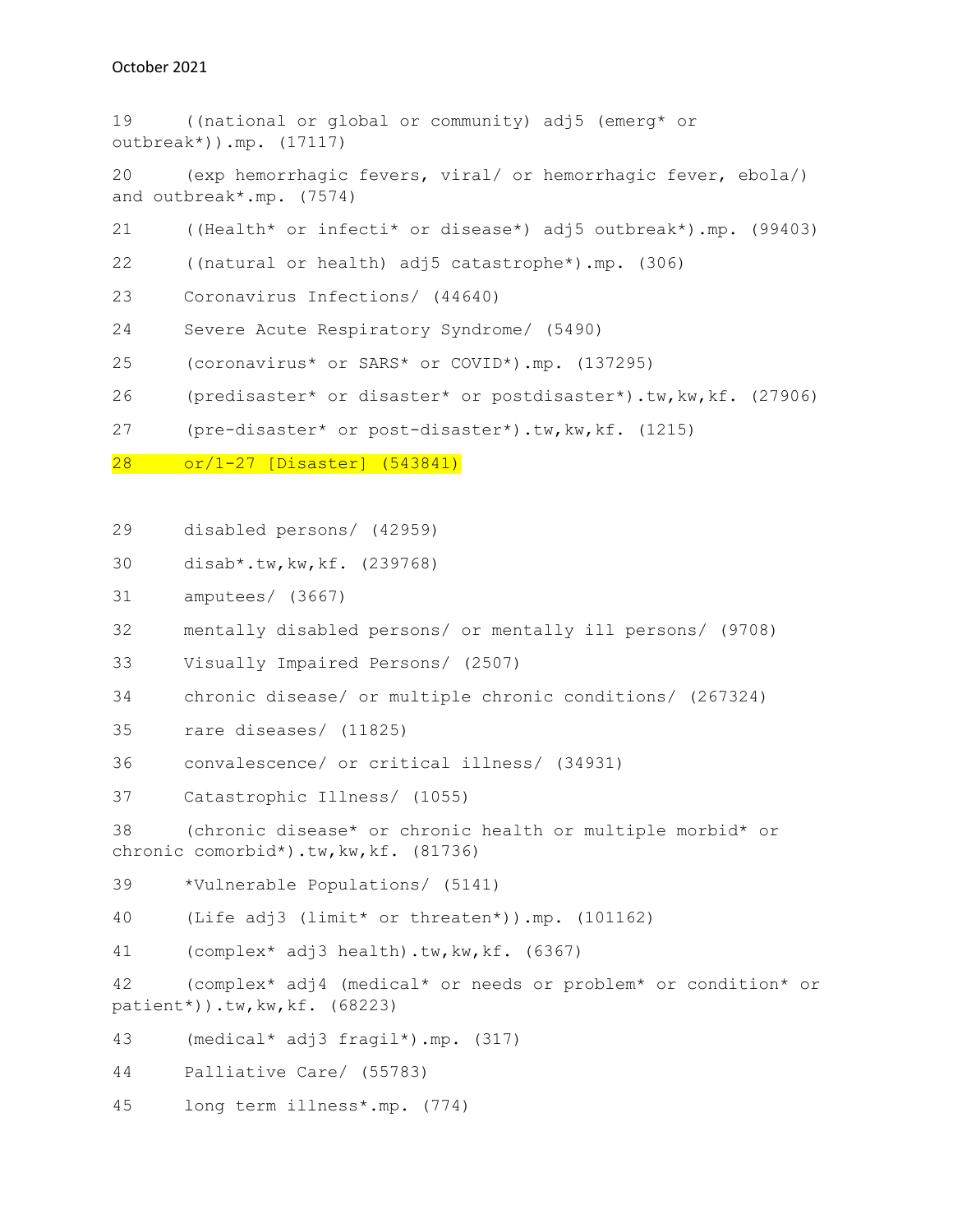19 ((national or global or community) adj5 (emerg* or outbreak*)).mp. (17117)

20 (exp hemorrhagic fevers, viral/ or hemorrhagic fever, ebola/) and outbreak*.mp. (7574)

21 ((Health* or infecti* or disease*) adj5 outbreak*).mp. (99403)

22 ((natural or health) adj5 catastrophe*).mp. (306)

23 Coronavirus Infections/ (44640)

24 Severe Acute Respiratory Syndrome/ (5490)

25 (coronavirus* or SARS* or COVID*).mp. (137295)

26 (predisaster* or disaster* or postdisaster*).tw,kw,kf. (27906)

27 (pre-disaster* or post-disaster*).tw,kw,kf. (1215)

28 or/1-27 [Disaster] (543841)

29 disabled persons/ (42959)

30 disab*.tw,kw,kf. (239768)

31 amputees/ (3667)

32 mentally disabled persons/ or mentally ill persons/ (9708)

33 Visually Impaired Persons/ (2507)

34 chronic disease/ or multiple chronic conditions/ (267324)

35 rare diseases/ (11825)

36 convalescence/ or critical illness/ (34931)

37 Catastrophic Illness/ (1055)

38 (chronic disease* or chronic health or multiple morbid* or chronic comorbid*).tw,kw,kf. (81736)

39 *Vulnerable Populations/ (5141)

40 (Life adj3 (limit* or threaten*)).mp. (101162)

41 (complex* adj3 health).tw,kw,kf. (6367)

42 (complex* adj4 (medical* or needs or problem* or condition* or patient*)).tw,kw,kf. (68223)

43 (medical* adj3 fragil*).mp. (317)

44 Palliative Care/ (55783)

45 long term illness*.mp. (774)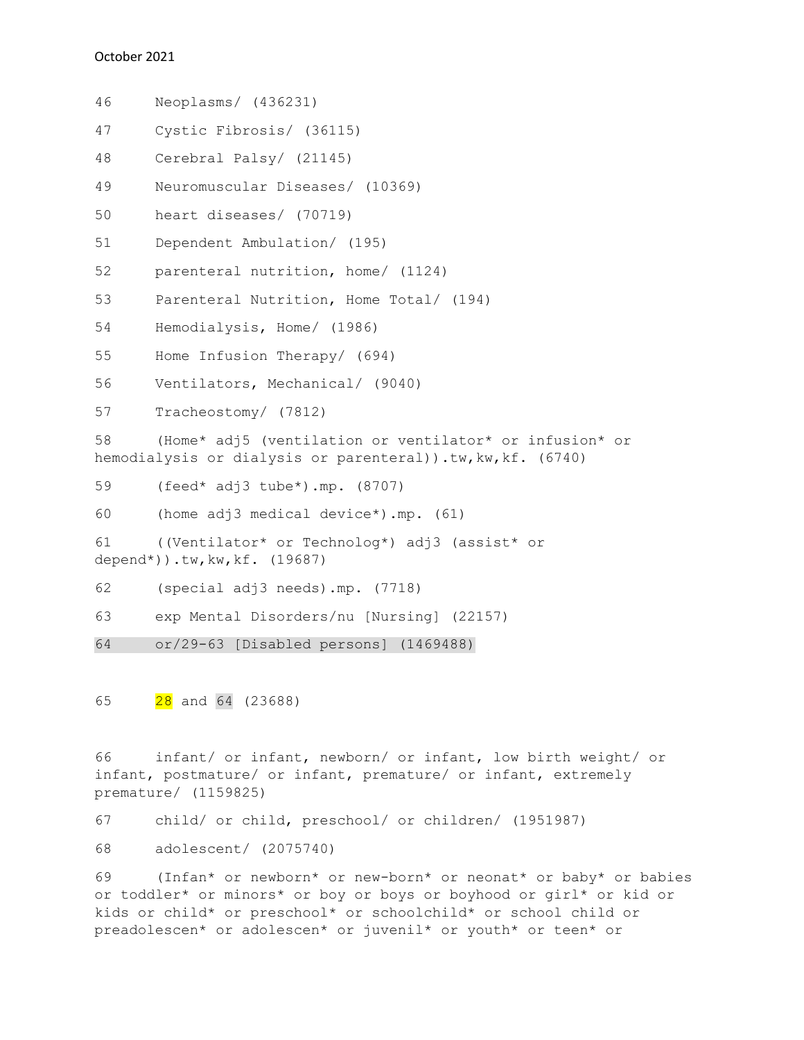46 Neoplasms/ (436231)

47 Cystic Fibrosis/ (36115)

48 Cerebral Palsy/ (21145)

49 Neuromuscular Diseases/ (10369)

50 heart diseases/ (70719)

51 Dependent Ambulation/ (195)

52 parenteral nutrition, home/ (1124)

53 Parenteral Nutrition, Home Total/ (194)

54 Hemodialysis, Home/ (1986)

55 Home Infusion Therapy/ (694)

56 Ventilators, Mechanical/ (9040)

57 Tracheostomy/ (7812)

58 (Home* adj5 (ventilation or ventilator* or infusion* or hemodialysis or dialysis or parenteral)).tw,kw,kf. (6740)

59 (feed* adj3 tube*).mp. (8707)

60 (home adj3 medical device*).mp. (61)

61 ((Ventilator* or Technolog*) adj3 (assist* or depend*)).tw,kw,kf. (19687)

62 (special adj3 needs).mp. (7718)

63 exp Mental Disorders/nu [Nursing] (22157)

64 or/29-63 [Disabled persons] (1469488)

65 28 and 64 (23688)

66 infant/ or infant, newborn/ or infant, low birth weight/ or infant, postmature/ or infant, premature/ or infant, extremely premature/ (1159825)

67 child/ or child, preschool/ or children/ (1951987)

68 adolescent/ (2075740)

69 (Infan* or newborn* or new-born* or neonat* or baby* or babies or toddler* or minors* or boy or boys or boyhood or girl* or kid or kids or child* or preschool* or schoolchild* or school child or preadolescen* or adolescen* or juvenil* or youth* or teen* or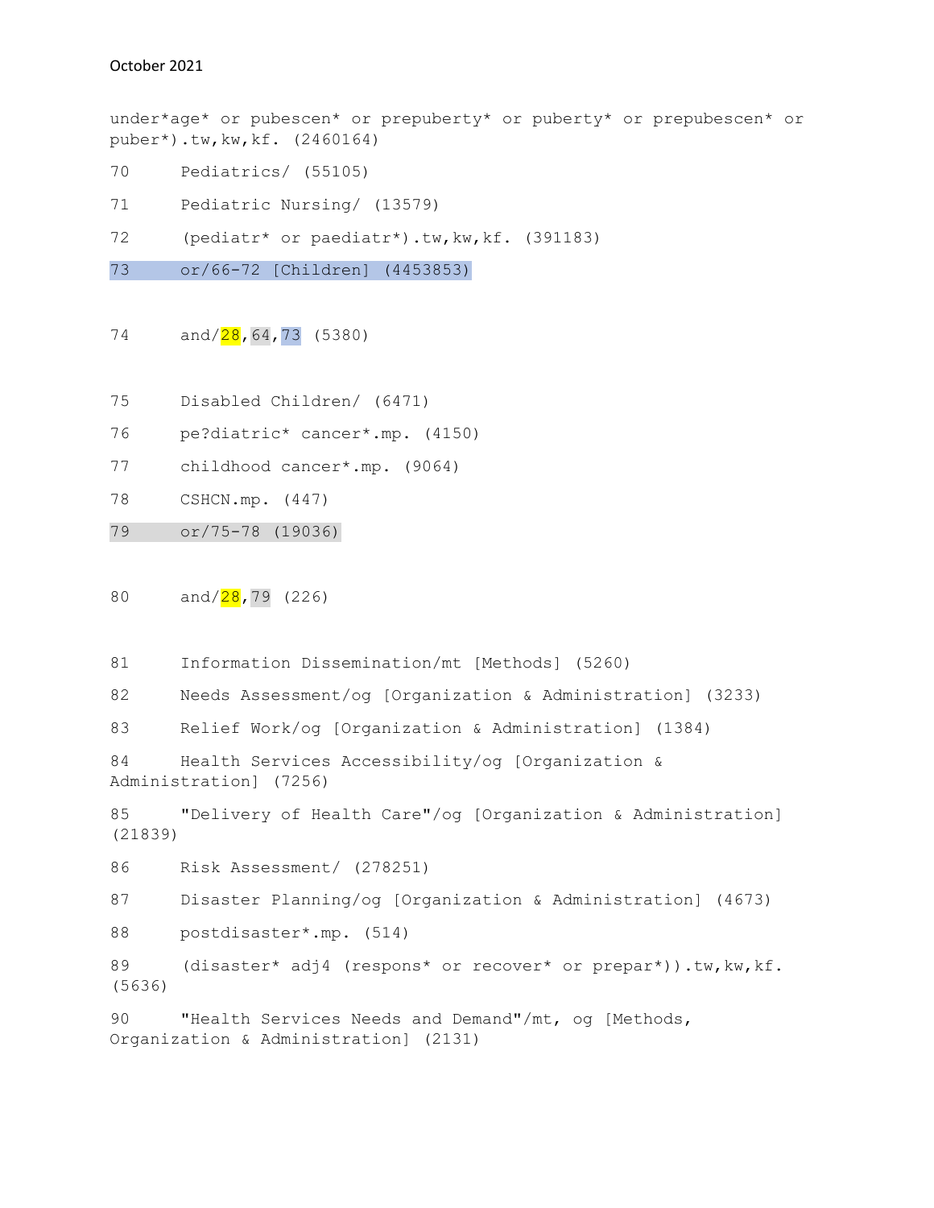under*age* or pubescen* or prepuberty* or puberty* or prepubescen* or puber*).tw,kw,kf. (2460164)

70 Pediatrics/ (55105)

71 Pediatric Nursing/ (13579)

72 (pediatr* or paediatr*).tw,kw,kf. (391183)

73 or/66-72 [Children] (4453853)

74 and/28,64,73 (5380)

75 Disabled Children/ (6471)

76 pe?diatric* cancer*.mp. (4150)

77 childhood cancer*.mp. (9064)

78 CSHCN.mp. (447)

79 or/75-78 (19036)

80 and/28,79 (226)

81 Information Dissemination/mt [Methods] (5260)

82 Needs Assessment/og [Organization & Administration] (3233)

83 Relief Work/og [Organization & Administration] (1384)

84 Health Services Accessibility/og [Organization & Administration] (7256)

85 "Delivery of Health Care"/og [Organization & Administration] (21839)

86 Risk Assessment/ (278251)

87 Disaster Planning/og [Organization & Administration] (4673)

88 postdisaster*.mp. (514)

89 (disaster* adj4 (respons* or recover* or prepar*)).tw,kw,kf. (5636)

90 "Health Services Needs and Demand"/mt, og [Methods, Organization & Administration] (2131)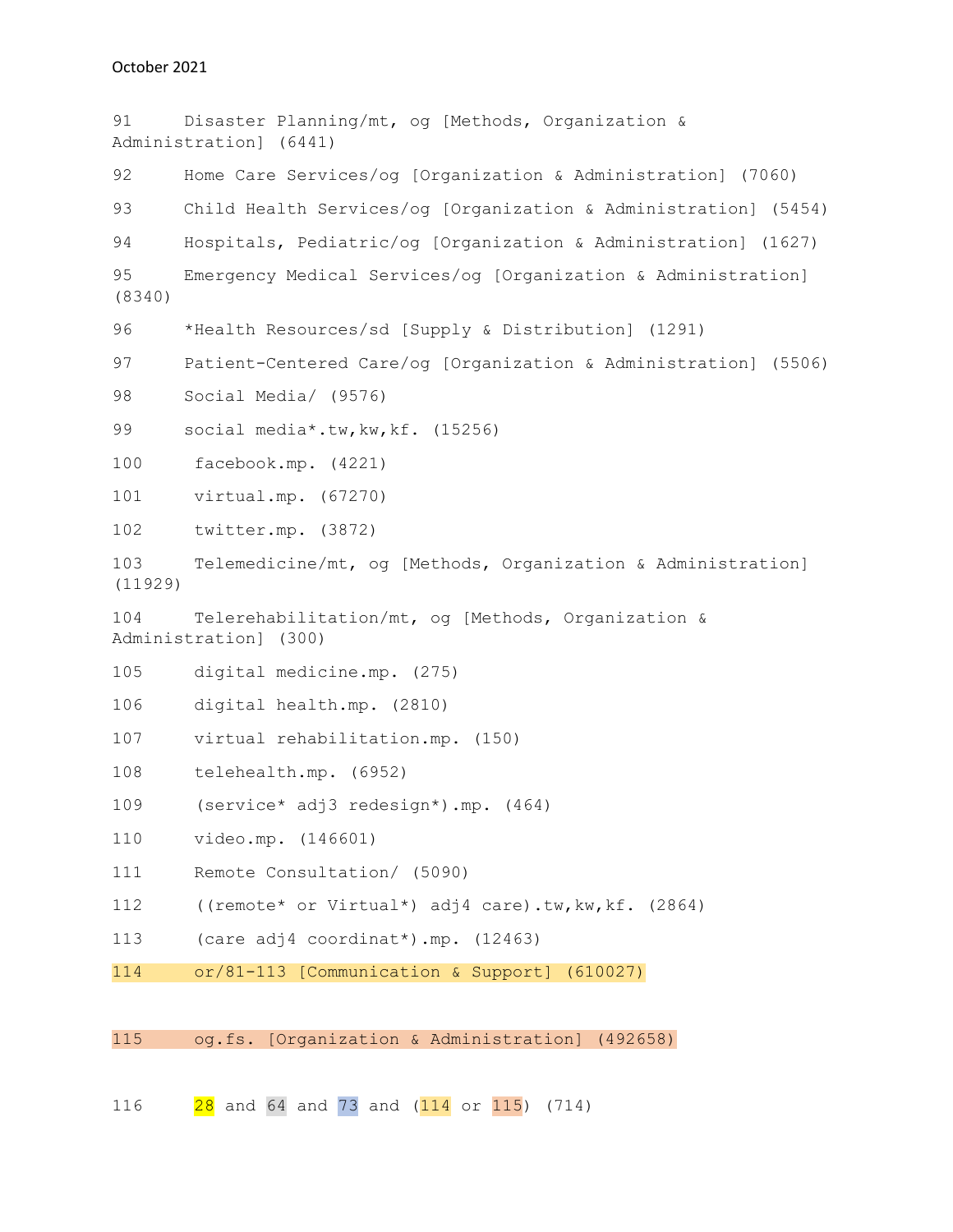91 Disaster Planning/mt, og [Methods, Organization & Administration] (6441)

92 Home Care Services/og [Organization & Administration] (7060)

93 Child Health Services/og [Organization & Administration] (5454)

94 Hospitals, Pediatric/og [Organization & Administration] (1627)

95 Emergency Medical Services/og [Organization & Administration] (8340)

96 *Health Resources/sd [Supply & Distribution] (1291)

97 Patient-Centered Care/og [Organization & Administration] (5506)

98 Social Media/ (9576)

99 social media*.tw,kw,kf. (15256)

100 facebook.mp. (4221)

101 virtual.mp. (67270)

102 twitter.mp. (3872)

103 Telemedicine/mt, og [Methods, Organization & Administration] (11929)

104 Telerehabilitation/mt, og [Methods, Organization & Administration] (300)

105 digital medicine.mp. (275)

106 digital health.mp. (2810)

107 virtual rehabilitation.mp. (150)

108 telehealth.mp. (6952)

109 (service* adj3 redesign*).mp. (464)

110 video.mp. (146601)

111 Remote Consultation/ (5090)

112 ((remote* or Virtual*) adj4 care).tw,kw,kf. (2864)

113 (care adj4 coordinat*).mp. (12463)

114 or/81-113 [Communication & Support] (610027)

115 og.fs. [Organization & Administration] (492658)

116 28 and 64 and 73 and (114 or 115) (714)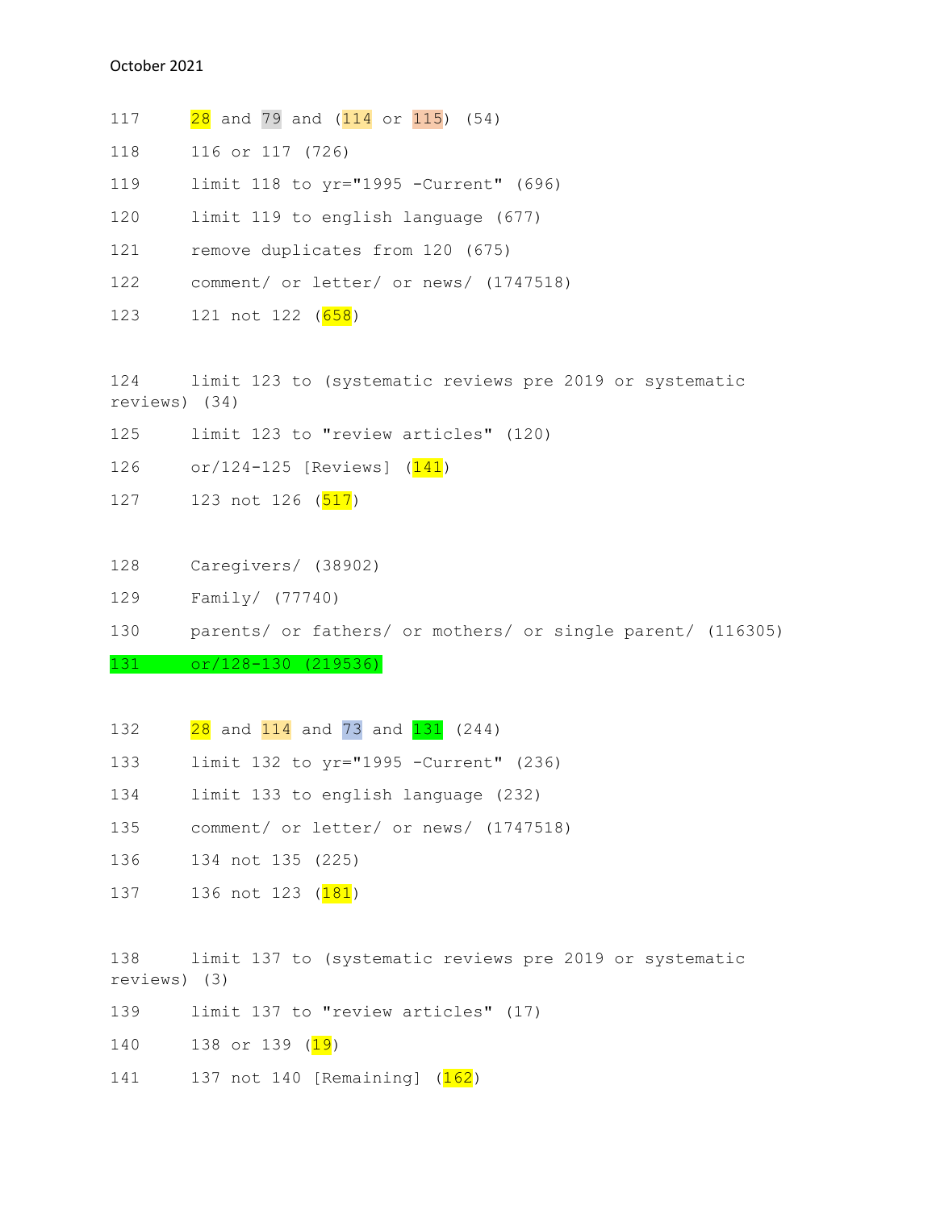October 2021

```
117     28 and 79 and (114 or 115) (54)
118     116 or 117 (726)
119     limit 118 to yr="1995 -Current" (696)
120     limit 119 to english language (677)
121     remove duplicates from 120 (675)
122     comment/ or letter/ or news/ (1747518)
123     121 not 122 (658)

124     limit 123 to (systematic reviews pre 2019 or systematic reviews) (34)
125     limit 123 to "review articles" (120)
126     or/124-125 [Reviews] (141)
127     123 not 126 (517)

128     Caregivers/ (38902)
129     Family/ (77740)
130     parents/ or fathers/ or mothers/ or single parent/ (116305)
131     or/128-130 (219536)

132     28 and 114 and 73 and 131 (244)
133     limit 132 to yr="1995 -Current" (236)
134     limit 133 to english language (232)
135     comment/ or letter/ or news/ (1747518)
136     134 not 135 (225)
137     136 not 123 (181)

138     limit 137 to (systematic reviews pre 2019 or systematic reviews) (3)
139     limit 137 to "review articles" (17)
140     138 or 139 (19)
141     137 not 140 [Remaining] (162)
```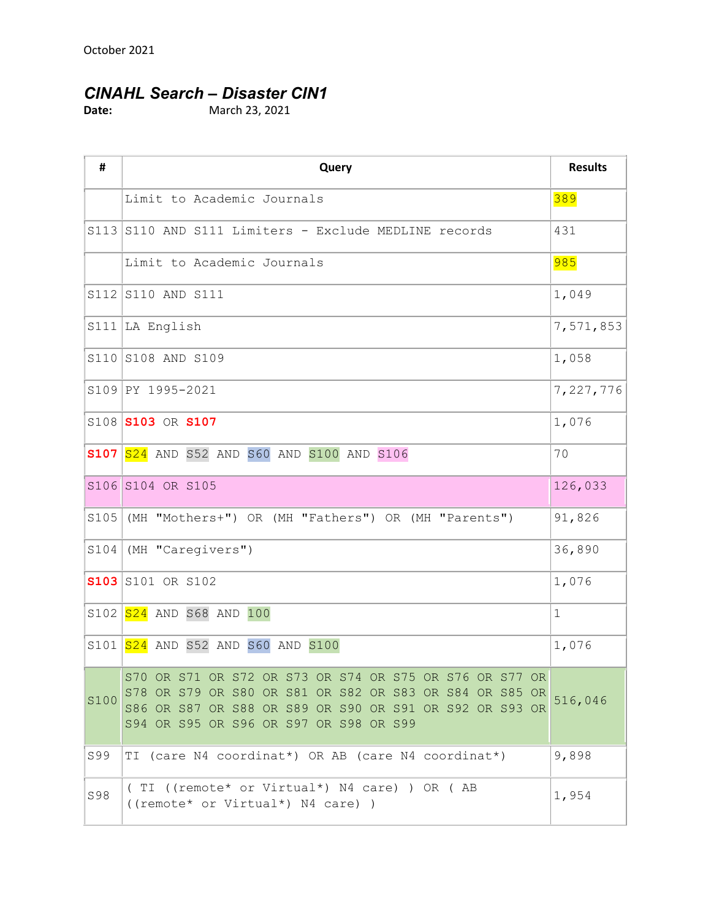October 2021

## *CINAHL Search – Disaster CIN1*

**Date:** March 23, 2021

| # | Query | Results |
|---|---|---|
| | Limit to Academic Journals | 389 |
| S113 | S110 AND S111 Limiters - Exclude MEDLINE records | 431 |
| | Limit to Academic Journals | 985 |
| S112 | S110 AND S111 | 1,049 |
| S111 | LA English | 7,571,853 |
| S110 | S108 AND S109 | 1,058 |
| S109 | PY 1995-2021 | 7,227,776 |
| S108 | **S103** OR **S107** | 1,076 |
| **S107** | S24 AND S52 AND S60 AND S100 AND S106 | 70 |
| S106 | S104 OR S105 | 126,033 |
| S105 | (MH "Mothers+") OR (MH "Fathers") OR (MH "Parents") | 91,826 |
| S104 | (MH "Caregivers") | 36,890 |
| **S103** | S101 OR S102 | 1,076 |
| S102 | S24 AND S68 AND 100 | 1 |
| S101 | S24 AND S52 AND S60 AND S100 | 1,076 |
| S100 | S70 OR S71 OR S72 OR S73 OR S74 OR S75 OR S76 OR S77 OR S78 OR S79 OR S80 OR S81 OR S82 OR S83 OR S84 OR S85 OR S86 OR S87 OR S88 OR S89 OR S90 OR S91 OR S92 OR S93 OR S94 OR S95 OR S96 OR S97 OR S98 OR S99 | 516,046 |
| S99 | TI (care N4 coordinat*) OR AB (care N4 coordinat*) | 9,898 |
| S98 | ( TI ((remote* or Virtual*) N4 care) ) OR ( AB ((remote* or Virtual*) N4 care) ) | 1,954 |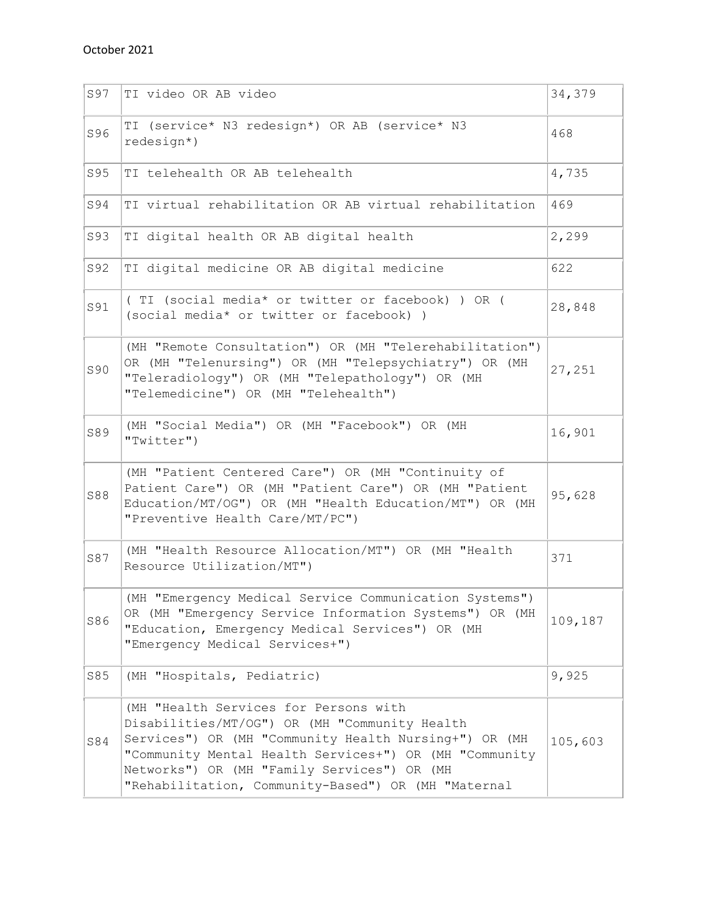October 2021

| | | |
|---|---|---|
| S97 | TI video OR AB video | 34,379 |
| S96 | TI (service* N3 redesign*) OR AB (service* N3 redesign*) | 468 |
| S95 | TI telehealth OR AB telehealth | 4,735 |
| S94 | TI virtual rehabilitation OR AB virtual rehabilitation | 469 |
| S93 | TI digital health OR AB digital health | 2,299 |
| S92 | TI digital medicine OR AB digital medicine | 622 |
| S91 | ( TI (social media* or twitter or facebook) ) OR ( (social media* or twitter or facebook) ) | 28,848 |
| S90 | (MH "Remote Consultation") OR (MH "Telerehabilitation") OR (MH "Telenursing") OR (MH "Telepsychiatry") OR (MH "Teleradiology") OR (MH "Telepathology") OR (MH "Telemedicine") OR (MH "Telehealth") | 27,251 |
| S89 | (MH "Social Media") OR (MH "Facebook") OR (MH "Twitter") | 16,901 |
| S88 | (MH "Patient Centered Care") OR (MH "Continuity of Patient Care") OR (MH "Patient Care") OR (MH "Patient Education/MT/OG") OR (MH "Health Education/MT") OR (MH "Preventive Health Care/MT/PC") | 95,628 |
| S87 | (MH "Health Resource Allocation/MT") OR (MH "Health Resource Utilization/MT") | 371 |
| S86 | (MH "Emergency Medical Service Communication Systems") OR (MH "Emergency Service Information Systems") OR (MH "Education, Emergency Medical Services") OR (MH "Emergency Medical Services+") | 109,187 |
| S85 | (MH "Hospitals, Pediatric) | 9,925 |
| S84 | (MH "Health Services for Persons with Disabilities/MT/OG") OR (MH "Community Health Services") OR (MH "Community Health Nursing+") OR (MH "Community Mental Health Services+") OR (MH "Community Networks") OR (MH "Family Services") OR (MH "Rehabilitation, Community-Based") OR (MH "Maternal | 105,603 |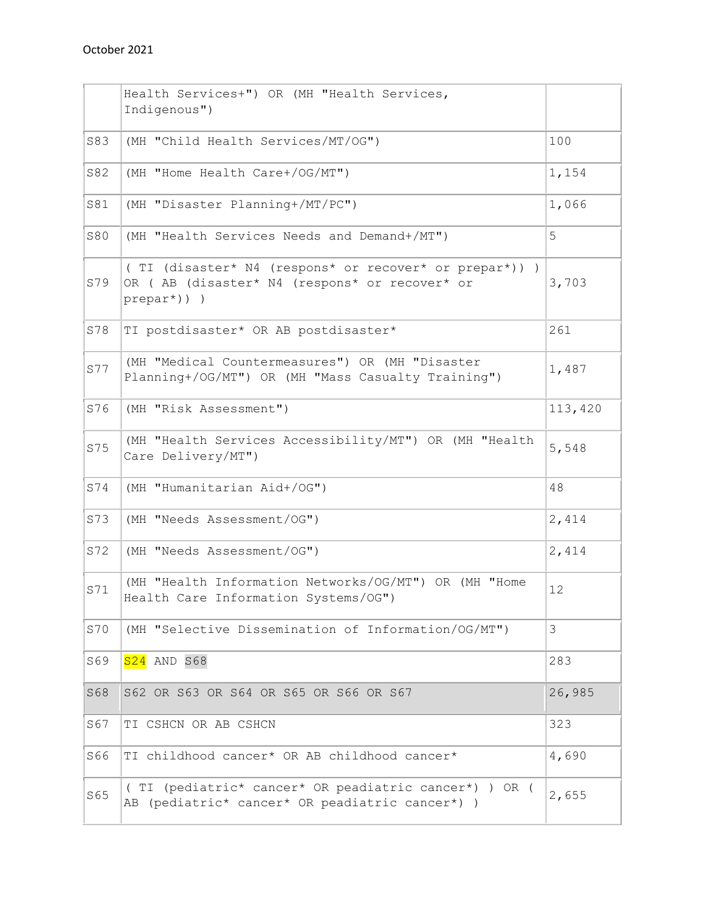| | | |
|---|---|---|
| | Health Services+") OR (MH "Health Services, Indigenous") | |
| S83 | (MH "Child Health Services/MT/OG") | 100 |
| S82 | (MH "Home Health Care+/OG/MT") | 1,154 |
| S81 | (MH "Disaster Planning+/MT/PC") | 1,066 |
| S80 | (MH "Health Services Needs and Demand+/MT") | 5 |
| S79 | ( TI (disaster* N4 (respons* or recover* or prepar*)) ) OR ( AB (disaster* N4 (respons* or recover* or prepar*)) ) | 3,703 |
| S78 | TI postdisaster* OR AB postdisaster* | 261 |
| S77 | (MH "Medical Countermeasures") OR (MH "Disaster Planning+/OG/MT") OR (MH "Mass Casualty Training") | 1,487 |
| S76 | (MH "Risk Assessment") | 113,420 |
| S75 | (MH "Health Services Accessibility/MT") OR (MH "Health Care Delivery/MT") | 5,548 |
| S74 | (MH "Humanitarian Aid+/OG") | 48 |
| S73 | (MH "Needs Assessment/OG") | 2,414 |
| S72 | (MH "Needs Assessment/OG") | 2,414 |
| S71 | (MH "Health Information Networks/OG/MT") OR (MH "Home Health Care Information Systems/OG") | 12 |
| S70 | (MH "Selective Dissemination of Information/OG/MT") | 3 |
| S69 | S24 AND S68 | 283 |
| S68 | S62 OR S63 OR S64 OR S65 OR S66 OR S67 | 26,985 |
| S67 | TI CSHCN OR AB CSHCN | 323 |
| S66 | TI childhood cancer* OR AB childhood cancer* | 4,690 |
| S65 | ( TI (pediatric* cancer* OR peadiatric cancer*) ) OR ( AB (pediatric* cancer* OR peadiatric cancer*) ) | 2,655 |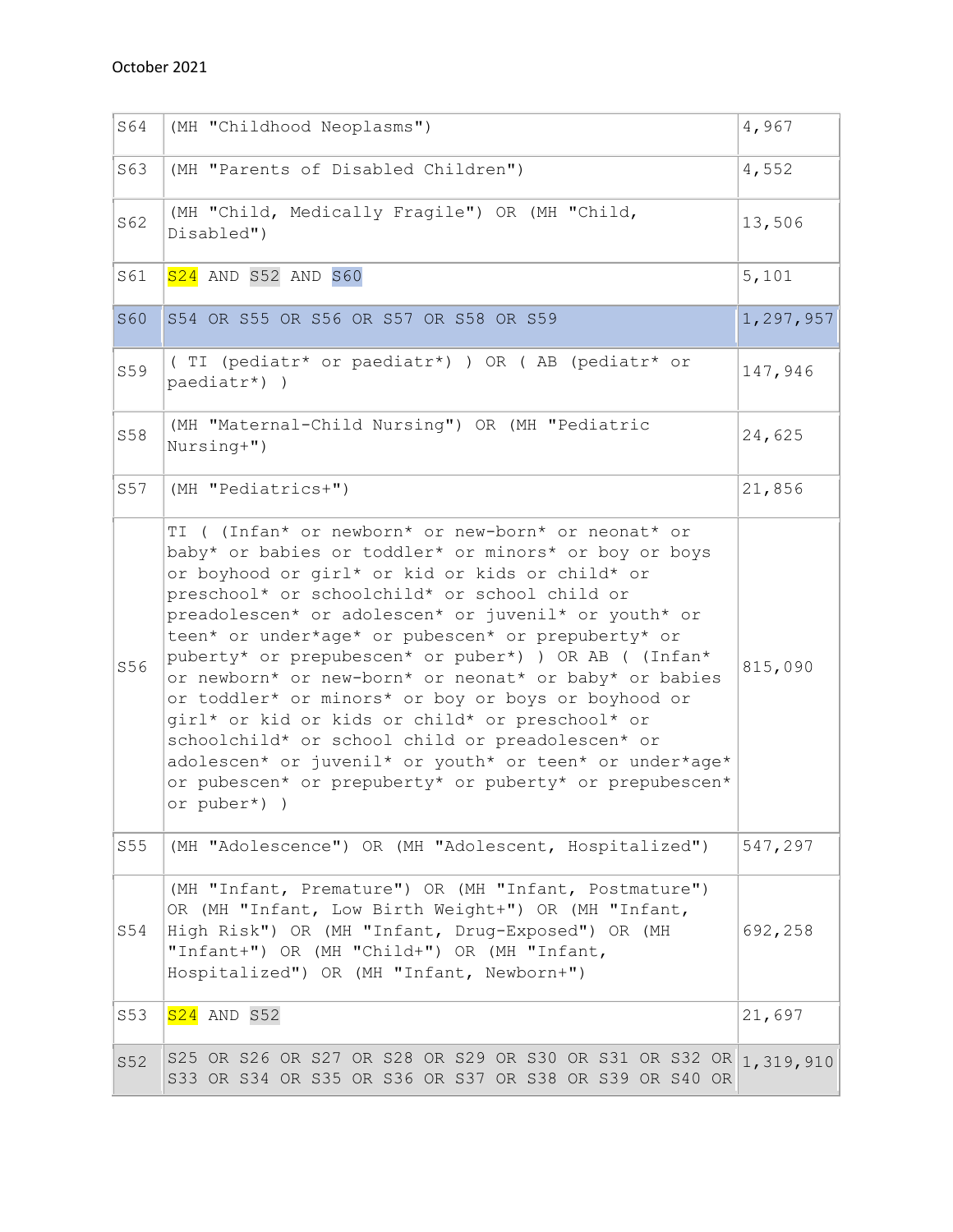October 2021

| | | |
|---|---|---|
| S64 | (MH "Childhood Neoplasms") | 4,967 |
| S63 | (MH "Parents of Disabled Children") | 4,552 |
| S62 | (MH "Child, Medically Fragile") OR (MH "Child, Disabled") | 13,506 |
| S61 | S24 AND S52 AND S60 | 5,101 |
| S60 | S54 OR S55 OR S56 OR S57 OR S58 OR S59 | 1,297,957 |
| S59 | ( TI (pediatr* or paediatr*) ) OR ( AB (pediatr* or paediatr*) ) | 147,946 |
| S58 | (MH "Maternal-Child Nursing") OR (MH "Pediatric Nursing+") | 24,625 |
| S57 | (MH "Pediatrics+") | 21,856 |
| S56 | TI ( (Infan* or newborn* or new-born* or neonat* or baby* or babies or toddler* or minors* or boy or boys or boyhood or girl* or kid or kids or child* or preschool* or schoolchild* or school child or preadolescen* or adolescen* or juvenil* or youth* or teen* or under*age* or pubescen* or prepuberty* or puberty* or prepubescen* or puber*) ) OR AB ( (Infan* or newborn* or new-born* or neonat* or baby* or babies or toddler* or minors* or boy or boys or boyhood or girl* or kid or kids or child* or preschool* or schoolchild* or school child or preadolescen* or adolescen* or juvenil* or youth* or teen* or under*age* or pubescen* or prepuberty* or puberty* or prepubescen* or puber*) ) | 815,090 |
| S55 | (MH "Adolescence") OR (MH "Adolescent, Hospitalized") | 547,297 |
| S54 | (MH "Infant, Premature") OR (MH "Infant, Postmature") OR (MH "Infant, Low Birth Weight+") OR (MH "Infant, High Risk") OR (MH "Infant, Drug-Exposed") OR (MH "Infant+") OR (MH "Child+") OR (MH "Infant, Hospitalized") OR (MH "Infant, Newborn+") | 692,258 |
| S53 | S24 AND S52 | 21,697 |
| S52 | S25 OR S26 OR S27 OR S28 OR S29 OR S30 OR S31 OR S32 OR S33 OR S34 OR S35 OR S36 OR S37 OR S38 OR S39 OR S40 OR | 1,319,910 |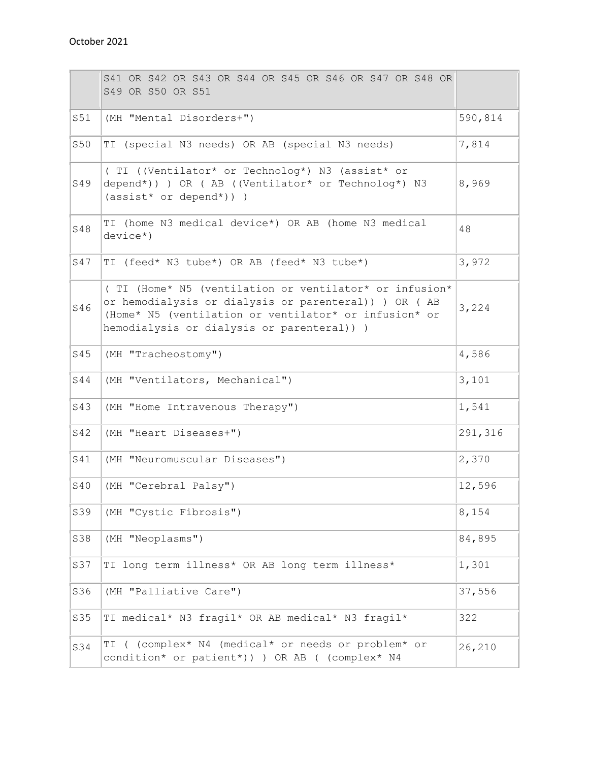October 2021

| | S41 OR S42 OR S43 OR S44 OR S45 OR S46 OR S47 OR S48 OR S49 OR S50 OR S51 | |
|---|---|---|
| S51 | (MH "Mental Disorders+") | 590,814 |
| S50 | TI (special N3 needs) OR AB (special N3 needs) | 7,814 |
| S49 | ( TI ((Ventilator* or Technolog*) N3 (assist* or depend*)) ) OR ( AB ((Ventilator* or Technolog*) N3 (assist* or depend*)) ) | 8,969 |
| S48 | TI (home N3 medical device*) OR AB (home N3 medical device*) | 48 |
| S47 | TI (feed* N3 tube*) OR AB (feed* N3 tube*) | 3,972 |
| S46 | ( TI (Home* N5 (ventilation or ventilator* or infusion* or hemodialysis or dialysis or parenteral)) ) OR ( AB (Home* N5 (ventilation or ventilator* or infusion* or hemodialysis or dialysis or parenteral)) ) | 3,224 |
| S45 | (MH "Tracheostomy") | 4,586 |
| S44 | (MH "Ventilators, Mechanical") | 3,101 |
| S43 | (MH "Home Intravenous Therapy") | 1,541 |
| S42 | (MH "Heart Diseases+") | 291,316 |
| S41 | (MH "Neuromuscular Diseases") | 2,370 |
| S40 | (MH "Cerebral Palsy") | 12,596 |
| S39 | (MH "Cystic Fibrosis") | 8,154 |
| S38 | (MH "Neoplasms") | 84,895 |
| S37 | TI long term illness* OR AB long term illness* | 1,301 |
| S36 | (MH "Palliative Care") | 37,556 |
| S35 | TI medical* N3 fragil* OR AB medical* N3 fragil* | 322 |
| S34 | TI ( (complex* N4 (medical* or needs or problem* or condition* or patient*)) ) OR AB ( (complex* N4 | 26,210 |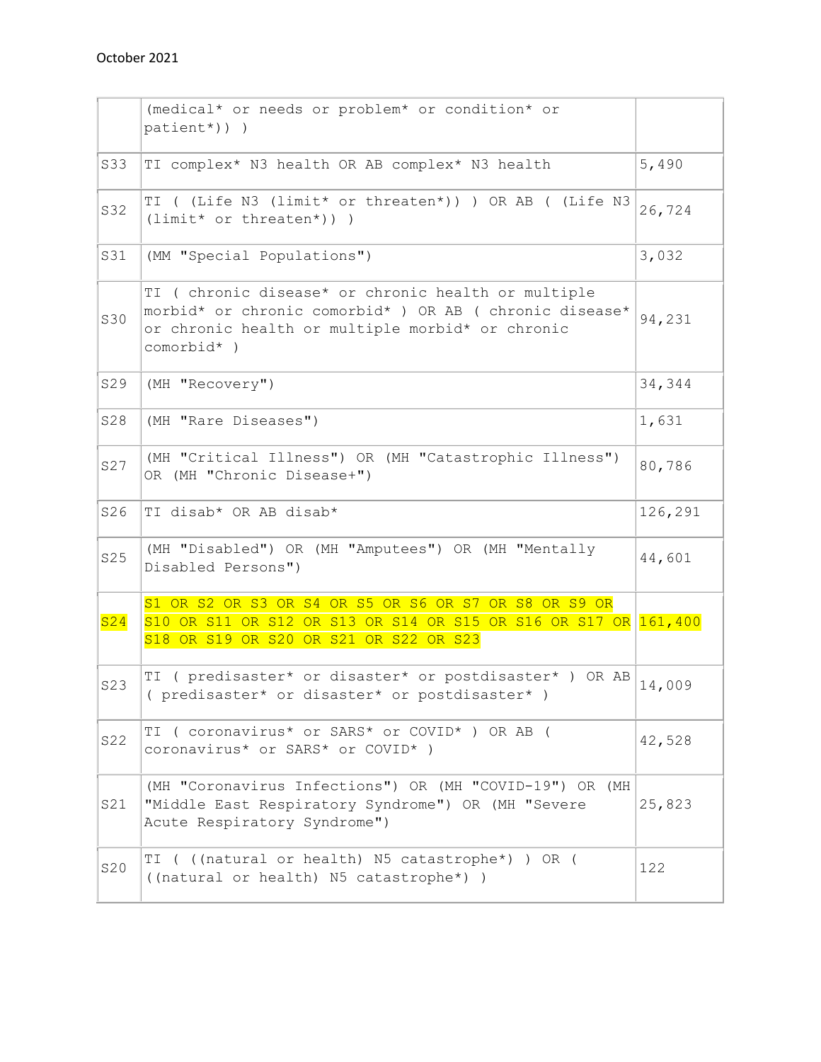October 2021

| | | |
|---|---|---|
| | (medical* or needs or problem* or condition* or patient*)) ) | |
| S33 | TI complex* N3 health OR AB complex* N3 health | 5,490 |
| S32 | TI ( (Life N3 (limit* or threaten*)) ) OR AB ( (Life N3 (limit* or threaten*)) ) | 26,724 |
| S31 | (MM "Special Populations") | 3,032 |
| S30 | TI ( chronic disease* or chronic health or multiple morbid* or chronic comorbid* ) OR AB ( chronic disease* or chronic health or multiple morbid* or chronic comorbid* ) | 94,231 |
| S29 | (MH "Recovery") | 34,344 |
| S28 | (MH "Rare Diseases") | 1,631 |
| S27 | (MH "Critical Illness") OR (MH "Catastrophic Illness") OR (MH "Chronic Disease+") | 80,786 |
| S26 | TI disab* OR AB disab* | 126,291 |
| S25 | (MH "Disabled") OR (MH "Amputees") OR (MH "Mentally Disabled Persons") | 44,601 |
| S24 | S1 OR S2 OR S3 OR S4 OR S5 OR S6 OR S7 OR S8 OR S9 OR S10 OR S11 OR S12 OR S13 OR S14 OR S15 OR S16 OR S17 OR S18 OR S19 OR S20 OR S21 OR S22 OR S23 | 161,400 |
| S23 | TI ( predisaster* or disaster* or postdisaster* ) OR AB ( predisaster* or disaster* or postdisaster* ) | 14,009 |
| S22 | TI ( coronavirus* or SARS* or COVID* ) OR AB ( coronavirus* or SARS* or COVID* ) | 42,528 |
| S21 | (MH "Coronavirus Infections") OR (MH "COVID-19") OR (MH "Middle East Respiratory Syndrome") OR (MH "Severe Acute Respiratory Syndrome") | 25,823 |
| S20 | TI ( ((natural or health) N5 catastrophe*) ) OR ( ((natural or health) N5 catastrophe*) ) | 122 |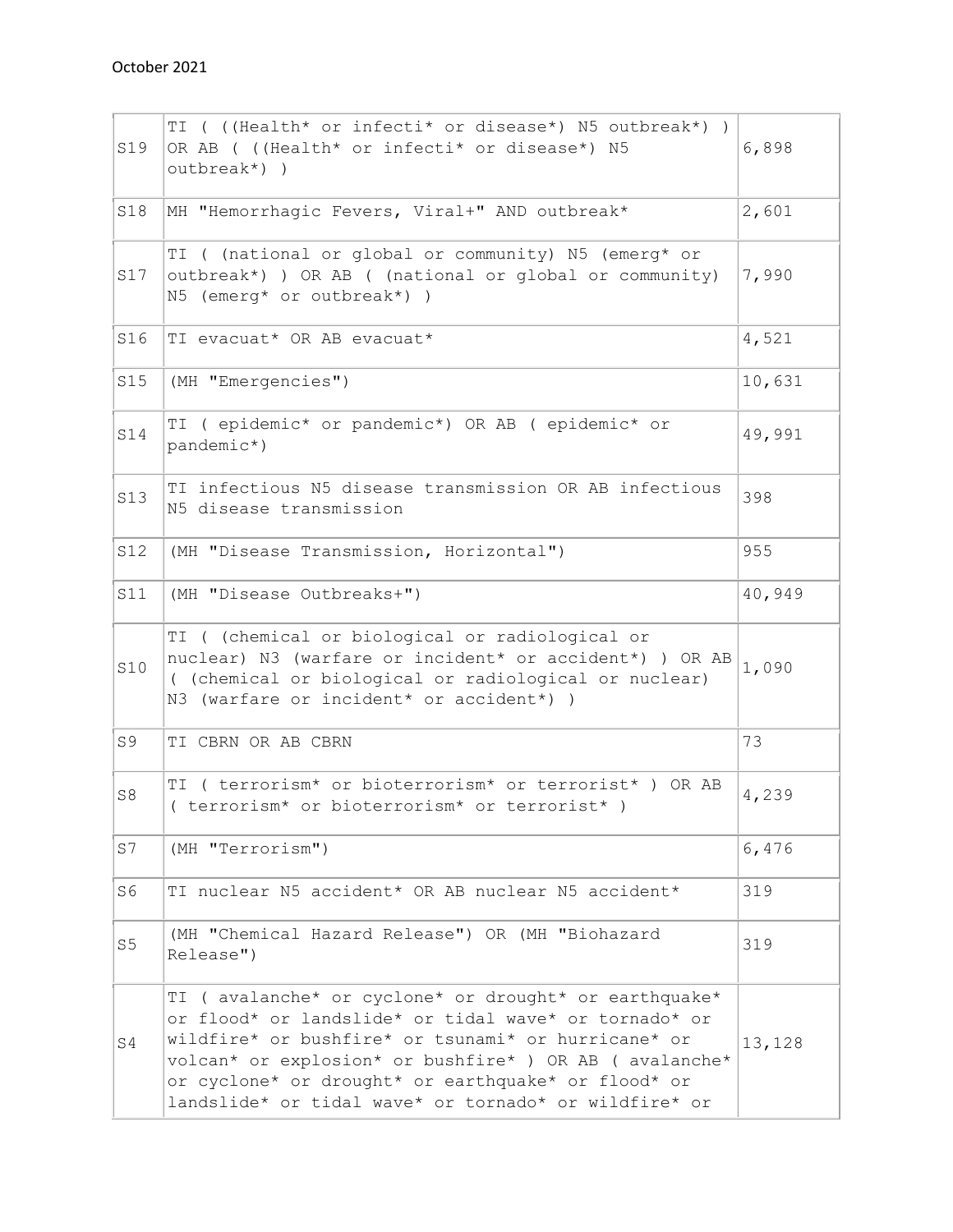| S19 | TI ( ((Health* or infecti* or disease*) N5 outbreak*) ) OR AB ( ((Health* or infecti* or disease*) N5 outbreak*) ) | 6,898 |
|---|---|---|
| S18 | MH "Hemorrhagic Fevers, Viral+" AND outbreak* | 2,601 |
| S17 | TI ( (national or global or community) N5 (emerg* or outbreak*) ) OR AB ( (national or global or community) N5 (emerg* or outbreak*) ) | 7,990 |
| S16 | TI evacuat* OR AB evacuat* | 4,521 |
| S15 | (MH "Emergencies") | 10,631 |
| S14 | TI ( epidemic* or pandemic*) OR AB ( epidemic* or pandemic*) | 49,991 |
| S13 | TI infectious N5 disease transmission OR AB infectious N5 disease transmission | 398 |
| S12 | (MH "Disease Transmission, Horizontal") | 955 |
| S11 | (MH "Disease Outbreaks+") | 40,949 |
| S10 | TI ( (chemical or biological or radiological or nuclear) N3 (warfare or incident* or accident*) ) OR AB ( (chemical or biological or radiological or nuclear) N3 (warfare or incident* or accident*) ) | 1,090 |
| S9 | TI CBRN OR AB CBRN | 73 |
| S8 | TI ( terrorism* or bioterrorism* or terrorist* ) OR AB ( terrorism* or bioterrorism* or terrorist* ) | 4,239 |
| S7 | (MH "Terrorism") | 6,476 |
| S6 | TI nuclear N5 accident* OR AB nuclear N5 accident* | 319 |
| S5 | (MH "Chemical Hazard Release") OR (MH "Biohazard Release") | 319 |
| S4 | TI ( avalanche* or cyclone* or drought* or earthquake* or flood* or landslide* or tidal wave* or tornado* or wildfire* or bushfire* or tsunami* or hurricane* or volcan* or explosion* or bushfire* ) OR AB ( avalanche* or cyclone* or drought* or earthquake* or flood* or landslide* or tidal wave* or tornado* or wildfire* or | 13,128 |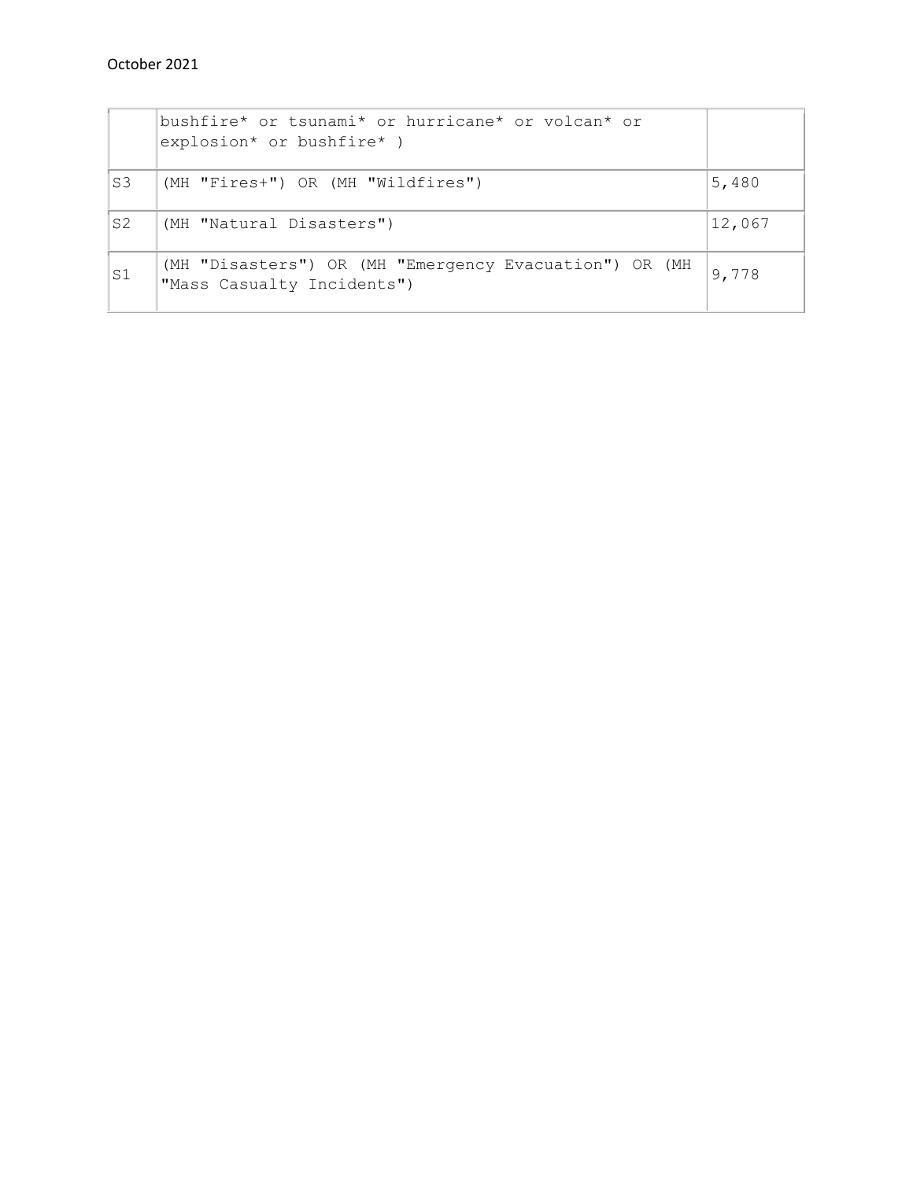|  | bushfire* or tsunami* or hurricane* or volcan* or explosion* or bushfire* ) |  |
|---|---|---|
| S3 | (MH "Fires+") OR (MH "Wildfires") | 5,480 |
| S2 | (MH "Natural Disasters") | 12,067 |
| S1 | (MH "Disasters") OR (MH "Emergency Evacuation") OR (MH "Mass Casualty Incidents") | 9,778 |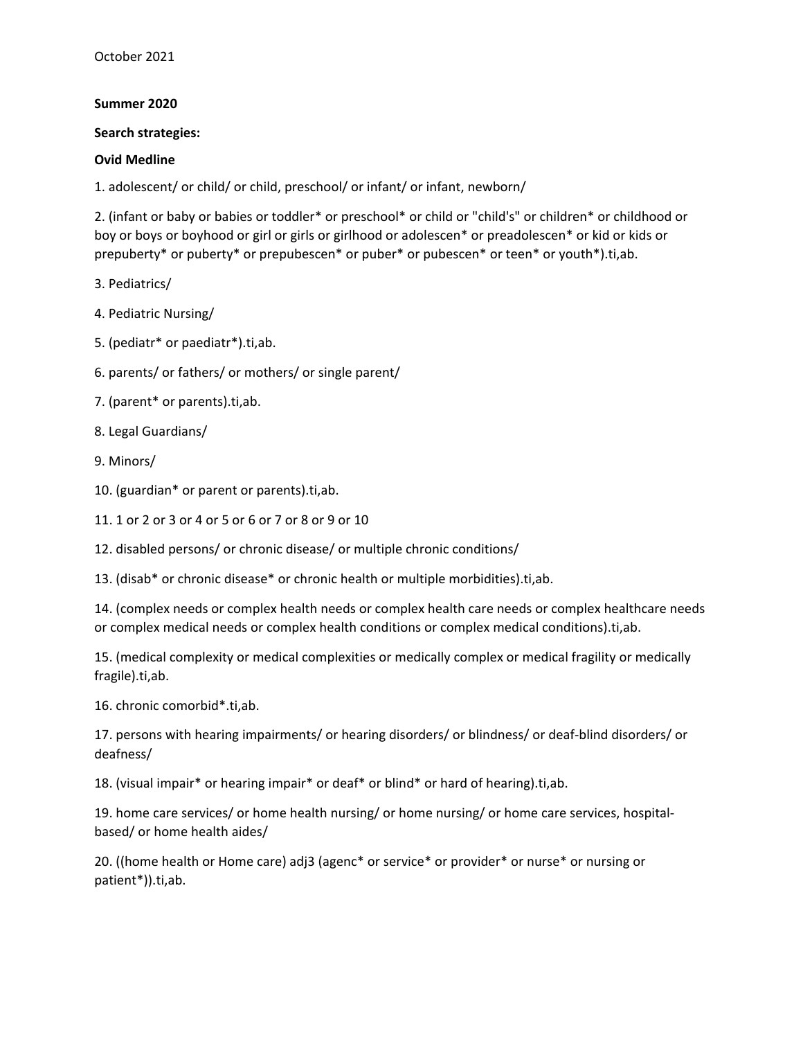October 2021

**Summer 2020**

**Search strategies:**

**Ovid Medline**

1. adolescent/ or child/ or child, preschool/ or infant/ or infant, newborn/

2. (infant or baby or babies or toddler* or preschool* or child or "child's" or children* or childhood or boy or boys or boyhood or girl or girls or girlhood or adolescen* or preadolescen* or kid or kids or prepuberty* or puberty* or prepubescen* or puber* or pubescen* or teen* or youth*).ti,ab.

3. Pediatrics/

4. Pediatric Nursing/

5. (pediatr* or paediatr*).ti,ab.

6. parents/ or fathers/ or mothers/ or single parent/

7. (parent* or parents).ti,ab.

8. Legal Guardians/

9. Minors/

10. (guardian* or parent or parents).ti,ab.

11. 1 or 2 or 3 or 4 or 5 or 6 or 7 or 8 or 9 or 10

12. disabled persons/ or chronic disease/ or multiple chronic conditions/

13. (disab* or chronic disease* or chronic health or multiple morbidities).ti,ab.

14. (complex needs or complex health needs or complex health care needs or complex healthcare needs or complex medical needs or complex health conditions or complex medical conditions).ti,ab.

15. (medical complexity or medical complexities or medically complex or medical fragility or medically fragile).ti,ab.

16. chronic comorbid*.ti,ab.

17. persons with hearing impairments/ or hearing disorders/ or blindness/ or deaf-blind disorders/ or deafness/

18. (visual impair* or hearing impair* or deaf* or blind* or hard of hearing).ti,ab.

19. home care services/ or home health nursing/ or home nursing/ or home care services, hospital-based/ or home health aides/

20. ((home health or Home care) adj3 (agenc* or service* or provider* or nurse* or nursing or patient*)).ti,ab.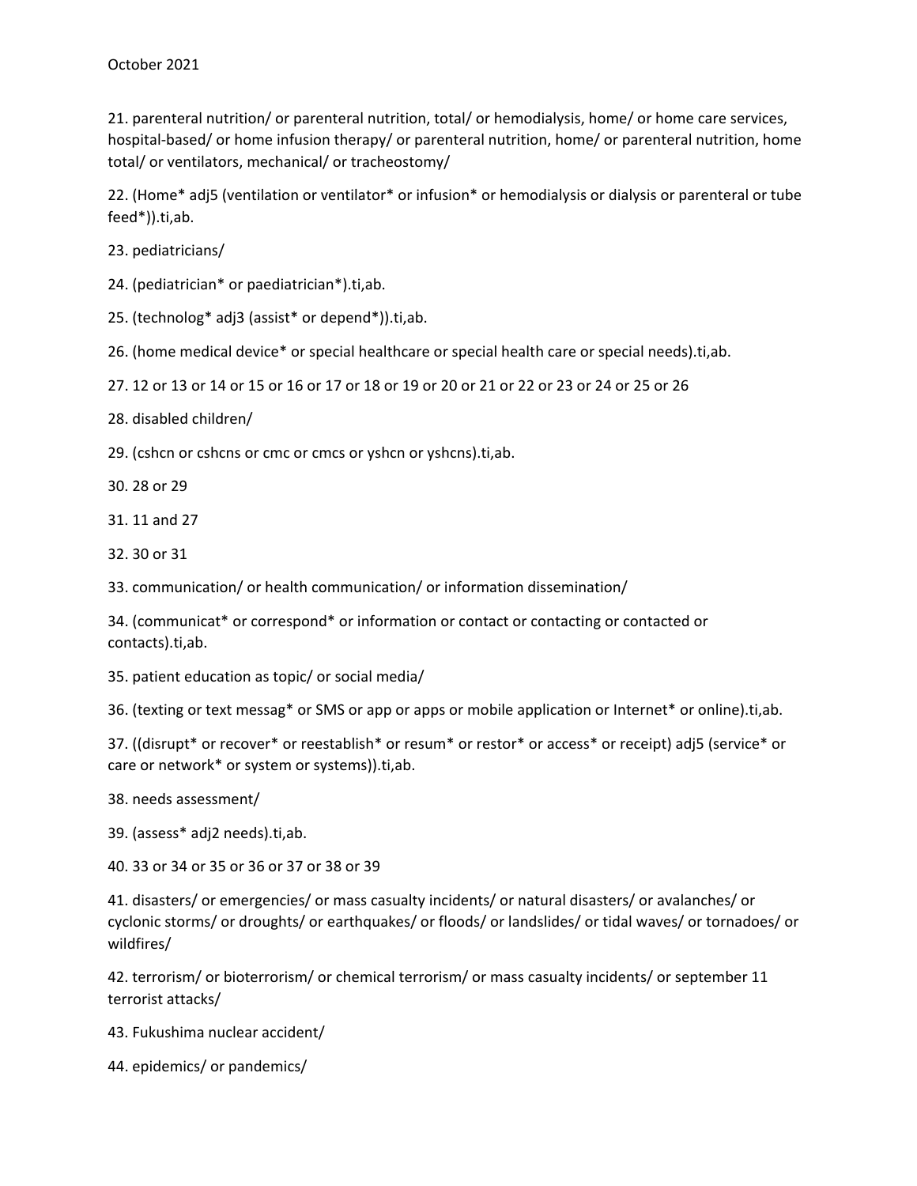October 2021

21. parenteral nutrition/ or parenteral nutrition, total/ or hemodialysis, home/ or home care services, hospital-based/ or home infusion therapy/ or parenteral nutrition, home/ or parenteral nutrition, home total/ or ventilators, mechanical/ or tracheostomy/

22. (Home* adj5 (ventilation or ventilator* or infusion* or hemodialysis or dialysis or parenteral or tube feed*)).ti,ab.

23. pediatricians/

24. (pediatrician* or paediatrician*).ti,ab.

25. (technolog* adj3 (assist* or depend*)).ti,ab.

26. (home medical device* or special healthcare or special health care or special needs).ti,ab.

27. 12 or 13 or 14 or 15 or 16 or 17 or 18 or 19 or 20 or 21 or 22 or 23 or 24 or 25 or 26

28. disabled children/

29. (cshcn or cshcns or cmc or cmcs or yshcn or yshcns).ti,ab.

30. 28 or 29

31. 11 and 27

32. 30 or 31

33. communication/ or health communication/ or information dissemination/

34. (communicat* or correspond* or information or contact or contacting or contacted or contacts).ti,ab.

35. patient education as topic/ or social media/

36. (texting or text messag* or SMS or app or apps or mobile application or Internet* or online).ti,ab.

37. ((disrupt* or recover* or reestablish* or resum* or restor* or access* or receipt) adj5 (service* or care or network* or system or systems)).ti,ab.

38. needs assessment/

39. (assess* adj2 needs).ti,ab.

40. 33 or 34 or 35 or 36 or 37 or 38 or 39

41. disasters/ or emergencies/ or mass casualty incidents/ or natural disasters/ or avalanches/ or cyclonic storms/ or droughts/ or earthquakes/ or floods/ or landslides/ or tidal waves/ or tornadoes/ or wildfires/

42. terrorism/ or bioterrorism/ or chemical terrorism/ or mass casualty incidents/ or september 11 terrorist attacks/

43. Fukushima nuclear accident/

44. epidemics/ or pandemics/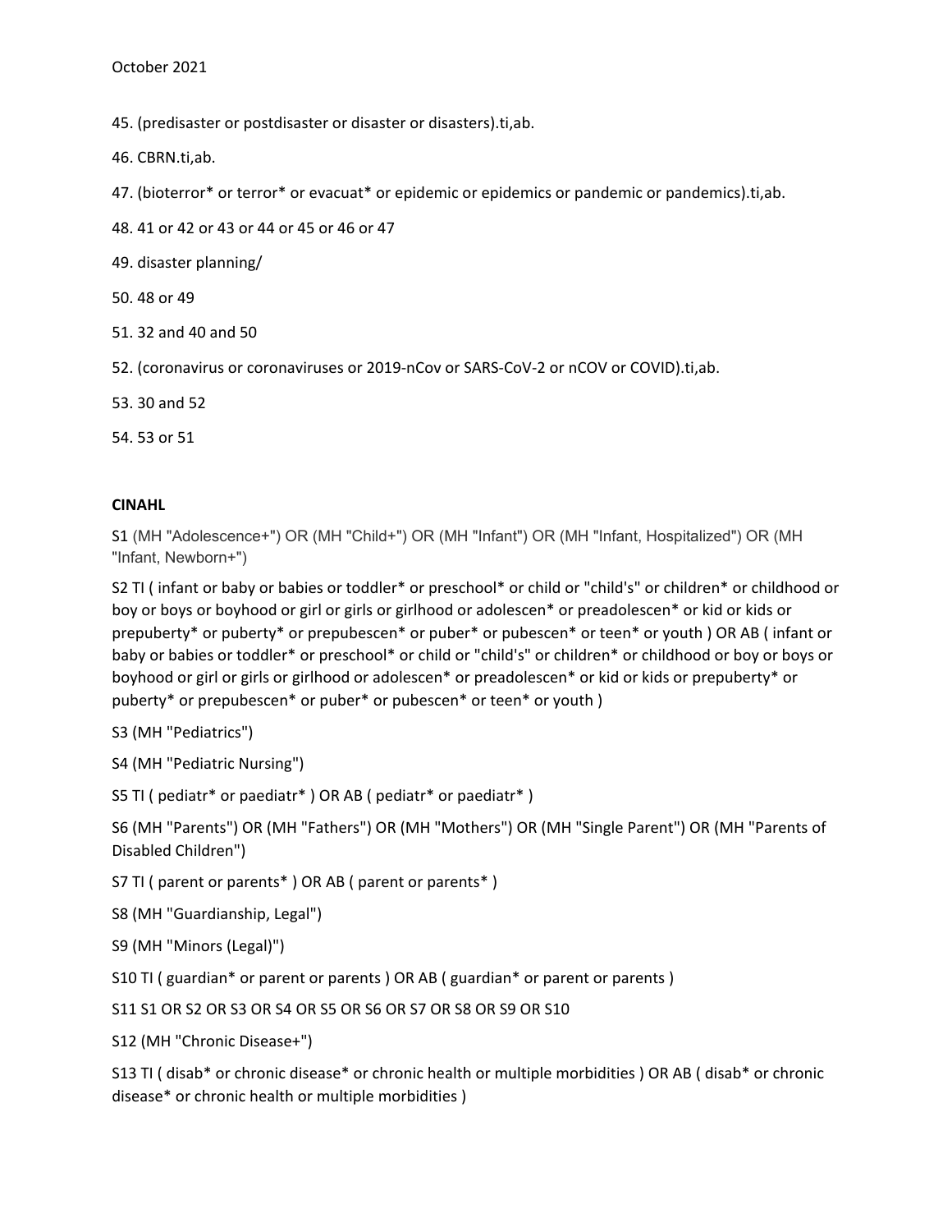45. (predisaster or postdisaster or disaster or disasters).ti,ab.

46. CBRN.ti,ab.

47. (bioterror* or terror* or evacuat* or epidemic or epidemics or pandemic or pandemics).ti,ab.

48. 41 or 42 or 43 or 44 or 45 or 46 or 47

49. disaster planning/

50. 48 or 49

51. 32 and 40 and 50

52. (coronavirus or coronaviruses or 2019-nCov or SARS-CoV-2 or nCOV or COVID).ti,ab.

53. 30 and 52

54. 53 or 51

**CINAHL**

S1 (MH "Adolescence+") OR (MH "Child+") OR (MH "Infant") OR (MH "Infant, Hospitalized") OR (MH "Infant, Newborn+")

S2 TI ( infant or baby or babies or toddler* or preschool* or child or "child's" or children* or childhood or boy or boys or boyhood or girl or girls or girlhood or adolescen* or preadolescen* or kid or kids or prepuberty* or puberty* or prepubescen* or puber* or pubescen* or teen* or youth ) OR AB ( infant or baby or babies or toddler* or preschool* or child or "child's" or children* or childhood or boy or boys or boyhood or girl or girls or girlhood or adolescen* or preadolescen* or kid or kids or prepuberty* or puberty* or prepubescen* or puber* or pubescen* or teen* or youth )

S3 (MH "Pediatrics")

S4 (MH "Pediatric Nursing")

S5 TI ( pediatr* or paediatr* ) OR AB ( pediatr* or paediatr* )

S6 (MH "Parents") OR (MH "Fathers") OR (MH "Mothers") OR (MH "Single Parent") OR (MH "Parents of Disabled Children")

S7 TI ( parent or parents* ) OR AB ( parent or parents* )

S8 (MH "Guardianship, Legal")

S9 (MH "Minors (Legal)")

S10 TI ( guardian* or parent or parents ) OR AB ( guardian* or parent or parents )

S11 S1 OR S2 OR S3 OR S4 OR S5 OR S6 OR S7 OR S8 OR S9 OR S10

S12 (MH "Chronic Disease+")

S13 TI ( disab* or chronic disease* or chronic health or multiple morbidities ) OR AB ( disab* or chronic disease* or chronic health or multiple morbidities )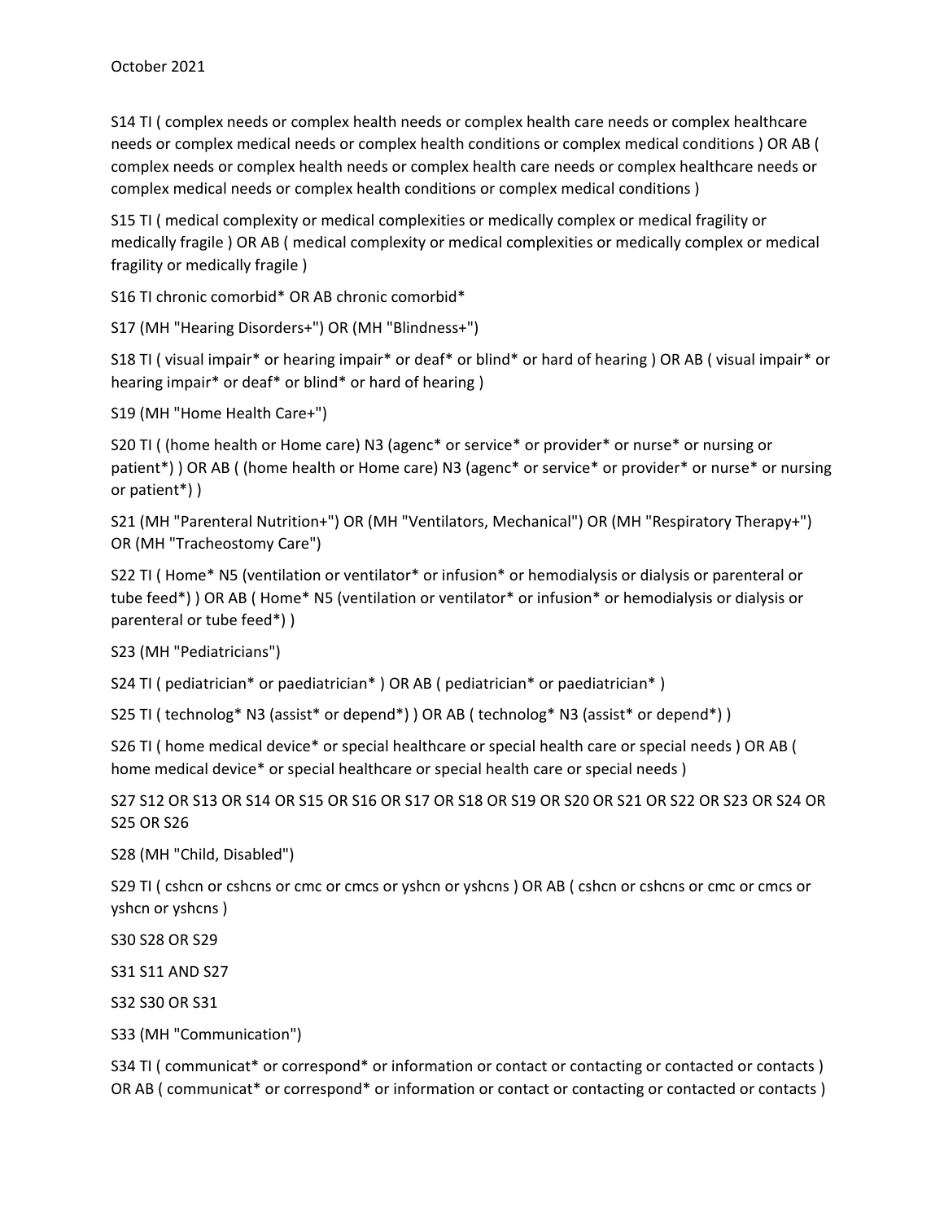October 2021

S14 TI ( complex needs or complex health needs or complex health care needs or complex healthcare needs or complex medical needs or complex health conditions or complex medical conditions ) OR AB ( complex needs or complex health needs or complex health care needs or complex healthcare needs or complex medical needs or complex health conditions or complex medical conditions )

S15 TI ( medical complexity or medical complexities or medically complex or medical fragility or medically fragile ) OR AB ( medical complexity or medical complexities or medically complex or medical fragility or medically fragile )

S16 TI chronic comorbid* OR AB chronic comorbid*

S17 (MH "Hearing Disorders+") OR (MH "Blindness+")

S18 TI ( visual impair* or hearing impair* or deaf* or blind* or hard of hearing ) OR AB ( visual impair* or hearing impair* or deaf* or blind* or hard of hearing )

S19 (MH "Home Health Care+")

S20 TI ( (home health or Home care) N3 (agenc* or service* or provider* or nurse* or nursing or patient*) ) OR AB ( (home health or Home care) N3 (agenc* or service* or provider* or nurse* or nursing or patient*) )

S21 (MH "Parenteral Nutrition+") OR (MH "Ventilators, Mechanical") OR (MH "Respiratory Therapy+") OR (MH "Tracheostomy Care")

S22 TI ( Home* N5 (ventilation or ventilator* or infusion* or hemodialysis or dialysis or parenteral or tube feed*) ) OR AB ( Home* N5 (ventilation or ventilator* or infusion* or hemodialysis or dialysis or parenteral or tube feed*) )

S23 (MH "Pediatricians")

S24 TI ( pediatrician* or paediatrician* ) OR AB ( pediatrician* or paediatrician* )

S25 TI ( technolog* N3 (assist* or depend*) ) OR AB ( technolog* N3 (assist* or depend*) )

S26 TI ( home medical device* or special healthcare or special health care or special needs ) OR AB ( home medical device* or special healthcare or special health care or special needs )

S27 S12 OR S13 OR S14 OR S15 OR S16 OR S17 OR S18 OR S19 OR S20 OR S21 OR S22 OR S23 OR S24 OR S25 OR S26

S28 (MH "Child, Disabled")

S29 TI ( cshcn or cshcns or cmc or cmcs or yshcn or yshcns ) OR AB ( cshcn or cshcns or cmc or cmcs or yshcn or yshcns )

S30 S28 OR S29

S31 S11 AND S27

S32 S30 OR S31

S33 (MH "Communication")

S34 TI ( communicat* or correspond* or information or contact or contacting or contacted or contacts ) OR AB ( communicat* or correspond* or information or contact or contacting or contacted or contacts )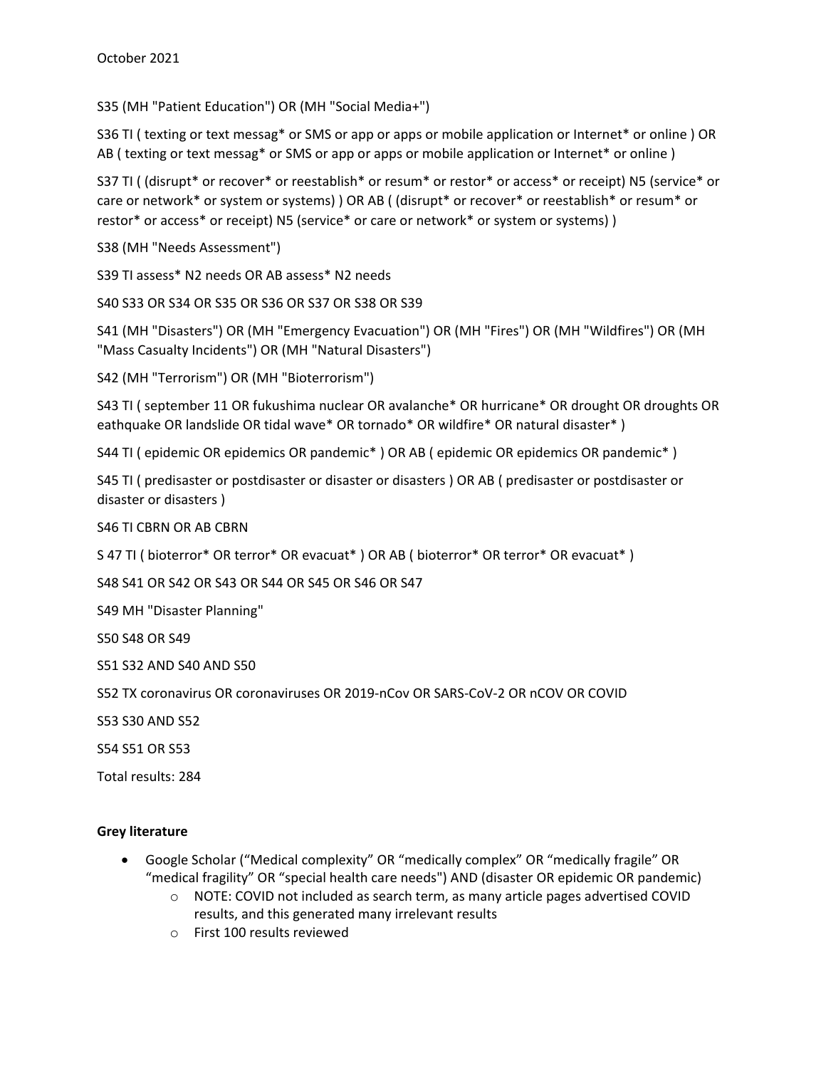October 2021

S35 (MH "Patient Education") OR (MH "Social Media+")

S36 TI ( texting or text messag* or SMS or app or apps or mobile application or Internet* or online ) OR AB ( texting or text messag* or SMS or app or apps or mobile application or Internet* or online )

S37 TI ( (disrupt* or recover* or reestablish* or resum* or restor* or access* or receipt) N5 (service* or care or network* or system or systems) ) OR AB ( (disrupt* or recover* or reestablish* or resum* or restor* or access* or receipt) N5 (service* or care or network* or system or systems) )

S38 (MH "Needs Assessment")

S39 TI assess* N2 needs OR AB assess* N2 needs

S40 S33 OR S34 OR S35 OR S36 OR S37 OR S38 OR S39

S41 (MH "Disasters") OR (MH "Emergency Evacuation") OR (MH "Fires") OR (MH "Wildfires") OR (MH "Mass Casualty Incidents") OR (MH "Natural Disasters")

S42 (MH "Terrorism") OR (MH "Bioterrorism")

S43 TI ( september 11 OR fukushima nuclear OR avalanche* OR hurricane* OR drought OR droughts OR eathquake OR landslide OR tidal wave* OR tornado* OR wildfire* OR natural disaster* )

S44 TI ( epidemic OR epidemics OR pandemic* ) OR AB ( epidemic OR epidemics OR pandemic* )

S45 TI ( predisaster or postdisaster or disaster or disasters ) OR AB ( predisaster or postdisaster or disaster or disasters )

S46 TI CBRN OR AB CBRN

S 47 TI ( bioterror* OR terror* OR evacuat* ) OR AB ( bioterror* OR terror* OR evacuat* )

S48 S41 OR S42 OR S43 OR S44 OR S45 OR S46 OR S47

S49 MH "Disaster Planning"

S50 S48 OR S49

S51 S32 AND S40 AND S50

S52 TX coronavirus OR coronaviruses OR 2019-nCov OR SARS-CoV-2 OR nCOV OR COVID

S53 S30 AND S52

S54 S51 OR S53

Total results: 284

**Grey literature**

- Google Scholar ("Medical complexity" OR "medically complex" OR "medically fragile" OR "medical fragility" OR "special health care needs") AND (disaster OR epidemic OR pandemic)
    - NOTE: COVID not included as search term, as many article pages advertised COVID results, and this generated many irrelevant results
    - First 100 results reviewed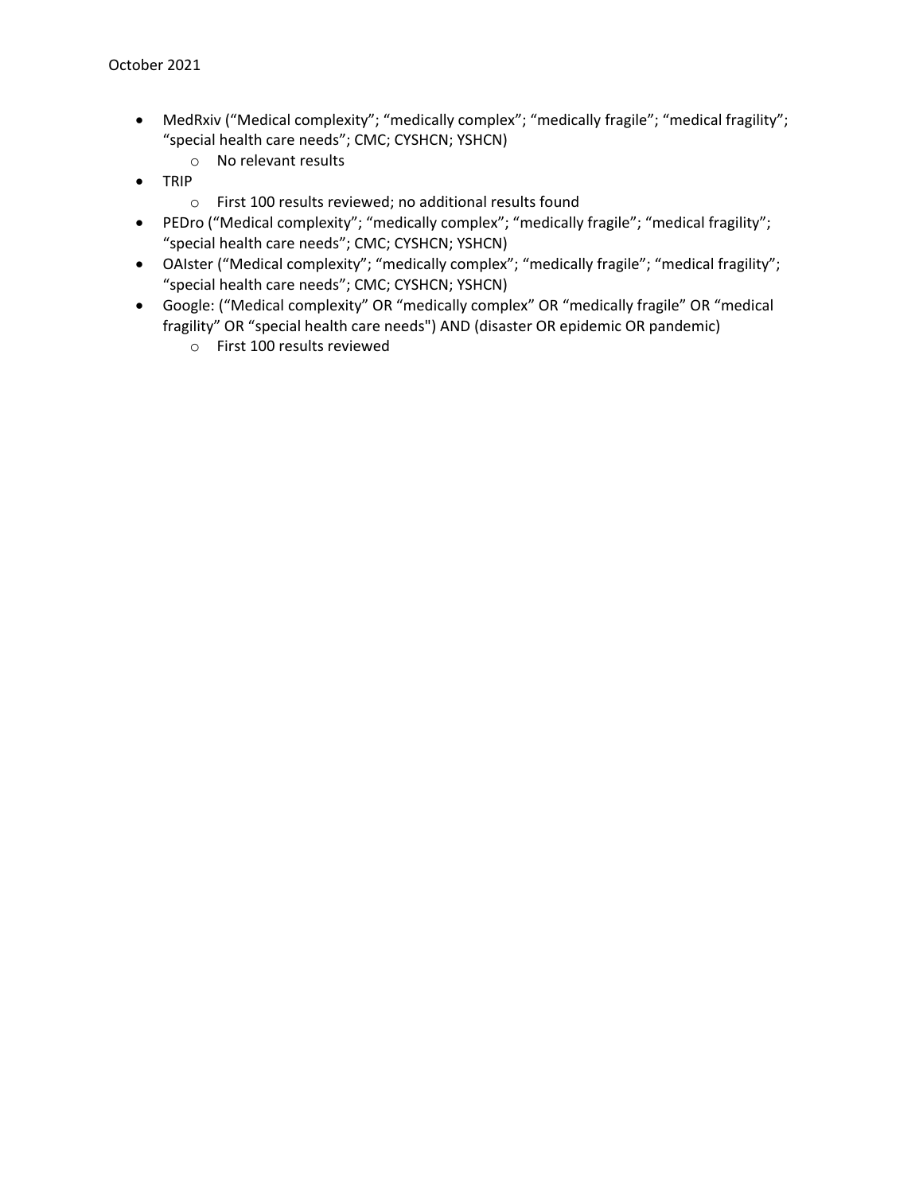- MedRxiv (“Medical complexity”; “medically complex”; “medically fragile”; “medical fragility”; “special health care needs”; CMC; CYSHCN; YSHCN)
  - No relevant results
- TRIP
  - First 100 results reviewed; no additional results found
- PEDro (“Medical complexity”; “medically complex”; “medically fragile”; “medical fragility”; “special health care needs”; CMC; CYSHCN; YSHCN)
- OAIster (“Medical complexity”; “medically complex”; “medically fragile”; “medical fragility”; “special health care needs”; CMC; CYSHCN; YSHCN)
- Google: (“Medical complexity” OR “medically complex” OR “medically fragile” OR “medical fragility” OR “special health care needs") AND (disaster OR epidemic OR pandemic)
  - First 100 results reviewed